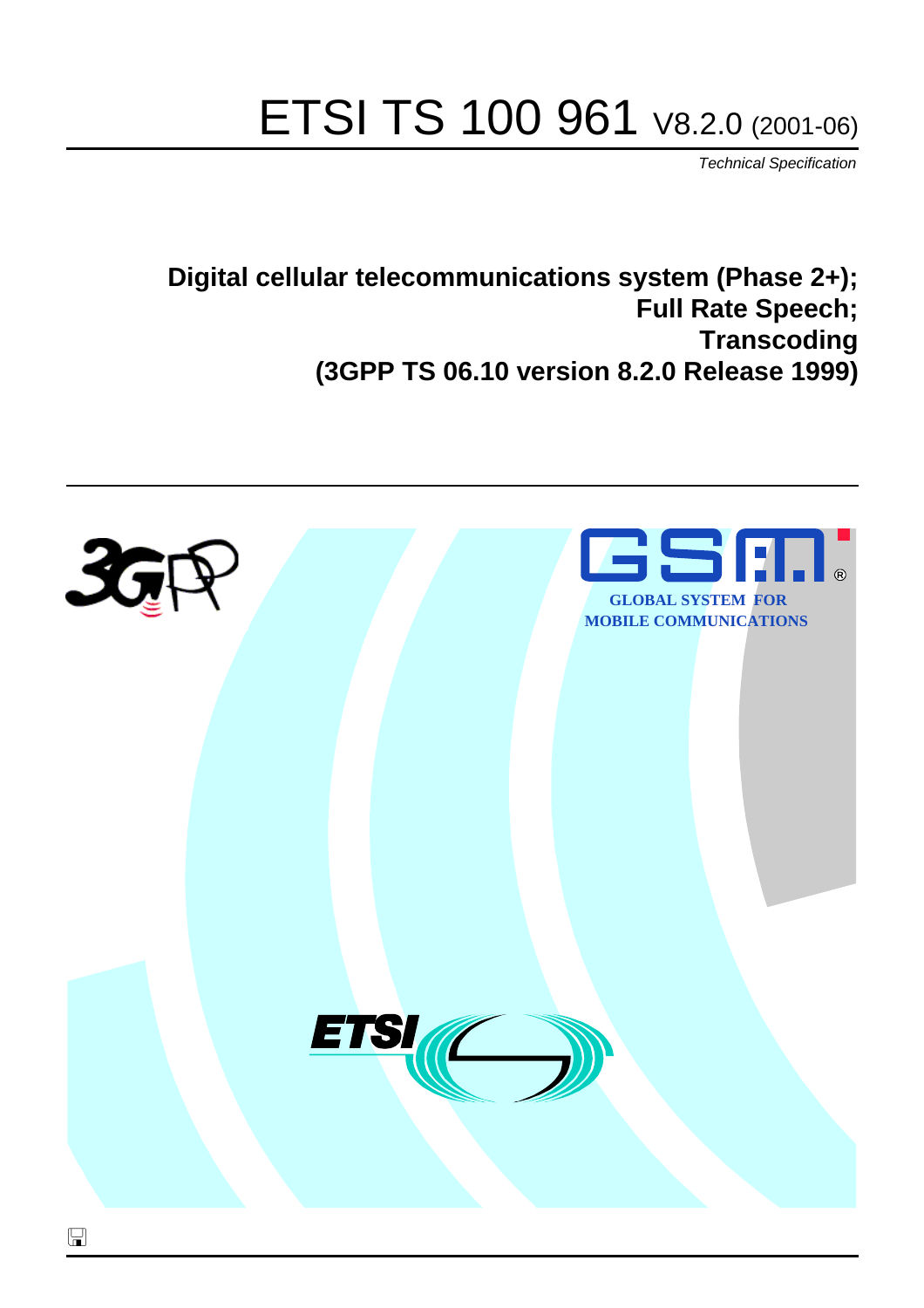# ETSI TS 100 961 V8.2.0 (2001-06)

*Technical Specification*

## Digital cellular telecommunications system (Phase 2+); Full Rate Speech; Transcoding (3GPP TS 06.10 version 8.2.0 Release 1999)

GLOBAL SYSTEM FOR MOBILE COMMUNICATIONS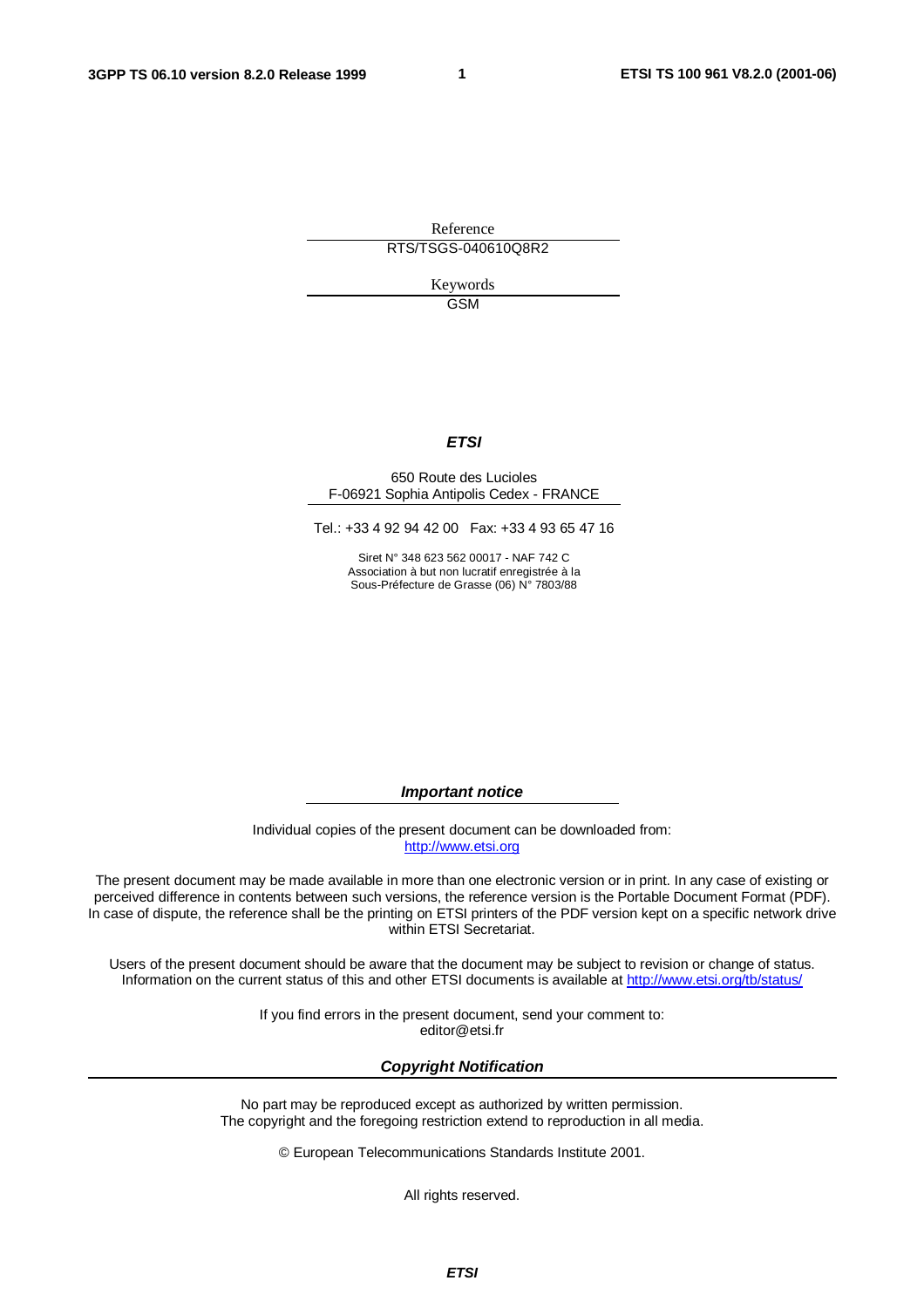Reference

RTS/TSGS-040610Q8R2

Keywords

GSM

***ETSI***

650 Route des Lucioles
F-06921 Sophia Antipolis Cedex - FRANCE

Tel.: +33 4 92 94 42 00 Fax: +33 4 93 65 47 16

Siret N° 348 623 562 00017 - NAF 742 C
Association à but non lucratif enregistrée à la
Sous-Préfecture de Grasse (06) N° 7803/88

***Important notice***

Individual copies of the present document can be downloaded from:
http://www.etsi.org

The present document may be made available in more than one electronic version or in print. In any case of existing or perceived difference in contents between such versions, the reference version is the Portable Document Format (PDF). In case of dispute, the reference shall be the printing on ETSI printers of the PDF version kept on a specific network drive within ETSI Secretariat.

Users of the present document should be aware that the document may be subject to revision or change of status. Information on the current status of this and other ETSI documents is available at http://www.etsi.org/tb/status/

If you find errors in the present document, send your comment to:
editor@etsi.fr

***Copyright Notification***

No part may be reproduced except as authorized by written permission.
The copyright and the foregoing restriction extend to reproduction in all media.

© European Telecommunications Standards Institute 2001.

All rights reserved.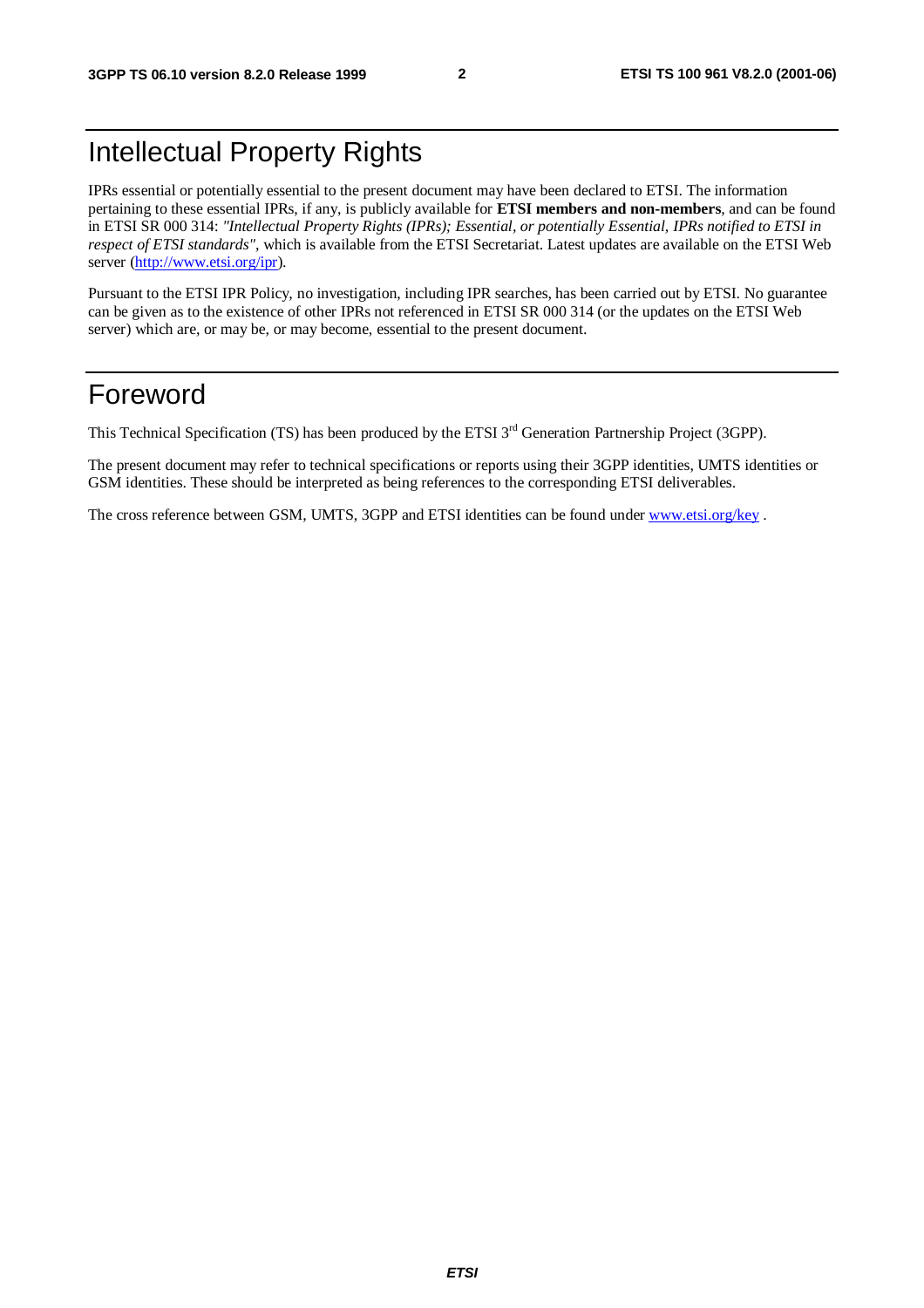# Intellectual Property Rights

IPRs essential or potentially essential to the present document may have been declared to ETSI. The information pertaining to these essential IPRs, if any, is publicly available for **ETSI members and non-members**, and can be found in ETSI SR 000 314: *"Intellectual Property Rights (IPRs); Essential, or potentially Essential, IPRs notified to ETSI in respect of ETSI standards"*, which is available from the ETSI Secretariat. Latest updates are available on the ETSI Web server (http://www.etsi.org/ipr).

Pursuant to the ETSI IPR Policy, no investigation, including IPR searches, has been carried out by ETSI. No guarantee can be given as to the existence of other IPRs not referenced in ETSI SR 000 314 (or the updates on the ETSI Web server) which are, or may be, or may become, essential to the present document.

# Foreword

This Technical Specification (TS) has been produced by the ETSI 3rd Generation Partnership Project (3GPP).

The present document may refer to technical specifications or reports using their 3GPP identities, UMTS identities or GSM identities. These should be interpreted as being references to the corresponding ETSI deliverables.

The cross reference between GSM, UMTS, 3GPP and ETSI identities can be found under www.etsi.org/key .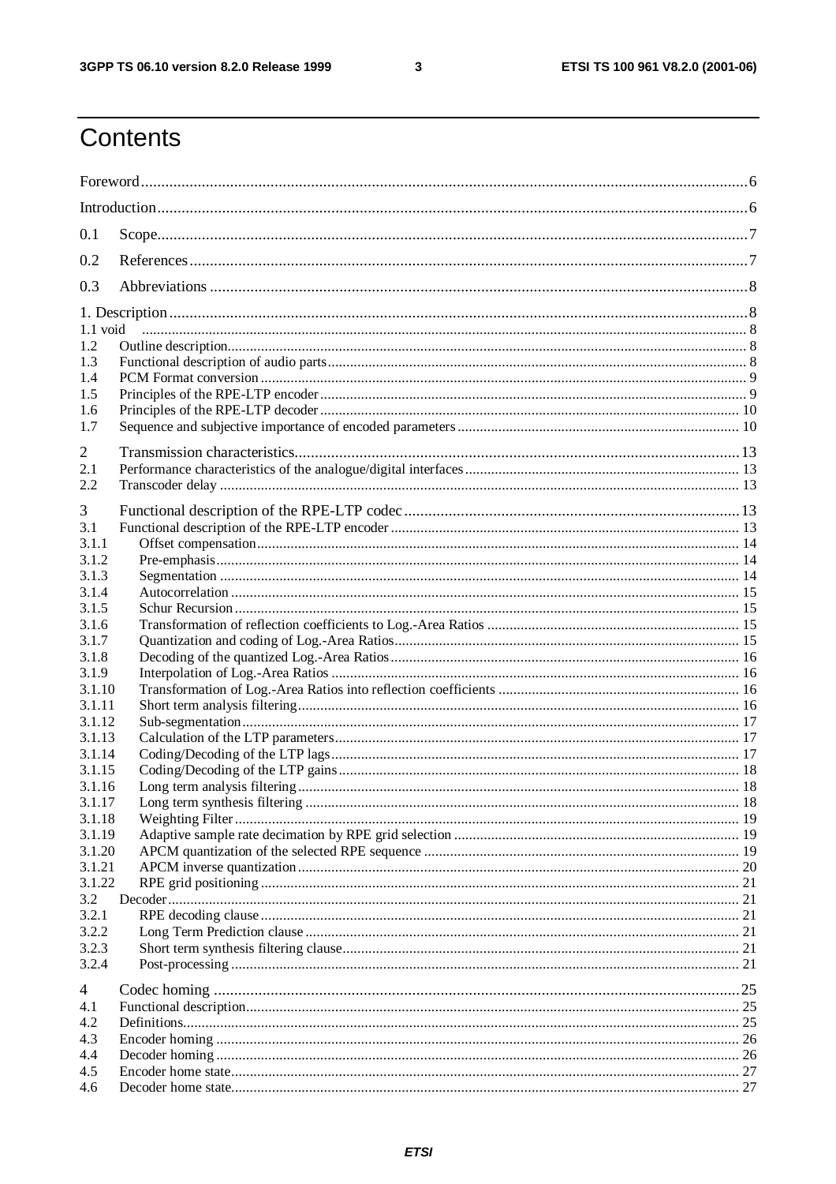# Contents

Foreword ... 6

Introduction ... 6

0.1 Scope ... 7

0.2 References ... 7

0.3 Abbreviations ... 8

1. Description ... 8
- 1.1 void ... 8
- 1.2 Outline description ... 8
- 1.3 Functional description of audio parts ... 8
- 1.4 PCM Format conversion ... 9
- 1.5 Principles of the RPE-LTP encoder ... 9
- 1.6 Principles of the RPE-LTP decoder ... 10
- 1.7 Sequence and subjective importance of encoded parameters ... 10

2 Transmission characteristics ... 13
- 2.1 Performance characteristics of the analogue/digital interfaces ... 13
- 2.2 Transcoder delay ... 13

3 Functional description of the RPE-LTP codec ... 13
- 3.1 Functional description of the RPE-LTP encoder ... 13
- 3.1.1 Offset compensation ... 14
- 3.1.2 Pre-emphasis ... 14
- 3.1.3 Segmentation ... 14
- 3.1.4 Autocorrelation ... 15
- 3.1.5 Schur Recursion ... 15
- 3.1.6 Transformation of reflection coefficients to Log.-Area Ratios ... 15
- 3.1.7 Quantization and coding of Log.-Area Ratios ... 15
- 3.1.8 Decoding of the quantized Log.-Area Ratios ... 16
- 3.1.9 Interpolation of Log.-Area Ratios ... 16
- 3.1.10 Transformation of Log.-Area Ratios into reflection coefficients ... 16
- 3.1.11 Short term analysis filtering ... 16
- 3.1.12 Sub-segmentation ... 17
- 3.1.13 Calculation of the LTP parameters ... 17
- 3.1.14 Coding/Decoding of the LTP lags ... 17
- 3.1.15 Coding/Decoding of the LTP gains ... 18
- 3.1.16 Long term analysis filtering ... 18
- 3.1.17 Long term synthesis filtering ... 18
- 3.1.18 Weighting Filter ... 19
- 3.1.19 Adaptive sample rate decimation by RPE grid selection ... 19
- 3.1.20 APCM quantization of the selected RPE sequence ... 19
- 3.1.21 APCM inverse quantization ... 20
- 3.1.22 RPE grid positioning ... 21
- 3.2 Decoder ... 21
- 3.2.1 RPE decoding clause ... 21
- 3.2.2 Long Term Prediction clause ... 21
- 3.2.3 Short term synthesis filtering clause ... 21
- 3.2.4 Post-processing ... 21

4 Codec homing ... 25
- 4.1 Functional description ... 25
- 4.2 Definitions ... 25
- 4.3 Encoder homing ... 26
- 4.4 Decoder homing ... 26
- 4.5 Encoder home state ... 27
- 4.6 Decoder home state ... 27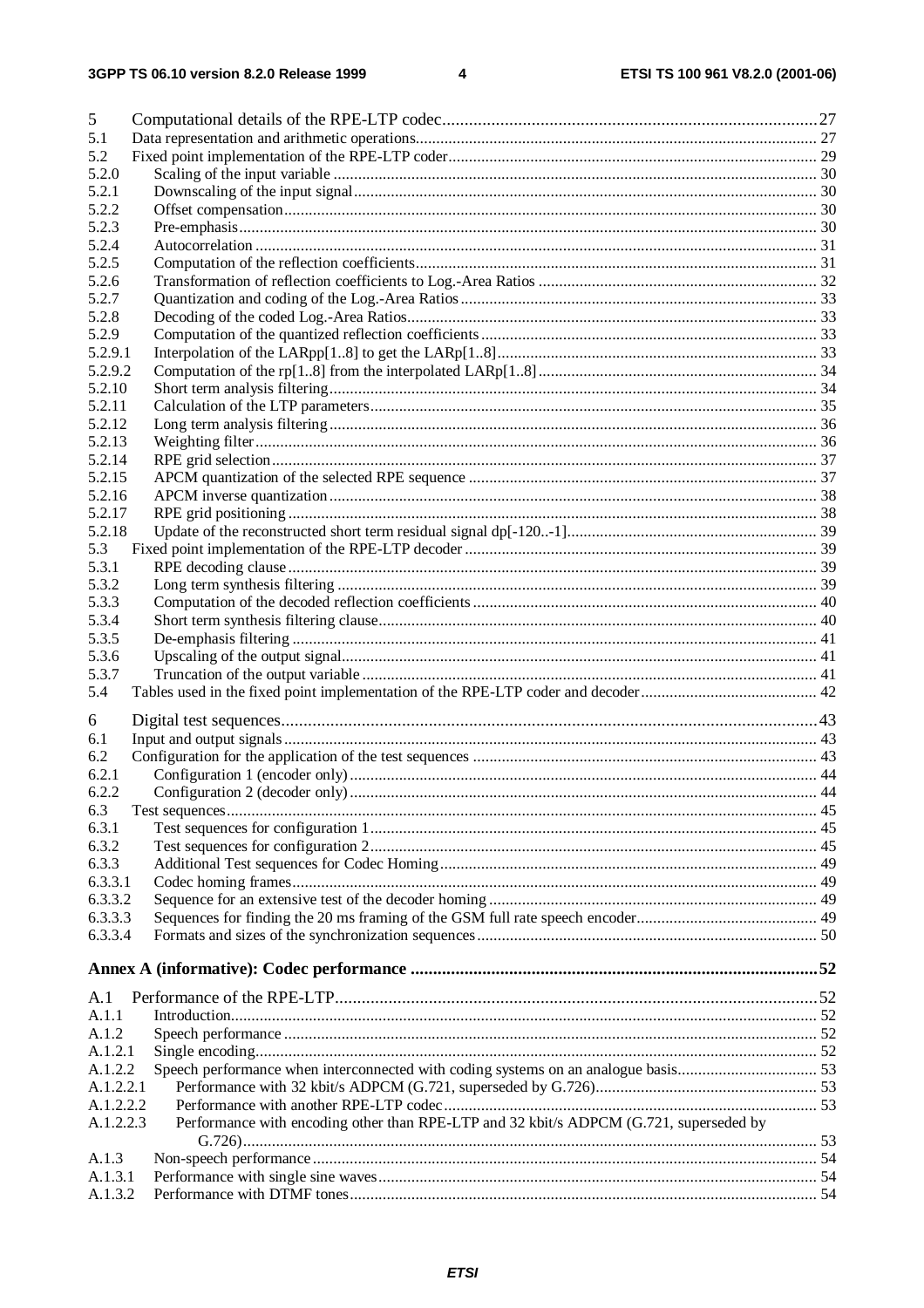5 Computational details of the RPE-LTP codec....................................................................................27
5.1 Data representation and arithmetic operations.................................................................................................. 27
5.2 Fixed point implementation of the RPE-LTP coder........................................................................................... 29
5.2.0 Scaling of the input variable ........................................................................................................................ 30
5.2.1 Downscaling of the input signal................................................................................................................... 30
5.2.2 Offset compensation..................................................................................................................................... 30
5.2.3 Pre-emphasis................................................................................................................................................ 30
5.2.4 Autocorrelation ............................................................................................................................................ 31
5.2.5 Computation of the reflection coefficients................................................................................................... 31
5.2.6 Transformation of reflection coefficients to Log.-Area Ratios .................................................................... 32
5.2.7 Quantization and coding of the Log.-Area Ratios....................................................................................... 33
5.2.8 Decoding of the coded Log.-Area Ratios.................................................................................................... 33
5.2.9 Computation of the quantized reflection coefficients.................................................................................. 33
5.2.9.1 Interpolation of the LARpp[1..8] to get the LARp[1..8]............................................................................. 33
5.2.9.2 Computation of the rp[1..8] from the interpolated LARp[1..8].................................................................... 34
5.2.10 Short term analysis filtering......................................................................................................................... 34
5.2.11 Calculation of the LTP parameters............................................................................................................... 35
5.2.12 Long term analysis filtering.......................................................................................................................... 36
5.2.13 Weighting filter............................................................................................................................................. 36
5.2.14 RPE grid selection........................................................................................................................................ 37
5.2.15 APCM quantization of the selected RPE sequence ..................................................................................... 37
5.2.16 APCM inverse quantization......................................................................................................................... 38
5.2.17 RPE grid positioning .................................................................................................................................... 38
5.2.18 Update of the reconstructed short term residual signal dp[-120..-1]............................................................ 39
5.3 Fixed point implementation of the RPE-LTP decoder...................................................................................... 39
5.3.1 RPE decoding clause.................................................................................................................................... 39
5.3.2 Long term synthesis filtering ....................................................................................................................... 39
5.3.3 Computation of the decoded reflection coefficients .................................................................................... 40
5.3.4 Short term synthesis filtering clause............................................................................................................. 40
5.3.5 De-emphasis filtering ................................................................................................................................... 41
5.3.6 Upscaling of the output signal...................................................................................................................... 41
5.3.7 Truncation of the output variable ................................................................................................................ 41
5.4 Tables used in the fixed point implementation of the RPE-LTP coder and decoder........................................... 42

6 Digital test sequences.........................................................................................................................43
6.1 Input and output signals..................................................................................................................................... 43
6.2 Configuration for the application of the test sequences .................................................................................... 43
6.2.1 Configuration 1 (encoder only)..................................................................................................................... 44
6.2.2 Configuration 2 (decoder only)..................................................................................................................... 44
6.3 Test sequences.................................................................................................................................................... 45
6.3.1 Test sequences for configuration 1............................................................................................................... 45
6.3.2 Test sequences for configuration 2............................................................................................................... 45
6.3.3 Additional Test sequences for Codec Homing.............................................................................................. 49
6.3.3.1 Codec homing frames.................................................................................................................................. 49
6.3.3.2 Sequence for an extensive test of the decoder homing ................................................................................ 49
6.3.3.3 Sequences for finding the 20 ms framing of the GSM full rate speech encoder............................................ 49
6.3.3.4 Formats and sizes of the synchronization sequences.................................................................................... 50

**Annex A (informative): Codec performance ..........................................................................................52**

A.1 Performance of the RPE-LTP...............................................................................................................52
A.1.1 Introduction.................................................................................................................................................. 52
A.1.2 Speech performance ..................................................................................................................................... 52
A.1.2.1 Single encoding............................................................................................................................................ 52
A.1.2.2 Speech performance when interconnected with coding systems on an analogue basis.................................. 53
A.1.2.2.1 Performance with 32 kbit/s ADPCM (G.721, superseded by G.726)....................................................... 53
A.1.2.2.2 Performance with another RPE-LTP codec............................................................................................. 53
A.1.2.2.3 Performance with encoding other than RPE-LTP and 32 kbit/s ADPCM (G.721, superseded by G.726)........................................................................................................................................ 53
A.1.3 Non-speech performance.............................................................................................................................. 54
A.1.3.1 Performance with single sine waves............................................................................................................. 54
A.1.3.2 Performance with DTMF tones.................................................................................................................... 54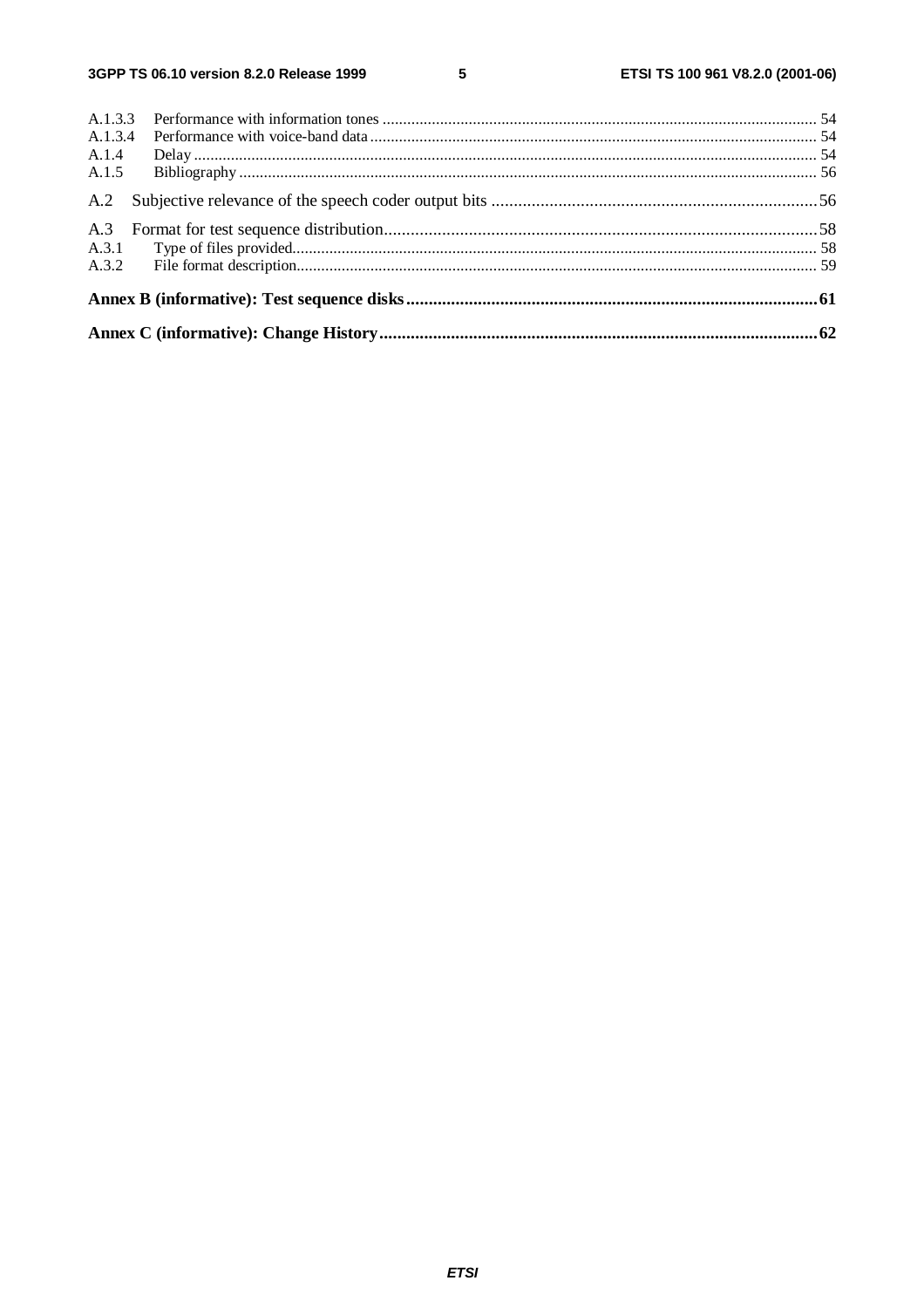A.1.3.3 Performance with information tones ........................................................................................................... 54
A.1.3.4 Performance with voice-band data ............................................................................................................. 54
A.1.4 Delay ........................................................................................................................................................... 54
A.1.5 Bibliography ............................................................................................................................................... 56

A.2 Subjective relevance of the speech coder output bits ..........................................................................56

A.3 Format for test sequence distribution.................................................................................................58
A.3.1 Type of files provided................................................................................................................................. 58
A.3.2 File format description................................................................................................................................ 59

**Annex B (informative): Test sequence disks.............................................................................................61**

**Annex C (informative): Change History...................................................................................................62**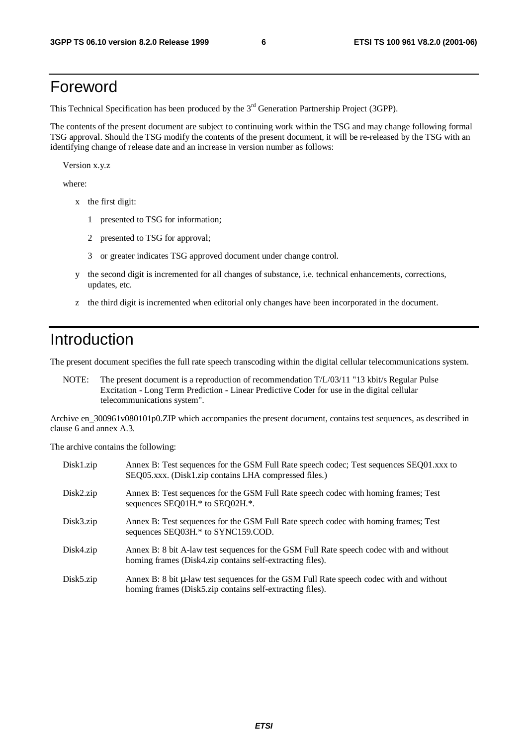# Foreword

This Technical Specification has been produced by the 3rd Generation Partnership Project (3GPP).

The contents of the present document are subject to continuing work within the TSG and may change following formal TSG approval. Should the TSG modify the contents of the present document, it will be re-released by the TSG with an identifying change of release date and an increase in version number as follows:

Version x.y.z

where:

- x the first digit:
  - 1 presented to TSG for information;
  - 2 presented to TSG for approval;
  - 3 or greater indicates TSG approved document under change control.
- y the second digit is incremented for all changes of substance, i.e. technical enhancements, corrections, updates, etc.
- z the third digit is incremented when editorial only changes have been incorporated in the document.

# Introduction

The present document specifies the full rate speech transcoding within the digital cellular telecommunications system.

NOTE: The present document is a reproduction of recommendation T/L/03/11 "13 kbit/s Regular Pulse Excitation - Long Term Prediction - Linear Predictive Coder for use in the digital cellular telecommunications system".

Archive en_300961v080101p0.ZIP which accompanies the present document, contains test sequences, as described in clause 6 and annex A.3.

The archive contains the following:

| | |
|---|---|
| Disk1.zip | Annex B: Test sequences for the GSM Full Rate speech codec; Test sequences SEQ01.xxx to SEQ05.xxx. (Disk1.zip contains LHA compressed files.) |
| Disk2.zip | Annex B: Test sequences for the GSM Full Rate speech codec with homing frames; Test sequences SEQ01H.* to SEQ02H.*. |
| Disk3.zip | Annex B: Test sequences for the GSM Full Rate speech codec with homing frames; Test sequences SEQ03H.* to SYNC159.COD. |
| Disk4.zip | Annex B: 8 bit A-law test sequences for the GSM Full Rate speech codec with and without homing frames (Disk4.zip contains self-extracting files). |
| Disk5.zip | Annex B: 8 bit µ-law test sequences for the GSM Full Rate speech codec with and without homing frames (Disk5.zip contains self-extracting files). |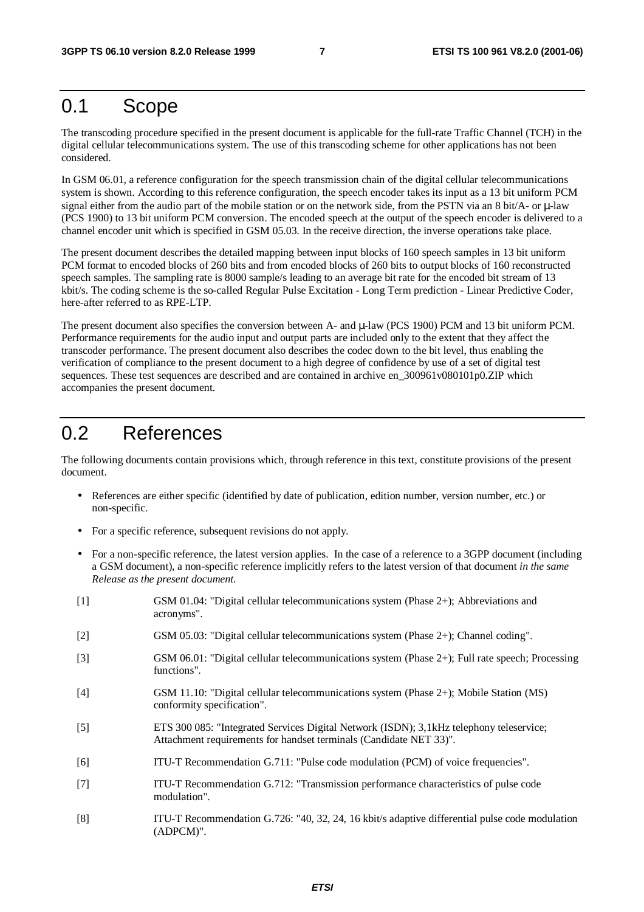# 0.1 Scope

The transcoding procedure specified in the present document is applicable for the full-rate Traffic Channel (TCH) in the digital cellular telecommunications system. The use of this transcoding scheme for other applications has not been considered.

In GSM 06.01, a reference configuration for the speech transmission chain of the digital cellular telecommunications system is shown. According to this reference configuration, the speech encoder takes its input as a 13 bit uniform PCM signal either from the audio part of the mobile station or on the network side, from the PSTN via an 8 bit/A- or µ-law (PCS 1900) to 13 bit uniform PCM conversion. The encoded speech at the output of the speech encoder is delivered to a channel encoder unit which is specified in GSM 05.03. In the receive direction, the inverse operations take place.

The present document describes the detailed mapping between input blocks of 160 speech samples in 13 bit uniform PCM format to encoded blocks of 260 bits and from encoded blocks of 260 bits to output blocks of 160 reconstructed speech samples. The sampling rate is 8000 sample/s leading to an average bit rate for the encoded bit stream of 13 kbit/s. The coding scheme is the so-called Regular Pulse Excitation - Long Term prediction - Linear Predictive Coder, here-after referred to as RPE-LTP.

The present document also specifies the conversion between A- and µ-law (PCS 1900) PCM and 13 bit uniform PCM. Performance requirements for the audio input and output parts are included only to the extent that they affect the transcoder performance. The present document also describes the codec down to the bit level, thus enabling the verification of compliance to the present document to a high degree of confidence by use of a set of digital test sequences. These test sequences are described and are contained in archive en_300961v080101p0.ZIP which accompanies the present document.

# 0.2 References

The following documents contain provisions which, through reference in this text, constitute provisions of the present document.

- References are either specific (identified by date of publication, edition number, version number, etc.) or non-specific.
- For a specific reference, subsequent revisions do not apply.
- For a non-specific reference, the latest version applies. In the case of a reference to a 3GPP document (including a GSM document), a non-specific reference implicitly refers to the latest version of that document *in the same Release as the present document*.

[1] GSM 01.04: "Digital cellular telecommunications system (Phase 2+); Abbreviations and acronyms".

[2] GSM 05.03: "Digital cellular telecommunications system (Phase 2+); Channel coding".

[3] GSM 06.01: "Digital cellular telecommunications system (Phase 2+); Full rate speech; Processing functions".

[4] GSM 11.10: "Digital cellular telecommunications system (Phase 2+); Mobile Station (MS) conformity specification".

[5] ETS 300 085: "Integrated Services Digital Network (ISDN); 3,1kHz telephony teleservice; Attachment requirements for handset terminals (Candidate NET 33)".

[6] ITU-T Recommendation G.711: "Pulse code modulation (PCM) of voice frequencies".

[7] ITU-T Recommendation G.712: "Transmission performance characteristics of pulse code modulation".

[8] ITU-T Recommendation G.726: "40, 32, 24, 16 kbit/s adaptive differential pulse code modulation (ADPCM)".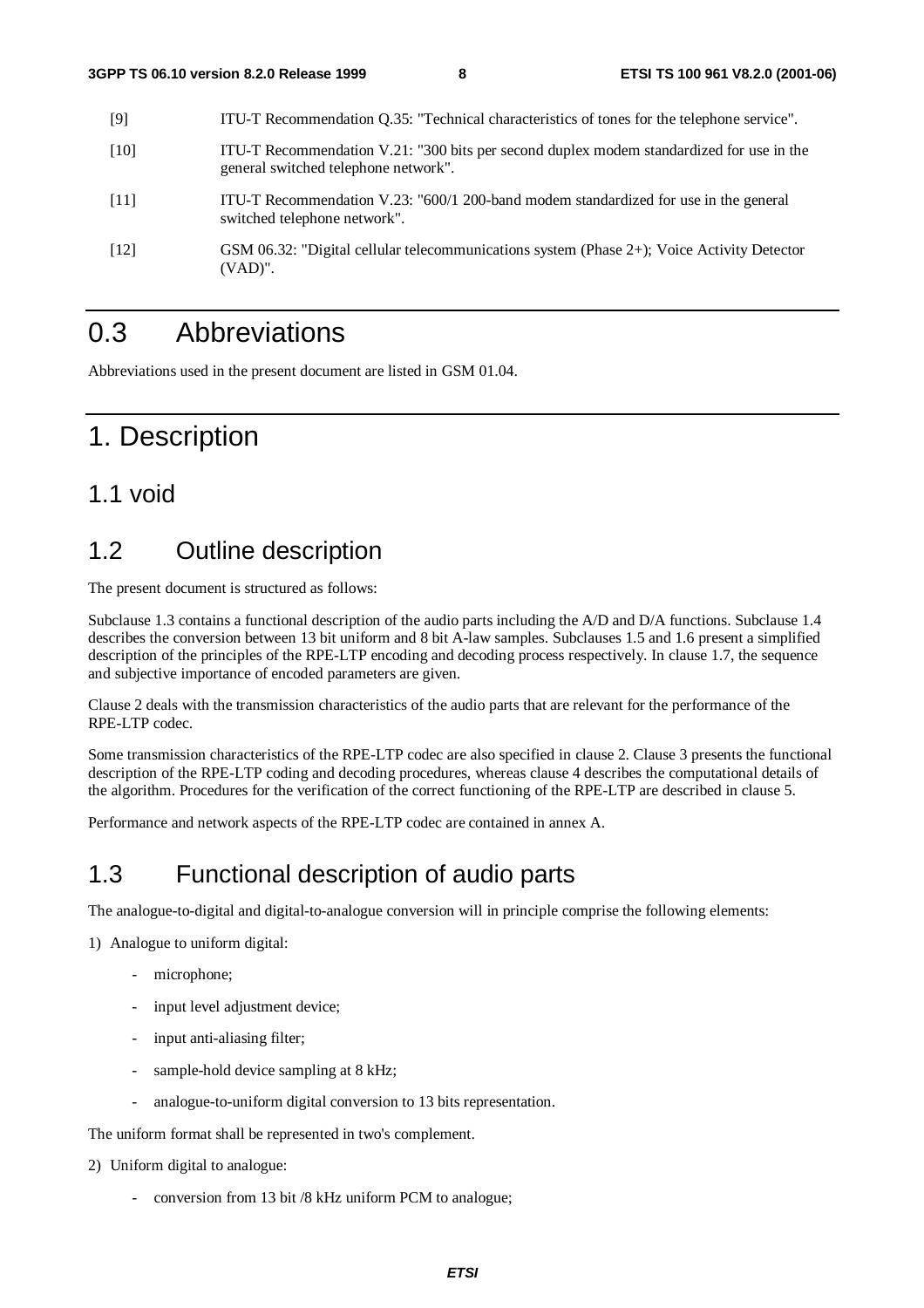[9] ITU-T Recommendation Q.35: "Technical characteristics of tones for the telephone service".

[10] ITU-T Recommendation V.21: "300 bits per second duplex modem standardized for use in the general switched telephone network".

[11] ITU-T Recommendation V.23: "600/1 200-band modem standardized for use in the general switched telephone network".

[12] GSM 06.32: "Digital cellular telecommunications system (Phase 2+); Voice Activity Detector (VAD)".

# 0.3 Abbreviations

Abbreviations used in the present document are listed in GSM 01.04.

# 1. Description

## 1.1 void

## 1.2 Outline description

The present document is structured as follows:

Subclause 1.3 contains a functional description of the audio parts including the A/D and D/A functions. Subclause 1.4 describes the conversion between 13 bit uniform and 8 bit A-law samples. Subclauses 1.5 and 1.6 present a simplified description of the principles of the RPE-LTP encoding and decoding process respectively. In clause 1.7, the sequence and subjective importance of encoded parameters are given.

Clause 2 deals with the transmission characteristics of the audio parts that are relevant for the performance of the RPE-LTP codec.

Some transmission characteristics of the RPE-LTP codec are also specified in clause 2. Clause 3 presents the functional description of the RPE-LTP coding and decoding procedures, whereas clause 4 describes the computational details of the algorithm. Procedures for the verification of the correct functioning of the RPE-LTP are described in clause 5.

Performance and network aspects of the RPE-LTP codec are contained in annex A.

## 1.3 Functional description of audio parts

The analogue-to-digital and digital-to-analogue conversion will in principle comprise the following elements:

1) Analogue to uniform digital:

   - microphone;
   - input level adjustment device;
   - input anti-aliasing filter;
   - sample-hold device sampling at 8 kHz;
   - analogue-to-uniform digital conversion to 13 bits representation.

The uniform format shall be represented in two's complement.

2) Uniform digital to analogue:

   - conversion from 13 bit /8 kHz uniform PCM to analogue;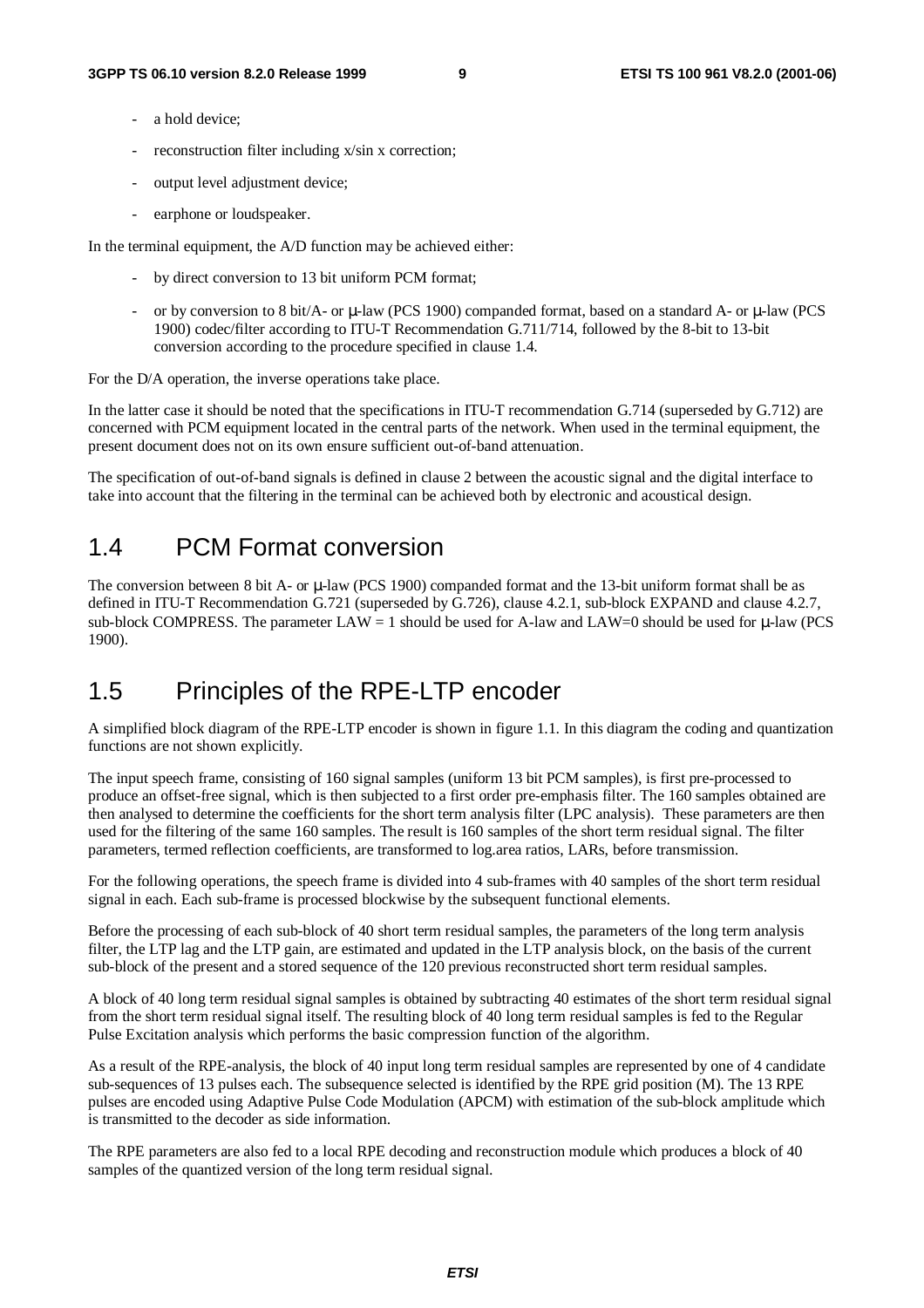- a hold device;
- reconstruction filter including x/sin x correction;
- output level adjustment device;
- earphone or loudspeaker.

In the terminal equipment, the A/D function may be achieved either:

- by direct conversion to 13 bit uniform PCM format;
- or by conversion to 8 bit/A- or μ-law (PCS 1900) companded format, based on a standard A- or μ-law (PCS 1900) codec/filter according to ITU-T Recommendation G.711/714, followed by the 8-bit to 13-bit conversion according to the procedure specified in clause 1.4.

For the D/A operation, the inverse operations take place.

In the latter case it should be noted that the specifications in ITU-T recommendation G.714 (superseded by G.712) are concerned with PCM equipment located in the central parts of the network. When used in the terminal equipment, the present document does not on its own ensure sufficient out-of-band attenuation.

The specification of out-of-band signals is defined in clause 2 between the acoustic signal and the digital interface to take into account that the filtering in the terminal can be achieved both by electronic and acoustical design.

## 1.4 PCM Format conversion

The conversion between 8 bit A- or μ-law (PCS 1900) companded format and the 13-bit uniform format shall be as defined in ITU-T Recommendation G.721 (superseded by G.726), clause 4.2.1, sub-block EXPAND and clause 4.2.7, sub-block COMPRESS. The parameter LAW = 1 should be used for A-law and LAW=0 should be used for μ-law (PCS 1900).

## 1.5 Principles of the RPE-LTP encoder

A simplified block diagram of the RPE-LTP encoder is shown in figure 1.1. In this diagram the coding and quantization functions are not shown explicitly.

The input speech frame, consisting of 160 signal samples (uniform 13 bit PCM samples), is first pre-processed to produce an offset-free signal, which is then subjected to a first order pre-emphasis filter. The 160 samples obtained are then analysed to determine the coefficients for the short term analysis filter (LPC analysis). These parameters are then used for the filtering of the same 160 samples. The result is 160 samples of the short term residual signal. The filter parameters, termed reflection coefficients, are transformed to log.area ratios, LARs, before transmission.

For the following operations, the speech frame is divided into 4 sub-frames with 40 samples of the short term residual signal in each. Each sub-frame is processed blockwise by the subsequent functional elements.

Before the processing of each sub-block of 40 short term residual samples, the parameters of the long term analysis filter, the LTP lag and the LTP gain, are estimated and updated in the LTP analysis block, on the basis of the current sub-block of the present and a stored sequence of the 120 previous reconstructed short term residual samples.

A block of 40 long term residual signal samples is obtained by subtracting 40 estimates of the short term residual signal from the short term residual signal itself. The resulting block of 40 long term residual samples is fed to the Regular Pulse Excitation analysis which performs the basic compression function of the algorithm.

As a result of the RPE-analysis, the block of 40 input long term residual samples are represented by one of 4 candidate sub-sequences of 13 pulses each. The subsequence selected is identified by the RPE grid position (M). The 13 RPE pulses are encoded using Adaptive Pulse Code Modulation (APCM) with estimation of the sub-block amplitude which is transmitted to the decoder as side information.

The RPE parameters are also fed to a local RPE decoding and reconstruction module which produces a block of 40 samples of the quantized version of the long term residual signal.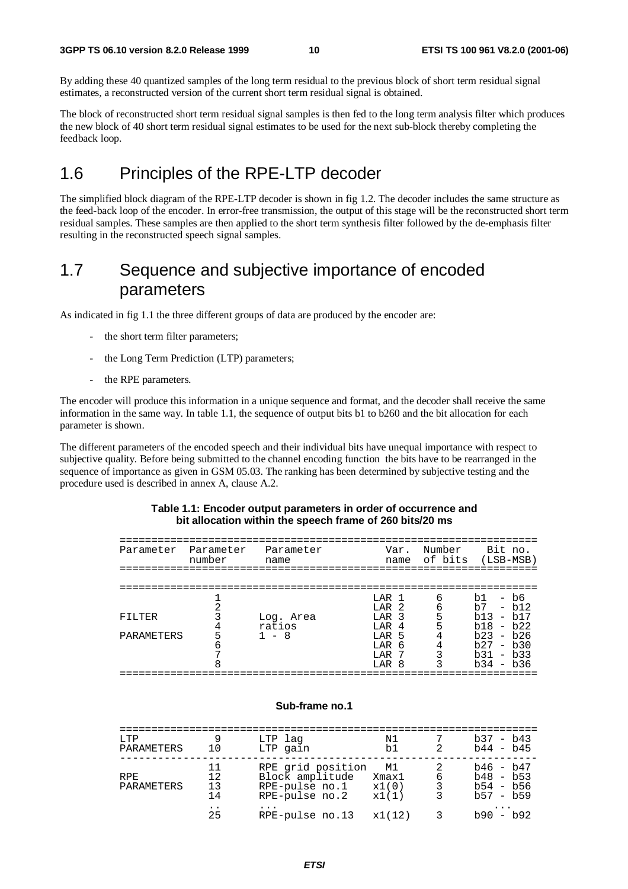By adding these 40 quantized samples of the long term residual to the previous block of short term residual signal estimates, a reconstructed version of the current short term residual signal is obtained.

The block of reconstructed short term residual signal samples is then fed to the long term analysis filter which produces the new block of 40 short term residual signal estimates to be used for the next sub-block thereby completing the feedback loop.

## 1.6 Principles of the RPE-LTP decoder

The simplified block diagram of the RPE-LTP decoder is shown in fig 1.2. The decoder includes the same structure as the feed-back loop of the encoder. In error-free transmission, the output of this stage will be the reconstructed short term residual samples. These samples are then applied to the short term synthesis filter followed by the de-emphasis filter resulting in the reconstructed speech signal samples.

## 1.7 Sequence and subjective importance of encoded parameters

As indicated in fig 1.1 the three different groups of data are produced by the encoder are:

- the short term filter parameters;
- the Long Term Prediction (LTP) parameters;
- the RPE parameters.

The encoder will produce this information in a unique sequence and format, and the decoder shall receive the same information in the same way. In table 1.1, the sequence of output bits b1 to b260 and the bit allocation for each parameter is shown.

The different parameters of the encoded speech and their individual bits have unequal importance with respect to subjective quality. Before being submitted to the channel encoding function the bits have to be rearranged in the sequence of importance as given in GSM 05.03. The ranking has been determined by subjective testing and the procedure used is described in annex A, clause A.2.

**Table 1.1: Encoder output parameters in order of occurrence and bit allocation within the speech frame of 260 bits/20 ms**

| Parameter | Parameter number | Parameter name | Var. name | Number of bits | Bit no. (LSB-MSB) |
|---|---|---|---|---|---|
| | 1 | | LAR 1 | 6 | b1 - b6 |
| | 2 | | LAR 2 | 6 | b7 - b12 |
| FILTER | 3 | Log. Area | LAR 3 | 5 | b13 - b17 |
| | 4 | ratios | LAR 4 | 5 | b18 - b22 |
| PARAMETERS | 5 | 1 - 8 | LAR 5 | 4 | b23 - b26 |
| | 6 | | LAR 6 | 4 | b27 - b30 |
| | 7 | | LAR 7 | 3 | b31 - b33 |
| | 8 | | LAR 8 | 3 | b34 - b36 |

**Sub-frame no.1**

| | | | | | |
|---|---|---|---|---|---|
| LTP | 9 | LTP lag | N1 | 7 | b37 - b43 |
| PARAMETERS | 10 | LTP gain | b1 | 2 | b44 - b45 |
| | 11 | RPE grid position | M1 | 2 | b46 - b47 |
| RPE | 12 | Block amplitude | Xmax1 | 6 | b48 - b53 |
| PARAMETERS | 13 | RPE-pulse no.1 | x1(0) | 3 | b54 - b56 |
| | 14 | RPE-pulse no.2 | x1(1) | 3 | b57 - b59 |
| | .. | ... | | | ... |
| | 25 | RPE-pulse no.13 | x1(12) | 3 | b90 - b92 |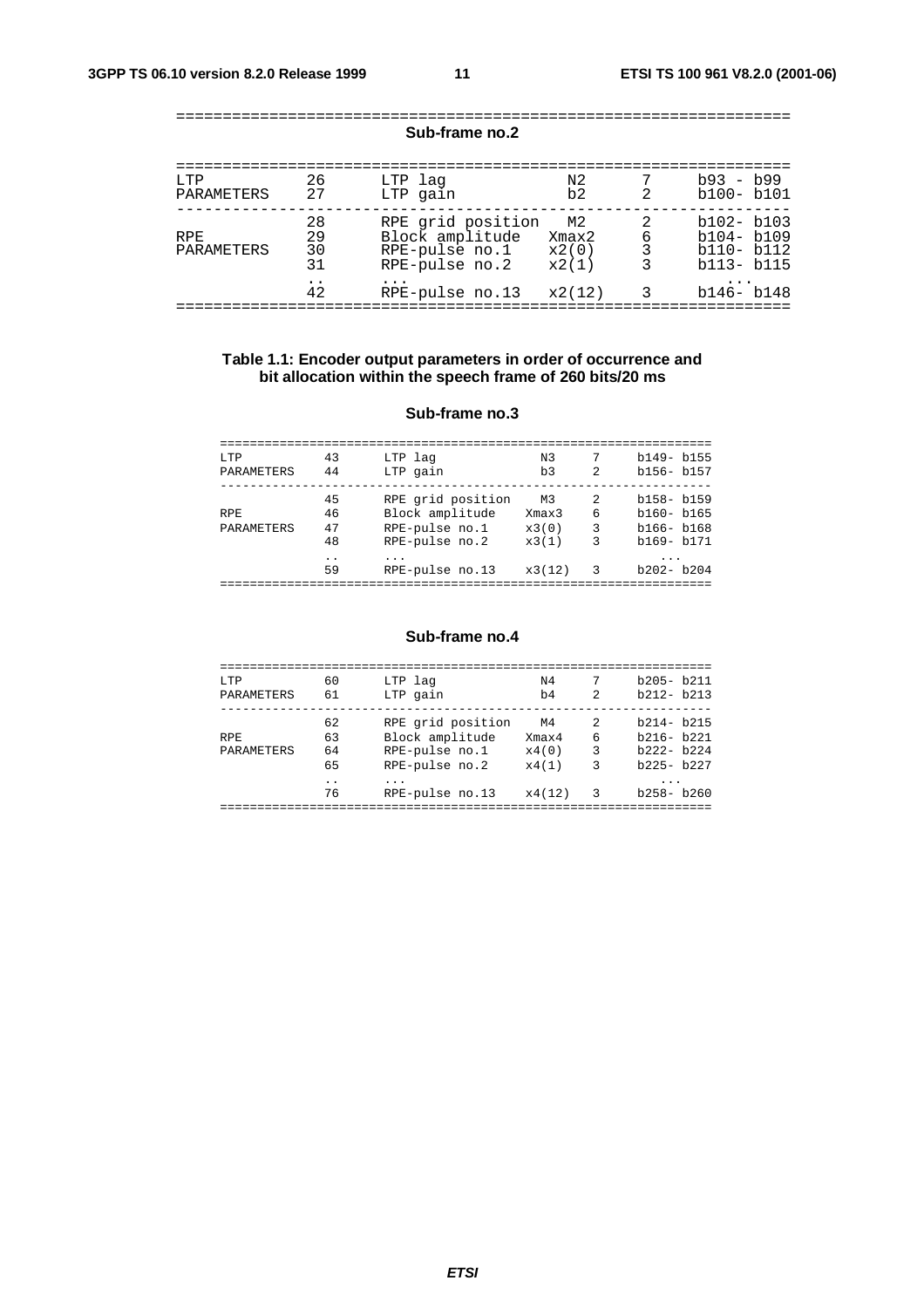**Sub-frame no.2**

| | | | | | |
|---|---|---|---|---|---|
| LTP | 26 | LTP lag | N2 | 7 | b93 - b99 |
| PARAMETERS | 27 | LTP gain | b2 | 2 | b100- b101 |
| | 28 | RPE grid position | M2 | 2 | b102- b103 |
| RPE | 29 | Block amplitude | Xmax2 | 6 | b104- b109 |
| PARAMETERS | 30 | RPE-pulse no.1 | x2(0) | 3 | b110- b112 |
| | 31 | RPE-pulse no.2 | x2(1) | 3 | b113- b115 |
| | .. | ... | | | ... |
| | 42 | RPE-pulse no.13 | x2(12) | 3 | b146- b148 |

**Table 1.1: Encoder output parameters in order of occurrence and bit allocation within the speech frame of 260 bits/20 ms**

**Sub-frame no.3**

| | | | | | |
|---|---|---|---|---|---|
| LTP | 43 | LTP lag | N3 | 7 | b149- b155 |
| PARAMETERS | 44 | LTP gain | b3 | 2 | b156- b157 |
| | 45 | RPE grid position | M3 | 2 | b158- b159 |
| RPE | 46 | Block amplitude | Xmax3 | 6 | b160- b165 |
| PARAMETERS | 47 | RPE-pulse no.1 | x3(0) | 3 | b166- b168 |
| | 48 | RPE-pulse no.2 | x3(1) | 3 | b169- b171 |
| | .. | ... | | | ... |
| | 59 | RPE-pulse no.13 | x3(12) | 3 | b202- b204 |

**Sub-frame no.4**

| | | | | | |
|---|---|---|---|---|---|
| LTP | 60 | LTP lag | N4 | 7 | b205- b211 |
| PARAMETERS | 61 | LTP gain | b4 | 2 | b212- b213 |
| | 62 | RPE grid position | M4 | 2 | b214- b215 |
| RPE | 63 | Block amplitude | Xmax4 | 6 | b216- b221 |
| PARAMETERS | 64 | RPE-pulse no.1 | x4(0) | 3 | b222- b224 |
| | 65 | RPE-pulse no.2 | x4(1) | 3 | b225- b227 |
| | .. | ... | | | ... |
| | 76 | RPE-pulse no.13 | x4(12) | 3 | b258- b260 |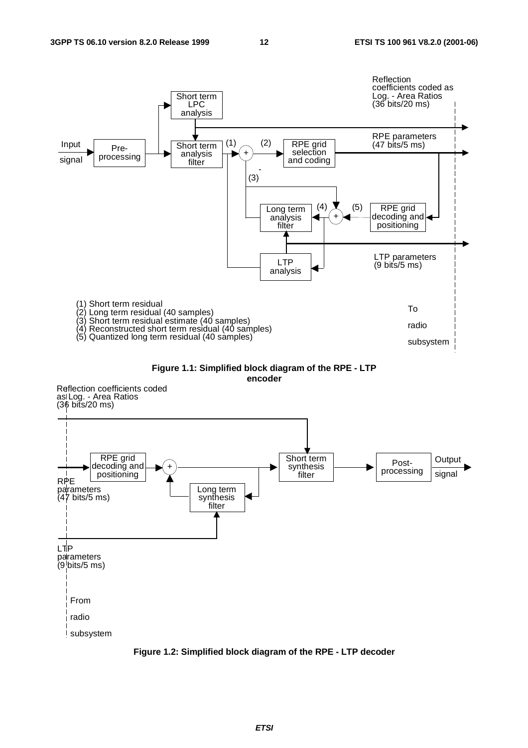Reflection coefficients coded as Log. - Area Ratios (36 bits/20 ms)

RPE parameters (47 bits/5 ms)

LTP parameters (9 bits/5 ms)

(1) Short term residual
(2) Long term residual (40 samples)
(3) Short term residual estimate (40 samples)
(4) Reconstructed short term residual (40 samples)
(5) Quantized long term residual (40 samples)

To radio subsystem

**Figure 1.1: Simplified block diagram of the RPE - LTP encoder**

Reflection coefficients coded as Log. - Area Ratios (36 bits/20 ms)

RPE parameters (47 bits/5 ms)

LTP parameters (9 bits/5 ms)

From radio subsystem

**Figure 1.2: Simplified block diagram of the RPE - LTP decoder**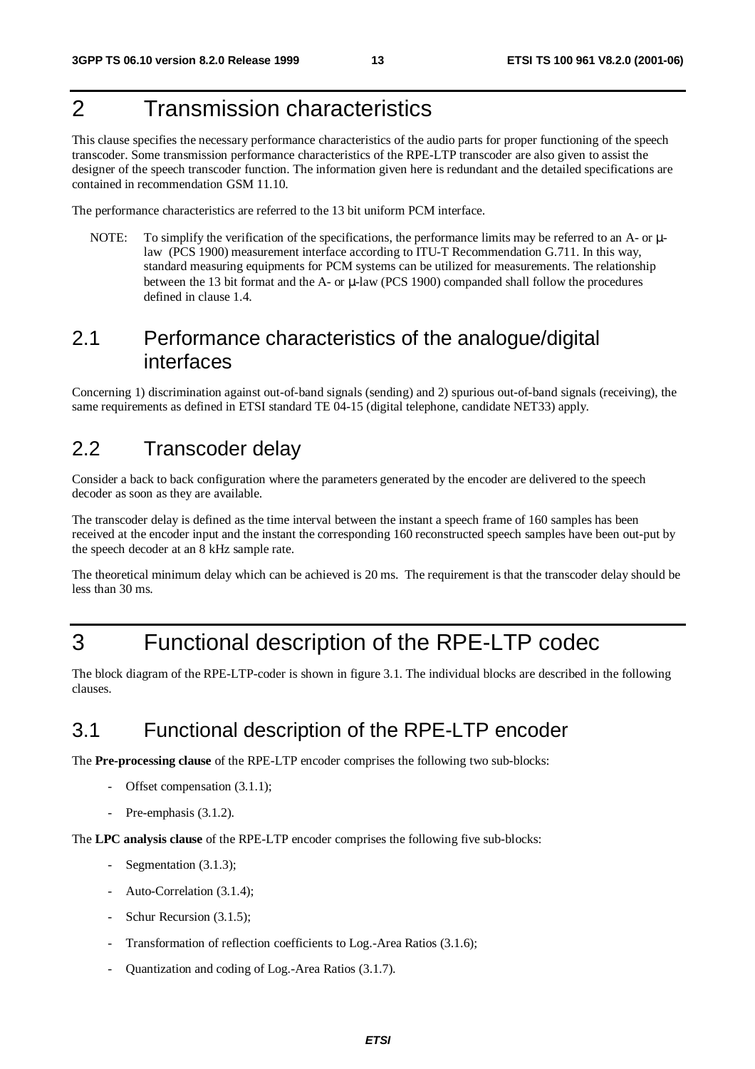# 2 Transmission characteristics

This clause specifies the necessary performance characteristics of the audio parts for proper functioning of the speech transcoder. Some transmission performance characteristics of the RPE-LTP transcoder are also given to assist the designer of the speech transcoder function. The information given here is redundant and the detailed specifications are contained in recommendation GSM 11.10.

The performance characteristics are referred to the 13 bit uniform PCM interface.

NOTE: To simplify the verification of the specifications, the performance limits may be referred to an A- or μ-law (PCS 1900) measurement interface according to ITU-T Recommendation G.711. In this way, standard measuring equipments for PCM systems can be utilized for measurements. The relationship between the 13 bit format and the A- or μ-law (PCS 1900) companded shall follow the procedures defined in clause 1.4.

## 2.1 Performance characteristics of the analogue/digital interfaces

Concerning 1) discrimination against out-of-band signals (sending) and 2) spurious out-of-band signals (receiving), the same requirements as defined in ETSI standard TE 04-15 (digital telephone, candidate NET33) apply.

## 2.2 Transcoder delay

Consider a back to back configuration where the parameters generated by the encoder are delivered to the speech decoder as soon as they are available.

The transcoder delay is defined as the time interval between the instant a speech frame of 160 samples has been received at the encoder input and the instant the corresponding 160 reconstructed speech samples have been out-put by the speech decoder at an 8 kHz sample rate.

The theoretical minimum delay which can be achieved is 20 ms. The requirement is that the transcoder delay should be less than 30 ms.

# 3 Functional description of the RPE-LTP codec

The block diagram of the RPE-LTP-coder is shown in figure 3.1. The individual blocks are described in the following clauses.

## 3.1 Functional description of the RPE-LTP encoder

The **Pre-processing clause** of the RPE-LTP encoder comprises the following two sub-blocks:

- Offset compensation (3.1.1);
- Pre-emphasis (3.1.2).

The **LPC analysis clause** of the RPE-LTP encoder comprises the following five sub-blocks:

- Segmentation (3.1.3);
- Auto-Correlation (3.1.4);
- Schur Recursion (3.1.5);
- Transformation of reflection coefficients to Log.-Area Ratios (3.1.6);
- Quantization and coding of Log.-Area Ratios (3.1.7).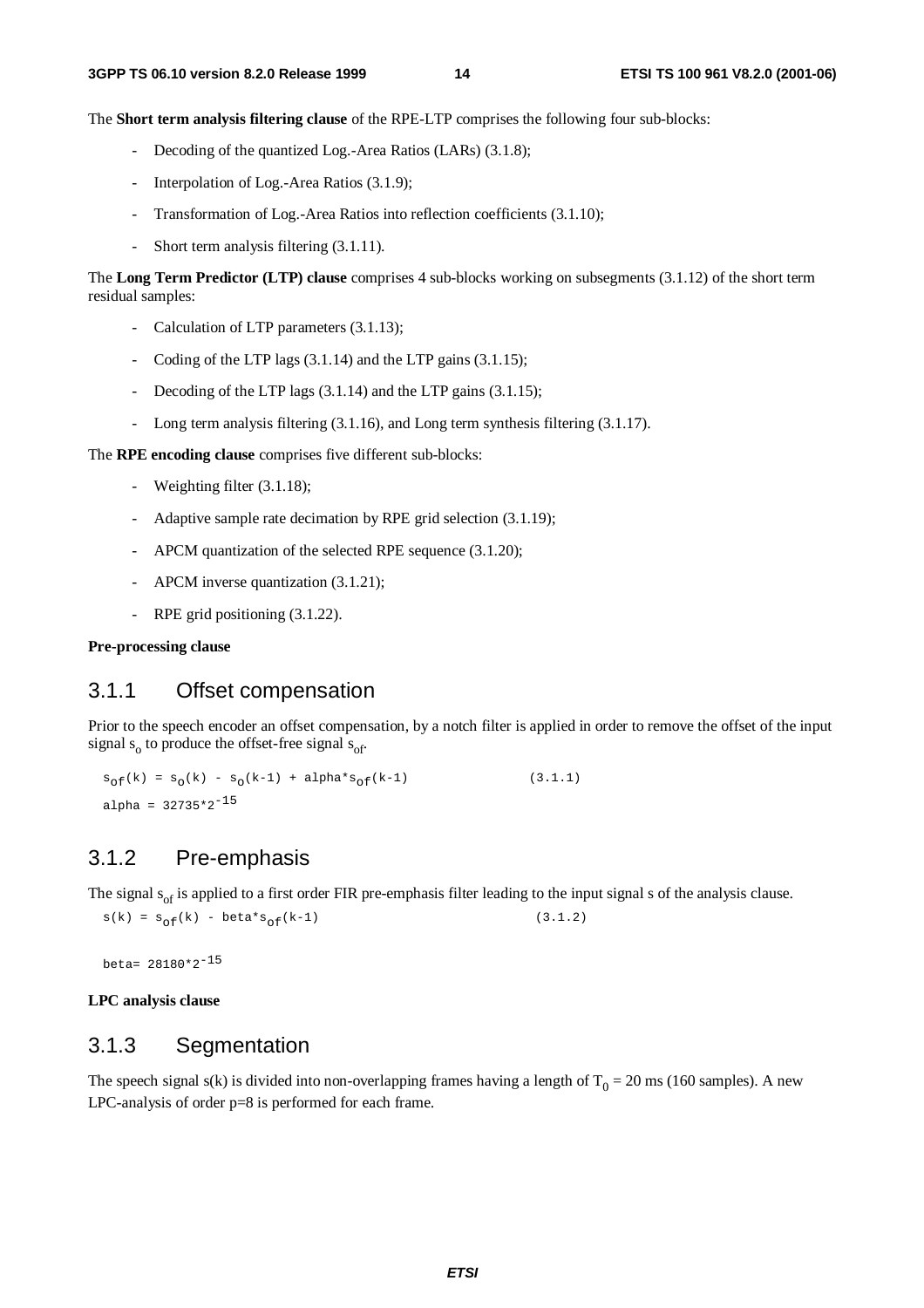The **Short term analysis filtering clause** of the RPE-LTP comprises the following four sub-blocks:

- Decoding of the quantized Log.-Area Ratios (LARs) (3.1.8);
- Interpolation of Log.-Area Ratios (3.1.9);
- Transformation of Log.-Area Ratios into reflection coefficients (3.1.10);
- Short term analysis filtering (3.1.11).

The **Long Term Predictor (LTP) clause** comprises 4 sub-blocks working on subsegments (3.1.12) of the short term residual samples:

- Calculation of LTP parameters (3.1.13);
- Coding of the LTP lags (3.1.14) and the LTP gains (3.1.15);
- Decoding of the LTP lags (3.1.14) and the LTP gains (3.1.15);
- Long term analysis filtering (3.1.16), and Long term synthesis filtering (3.1.17).

The **RPE encoding clause** comprises five different sub-blocks:

- Weighting filter (3.1.18);
- Adaptive sample rate decimation by RPE grid selection (3.1.19);
- APCM quantization of the selected RPE sequence (3.1.20);
- APCM inverse quantization (3.1.21);
- RPE grid positioning (3.1.22).

**Pre-processing clause**

## 3.1.1 Offset compensation

Prior to the speech encoder an offset compensation, by a notch filter is applied in order to remove the offset of the input signal $s_o$ to produce the offset-free signal $s_{of}$.

$$s_{of}(k) = s_o(k) - s_o(k-1) + alpha*s_{of}(k-1) \qquad (3.1.1)$$

$$alpha = 32735*2^{-15}$$

## 3.1.2 Pre-emphasis

The signal $s_{of}$ is applied to a first order FIR pre-emphasis filter leading to the input signal s of the analysis clause.

$$s(k) = s_{of}(k) - beta*s_{of}(k-1) \qquad (3.1.2)$$

$$beta= 28180*2^{-15}$$

**LPC analysis clause**

## 3.1.3 Segmentation

The speech signal s(k) is divided into non-overlapping frames having a length of $T_0$ = 20 ms (160 samples). A new LPC-analysis of order p=8 is performed for each frame.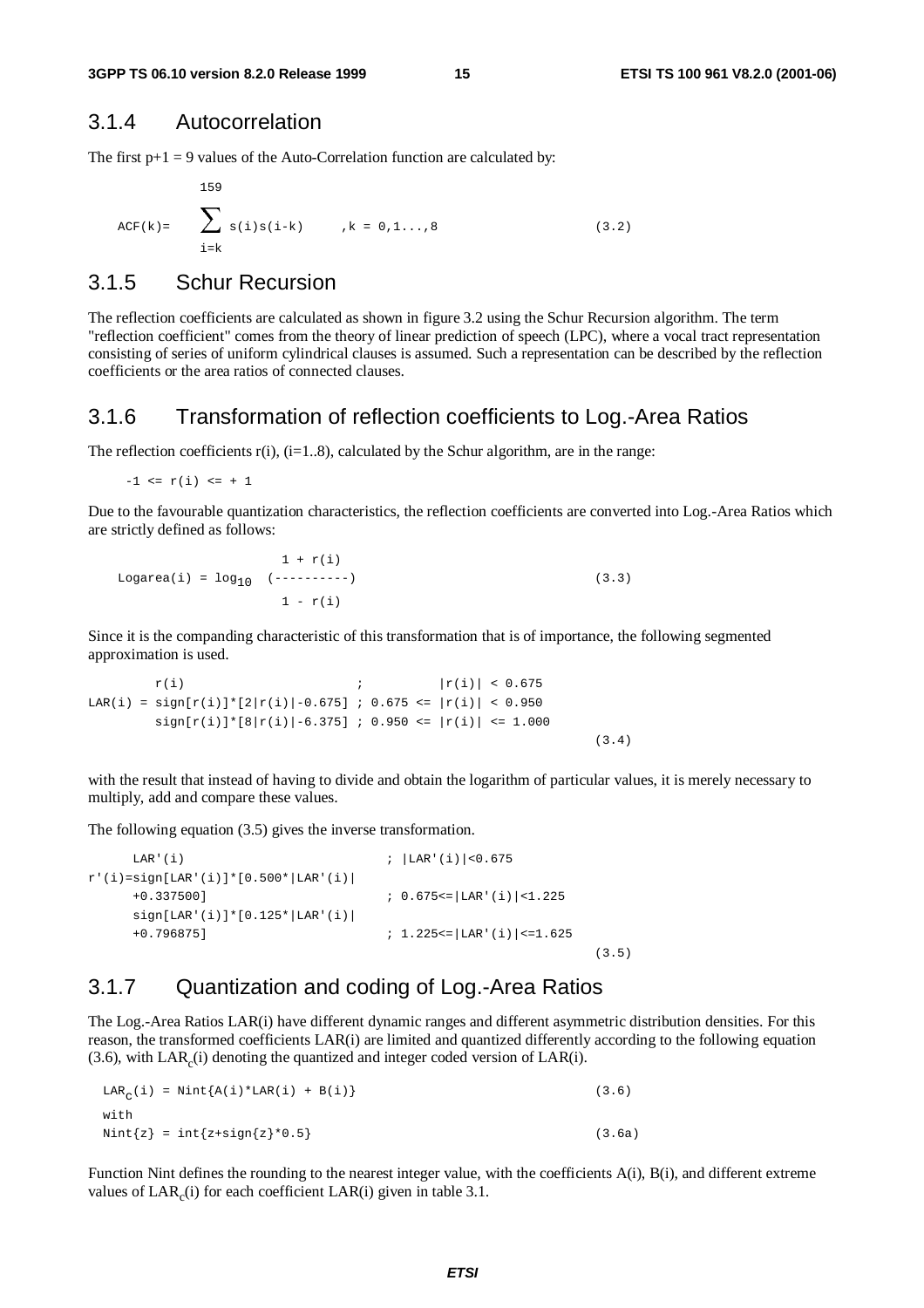### 3.1.4 Autocorrelation

The first p+1 = 9 values of the Auto-Correlation function are calculated by:

$$ACF(k) = \sum_{i=k}^{159} s(i)s(i-k) \quad ,k = 0,1...,8 \qquad (3.2)$$

### 3.1.5 Schur Recursion

The reflection coefficients are calculated as shown in figure 3.2 using the Schur Recursion algorithm. The term "reflection coefficient" comes from the theory of linear prediction of speech (LPC), where a vocal tract representation consisting of series of uniform cylindrical clauses is assumed. Such a representation can be described by the reflection coefficients or the area ratios of connected clauses.

### 3.1.6 Transformation of reflection coefficients to Log.-Area Ratios

The reflection coefficients r(i), (i=1..8), calculated by the Schur algorithm, are in the range:

$$-1 <= r(i) <= + 1$$

Due to the favourable quantization characteristics, the reflection coefficients are converted into Log.-Area Ratios which are strictly defined as follows:

$$Logarea(i) = \log_{10} \left(\frac{1 + r(i)}{1 - r(i)}\right) \qquad (3.3)$$

Since it is the companding characteristic of this transformation that is of importance, the following segmented approximation is used.

$$LAR(i) = \begin{cases} r(i) & ; \quad |r(i)| < 0.675 \\ sign[r(i)]*[2|r(i)|-0.675] & ; \quad 0.675 <= |r(i)| < 0.950 \\ sign[r(i)]*[8|r(i)|-6.375] & ; \quad 0.950 <= |r(i)| <= 1.000 \end{cases} \qquad (3.4)$$

with the result that instead of having to divide and obtain the logarithm of particular values, it is merely necessary to multiply, add and compare these values.

The following equation (3.5) gives the inverse transformation.

$$r'(i) = \begin{cases} LAR'(i) & ; \quad |LAR'(i)|<0.675 \\ sign[LAR'(i)]*[0.500*|LAR'(i)| + 0.337500] & ; \quad 0.675<=|LAR'(i)|<1.225 \\ sign[LAR'(i)]*[0.125*|LAR'(i)| + 0.796875] & ; \quad 1.225<=|LAR'(i)|<=1.625 \end{cases} \qquad (3.5)$$

### 3.1.7 Quantization and coding of Log.-Area Ratios

The Log.-Area Ratios LAR(i) have different dynamic ranges and different asymmetric distribution densities. For this reason, the transformed coefficients LAR(i) are limited and quantized differently according to the following equation (3.6), with $LAR_c(i)$ denoting the quantized and integer coded version of LAR(i).

$$LAR_c(i) = Nint\{A(i)*LAR(i) + B(i)\} \qquad (3.6)$$

with

$$Nint\{z\} = int\{z+sign\{z\}*0.5\} \qquad (3.6a)$$

Function Nint defines the rounding to the nearest integer value, with the coefficients A(i), B(i), and different extreme values of $LAR_c(i)$ for each coefficient LAR(i) given in table 3.1.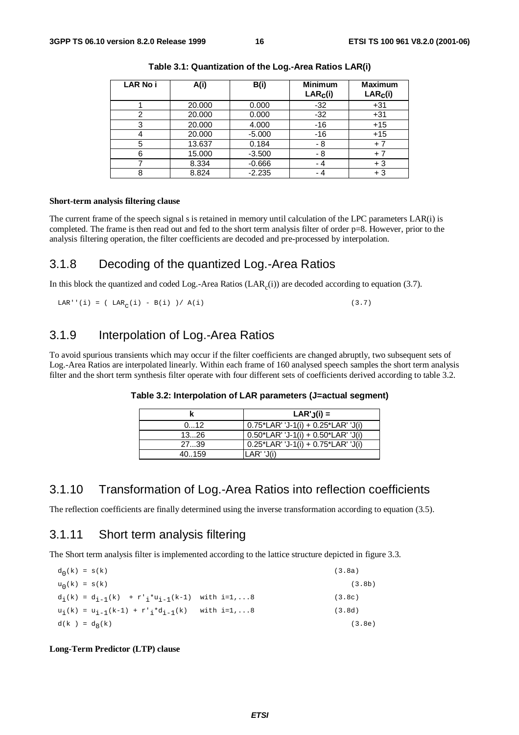**Table 3.1: Quantization of the Log.-Area Ratios LAR(i)**

| LAR No i | A(i) | B(i) | Minimum $LAR_C(i)$ | Maximum $LAR_C(i)$ |
|---|---|---|---|---|
| 1 | 20.000 | 0.000 | -32 | +31 |
| 2 | 20.000 | 0.000 | -32 | +31 |
| 3 | 20.000 | 4.000 | -16 | +15 |
| 4 | 20.000 | -5.000 | -16 | +15 |
| 5 | 13.637 | 0.184 | - 8 | + 7 |
| 6 | 15.000 | -3.500 | - 8 | + 7 |
| 7 | 8.334 | -0.666 | - 4 | + 3 |
| 8 | 8.824 | -2.235 | - 4 | + 3 |

**Short-term analysis filtering clause**

The current frame of the speech signal s is retained in memory until calculation of the LPC parameters LAR(i) is completed. The frame is then read out and fed to the short term analysis filter of order p=8. However, prior to the analysis filtering operation, the filter coefficients are decoded and pre-processed by interpolation.

## 3.1.8 Decoding of the quantized Log.-Area Ratios

In this block the quantized and coded Log.-Area Ratios ($LAR_c(i)$) are decoded according to equation (3.7).

$$LAR''(i) = ( LAR_C(i) - B(i) ) / A(i) \quad (3.7)$$

## 3.1.9 Interpolation of Log.-Area Ratios

To avoid spurious transients which may occur if the filter coefficients are changed abruptly, two subsequent sets of Log.-Area Ratios are interpolated linearly. Within each frame of 160 analysed speech samples the short term analysis filter and the short term synthesis filter operate with four different sets of coefficients derived according to table 3.2.

**Table 3.2: Interpolation of LAR parameters (J=actual segment)**

| k | $LAR'_J(i)$ = |
|---|---|
| 0...12 | 0.75*LAR' 'J-1(i) + 0.25*LAR' 'J(i) |
| 13...26 | 0.50*LAR' 'J-1(i) + 0.50*LAR' 'J(i) |
| 27...39 | 0.25*LAR' 'J-1(i) + 0.75*LAR' 'J(i) |
| 40..159 | LAR' 'J(i) |

## 3.1.10 Transformation of Log.-Area Ratios into reflection coefficients

The reflection coefficients are finally determined using the inverse transformation according to equation (3.5).

## 3.1.11 Short term analysis filtering

The Short term analysis filter is implemented according to the lattice structure depicted in figure 3.3.

$$d_0(k) = s(k) \quad (3.8a)$$

$$u_0(k) = s(k) \quad (3.8b)$$

$$d_i(k) = d_{i-1}(k) + r'_i * u_{i-1}(k-1) \quad \text{with } i=1,...8 \quad (3.8c)$$

$$u_i(k) = u_{i-1}(k-1) + r'_i * d_{i-1}(k) \quad \text{with } i=1,...8 \quad (3.8d)$$

$$d(k) = d_8(k) \quad (3.8e)$$

**Long-Term Predictor (LTP) clause**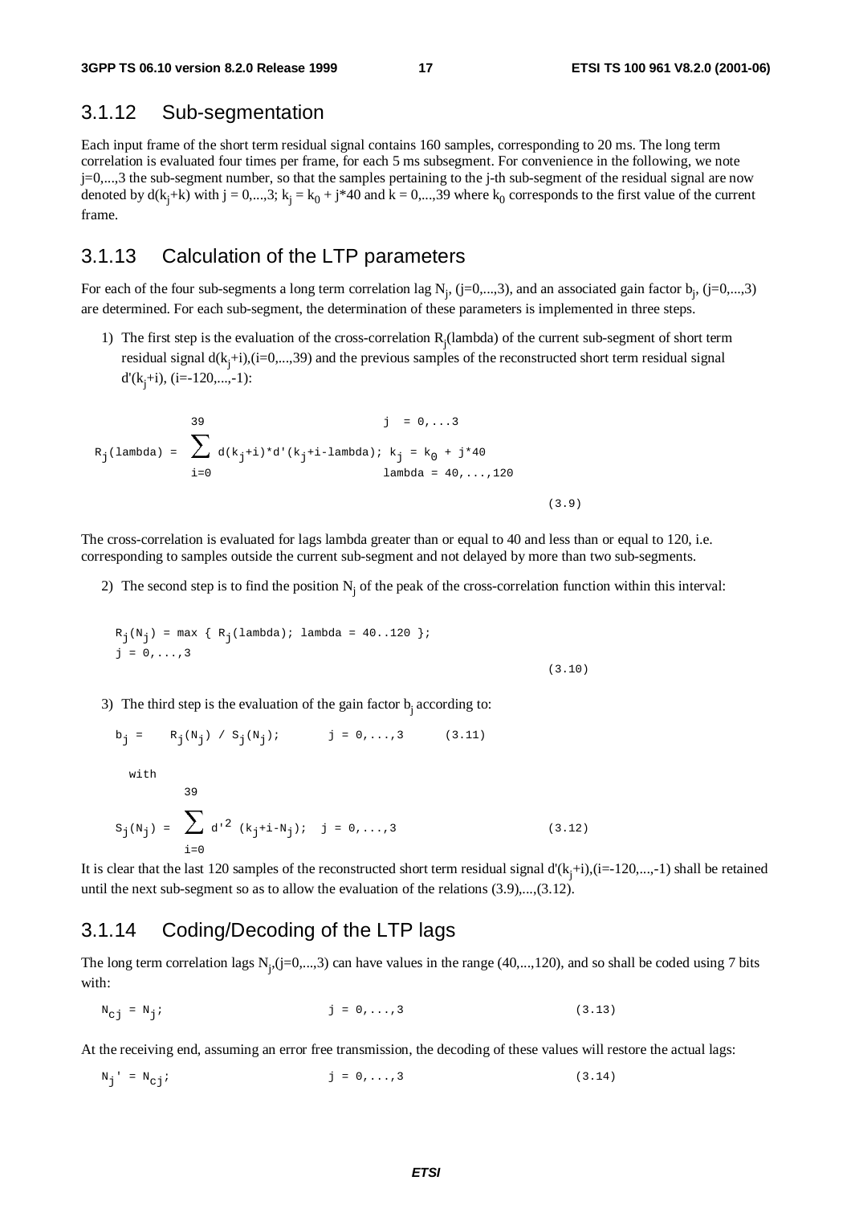### 3.1.12 Sub-segmentation

Each input frame of the short term residual signal contains 160 samples, corresponding to 20 ms. The long term correlation is evaluated four times per frame, for each 5 ms subsegment. For convenience in the following, we note j=0,...,3 the sub-segment number, so that the samples pertaining to the j-th sub-segment of the residual signal are now denoted by $d(k_j+k)$ with j = 0,...,3; $k_j = k_0 + j*40$ and k = 0,...,39 where $k_0$ corresponds to the first value of the current frame.

### 3.1.13 Calculation of the LTP parameters

For each of the four sub-segments a long term correlation lag $N_j$, (j=0,...,3), and an associated gain factor $b_j$, (j=0,...,3) are determined. For each sub-segment, the determination of these parameters is implemented in three steps.

1) The first step is the evaluation of the cross-correlation $R_j$(lambda) of the current sub-segment of short term residual signal $d(k_j+i)$,(i=0,...,39) and the previous samples of the reconstructed short term residual signal $d'(k_j+i)$, (i=-120,...,-1):

$$R_j(\text{lambda}) = \sum_{i=0}^{39} d(k_j+i)*d'(k_j+i-\text{lambda}); \quad j = 0,\ldots,3; \quad k_j = k_0 + j*40; \quad \text{lambda} = 40,\ldots,120 \qquad (3.9)$$

The cross-correlation is evaluated for lags lambda greater than or equal to 40 and less than or equal to 120, i.e. corresponding to samples outside the current sub-segment and not delayed by more than two sub-segments.

2) The second step is to find the position $N_j$ of the peak of the cross-correlation function within this interval:

$$R_j(N_j) = \max \{ R_j(\text{lambda}); \text{lambda} = 40..120 \}; \quad j = 0,\ldots,3 \qquad (3.10)$$

3) The third step is the evaluation of the gain factor $b_j$ according to:

$$b_j = R_j(N_j) / S_j(N_j); \quad j = 0,\ldots,3 \qquad (3.11)$$

with

$$S_j(N_j) = \sum_{i=0}^{39} d'^2(k_j+i-N_j); \quad j = 0,\ldots,3 \qquad (3.12)$$

It is clear that the last 120 samples of the reconstructed short term residual signal $d'(k_j+i)$,(i=-120,...,-1) shall be retained until the next sub-segment so as to allow the evaluation of the relations (3.9),...,(3.12).

### 3.1.14 Coding/Decoding of the LTP lags

The long term correlation lags $N_j$,(j=0,...,3) can have values in the range (40,...,120), and so shall be coded using 7 bits with:

$$N_{cj} = N_j; \quad j = 0,\ldots,3 \qquad (3.13)$$

At the receiving end, assuming an error free transmission, the decoding of these values will restore the actual lags:

$$N_j' = N_{cj}; \quad j = 0,\ldots,3 \qquad (3.14)$$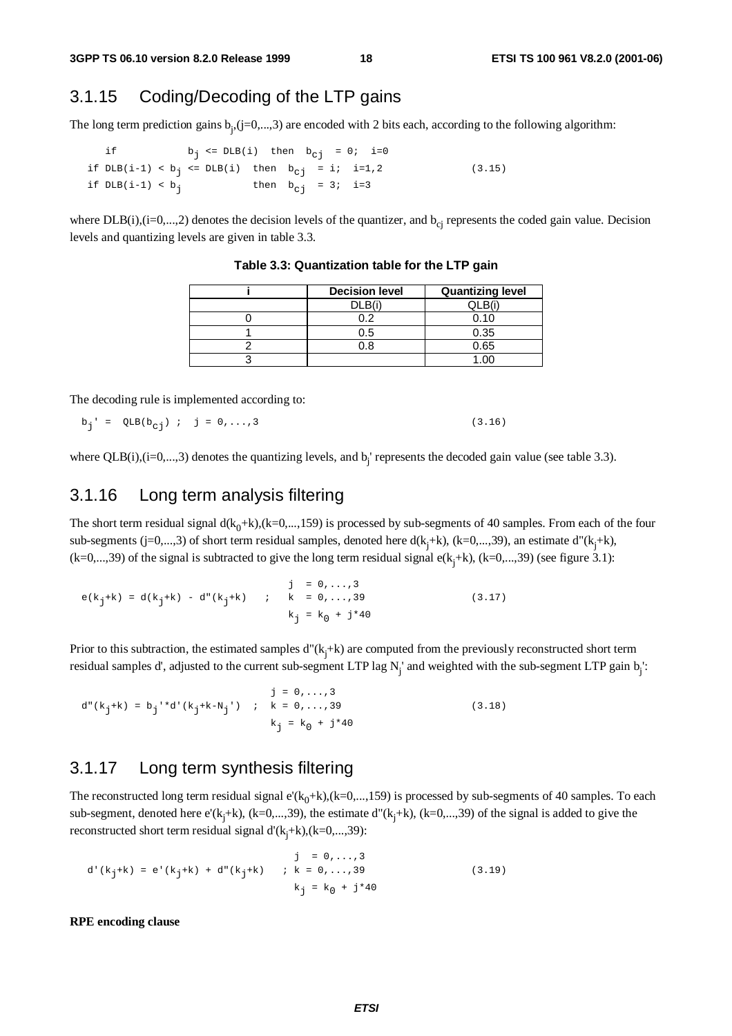### 3.1.15 Coding/Decoding of the LTP gains

The long term prediction gains $b_j$,(j=0,...,3) are encoded with 2 bits each, according to the following algorithm:

$$
\begin{aligned}
&\text{if} \quad b_j \le DLB(i) \quad \text{then} \quad b_{cj} = 0; \quad i=0 \\
&\text{if } DLB(i-1) < b_j \le DLB(i) \quad \text{then} \quad b_{cj} = i; \quad i=1,2 \\
&\text{if } DLB(i-1) < b_j \quad \text{then} \quad b_{cj} = 3; \quad i=3
\end{aligned}
\qquad (3.15)
$$

where DLB(i),(i=0,...,2) denotes the decision levels of the quantizer, and $b_{cj}$ represents the coded gain value. Decision levels and quantizing levels are given in table 3.3.

**Table 3.3: Quantization table for the LTP gain**

| i | Decision level | Quantizing level |
|---|---|---|
| | DLB(i) | QLB(i) |
| 0 | 0.2 | 0.10 |
| 1 | 0.5 | 0.35 |
| 2 | 0.8 | 0.65 |
| 3 | | 1.00 |

The decoding rule is implemented according to:

$$b_j' = QLB(b_{cj}) \; ; \quad j = 0,...,3 \qquad (3.16)$$

where QLB(i),(i=0,...,3) denotes the quantizing levels, and $b_j'$ represents the decoded gain value (see table 3.3).

### 3.1.16 Long term analysis filtering

The short term residual signal $d(k_0+k)$,(k=0,...,159) is processed by sub-segments of 40 samples. From each of the four sub-segments (j=0,...,3) of short term residual samples, denoted here $d(k_j+k)$, (k=0,...,39), an estimate $d''(k_j+k)$, (k=0,...,39) of the signal is subtracted to give the long term residual signal $e(k_j+k)$, (k=0,...,39) (see figure 3.1):

$$e(k_j+k) = d(k_j+k) - d''(k_j+k) \; ; \quad j = 0,...,3; \; k = 0,...,39; \; k_j = k_0 + j*40 \qquad (3.17)$$

Prior to this subtraction, the estimated samples $d''(k_j+k)$ are computed from the previously reconstructed short term residual samples d', adjusted to the current sub-segment LTP lag $N_j'$ and weighted with the sub-segment LTP gain $b_j'$:

$$d''(k_j+k) = b_j' * d'(k_j+k-N_j') \; ; \quad j = 0,...,3; \; k = 0,...,39; \; k_j = k_0 + j*40 \qquad (3.18)$$

### 3.1.17 Long term synthesis filtering

The reconstructed long term residual signal $e'(k_0+k)$,(k=0,...,159) is processed by sub-segments of 40 samples. To each sub-segment, denoted here $e'(k_j+k)$, (k=0,...,39), the estimate $d''(k_j+k)$, (k=0,...,39) of the signal is added to give the reconstructed short term residual signal $d'(k_j+k)$,(k=0,...,39):

$$d'(k_j+k) = e'(k_j+k) + d''(k_j+k) \; ; \quad j = 0,...,3; \; k = 0,...,39; \; k_j = k_0 + j*40 \qquad (3.19)$$

**RPE encoding clause**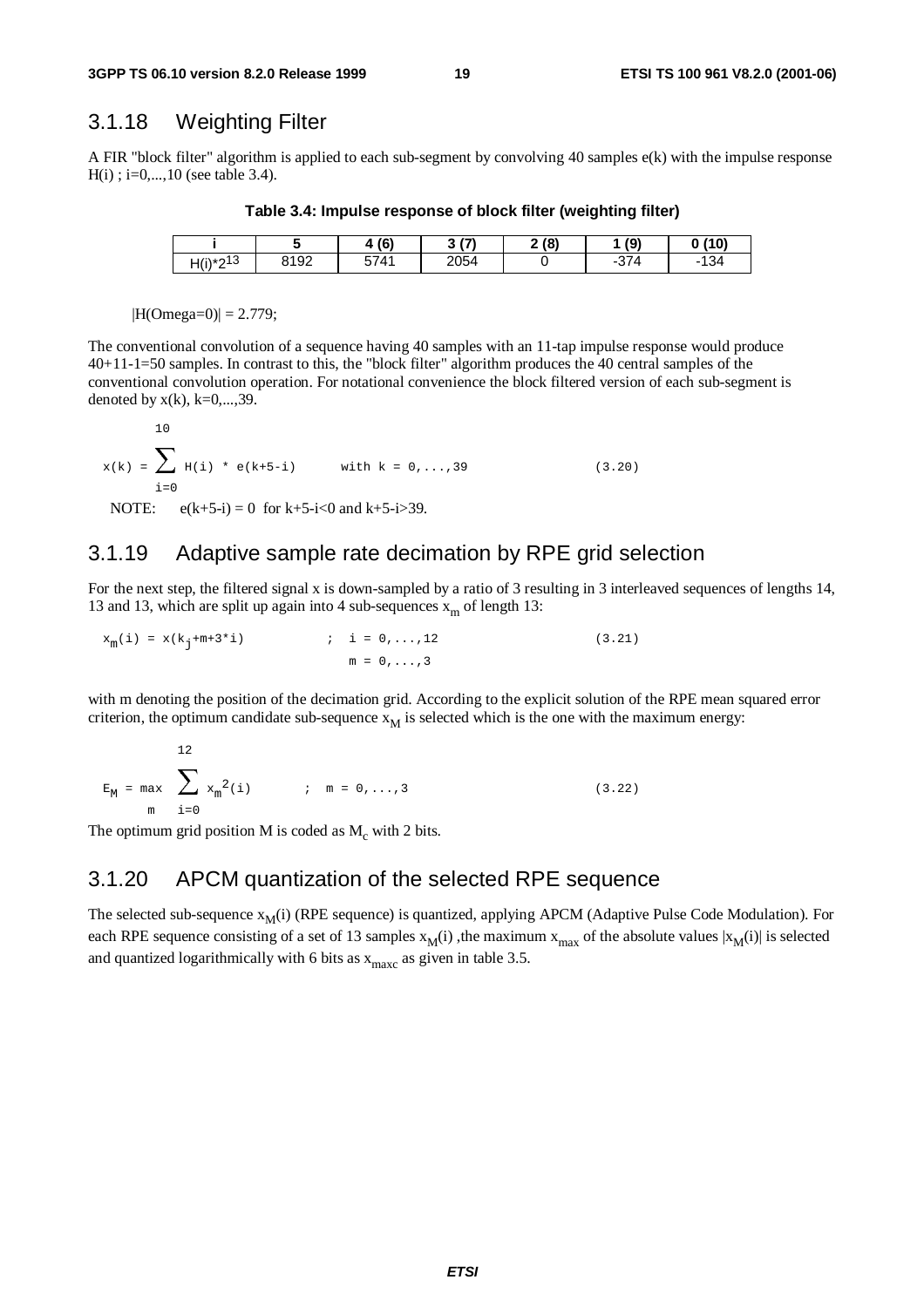### 3.1.18 Weighting Filter

A FIR "block filter" algorithm is applied to each sub-segment by convolving 40 samples e(k) with the impulse response H(i) ; i=0,...,10 (see table 3.4).

**Table 3.4: Impulse response of block filter (weighting filter)**

| i | 5 | 4 (6) | 3 (7) | 2 (8) | 1 (9) | 0 (10) |
|---|---|---|---|---|---|---|
| $H(i)*2^{13}$ | 8192 | 5741 | 2054 | 0 | -374 | -134 |

|H(Omega=0)| = 2.779;

The conventional convolution of a sequence having 40 samples with an 11-tap impulse response would produce 40+11-1=50 samples. In contrast to this, the "block filter" algorithm produces the 40 central samples of the conventional convolution operation. For notational convenience the block filtered version of each sub-segment is denoted by x(k), k=0,...,39.

$$x(k) = \sum_{i=0}^{10} H(i) * e(k+5-i) \qquad \text{with } k = 0,...,39 \qquad (3.20)$$

NOTE: e(k+5-i) = 0 for k+5-i<0 and k+5-i>39.

### 3.1.19 Adaptive sample rate decimation by RPE grid selection

For the next step, the filtered signal x is down-sampled by a ratio of 3 resulting in 3 interleaved sequences of lengths 14, 13 and 13, which are split up again into 4 sub-sequences $x_m$ of length 13:

$$x_m(i) = x(k_j+m+3*i) \qquad ; \quad i = 0,...,12 \quad m = 0,...,3 \qquad (3.21)$$

with m denoting the position of the decimation grid. According to the explicit solution of the RPE mean squared error criterion, the optimum candidate sub-sequence $x_M$ is selected which is the one with the maximum energy:

$$E_M = \max_m \sum_{i=0}^{12} x_m^2(i) \qquad ; \quad m = 0,...,3 \qquad (3.22)$$

The optimum grid position M is coded as $M_c$ with 2 bits.

### 3.1.20 APCM quantization of the selected RPE sequence

The selected sub-sequence $x_M(i)$ (RPE sequence) is quantized, applying APCM (Adaptive Pulse Code Modulation). For each RPE sequence consisting of a set of 13 samples $x_M(i)$ ,the maximum $x_{max}$ of the absolute values $|x_M(i)|$ is selected and quantized logarithmically with 6 bits as $x_{maxc}$ as given in table 3.5.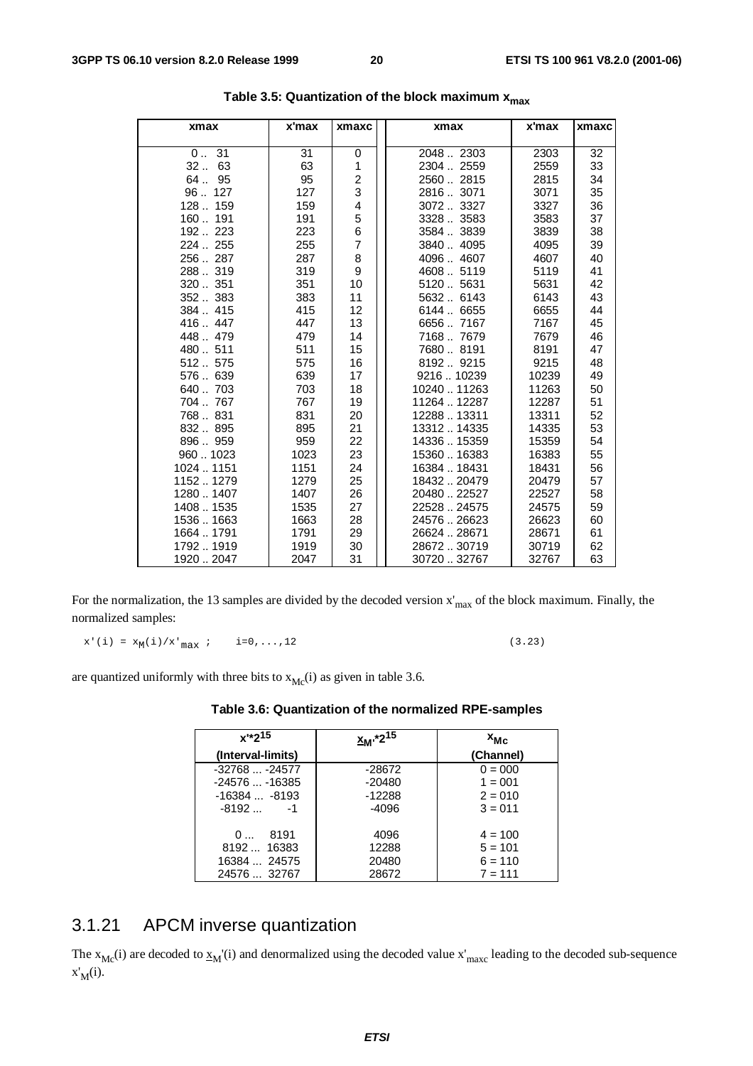**Table 3.5: Quantization of the block maximum $x_{max}$**

| xmax | x'max | xmaxc | xmax | x'max | xmaxc |
|---|---|---|---|---|---|
| 0 .. 31 | 31 | 0 | 2048 .. 2303 | 2303 | 32 |
| 32 .. 63 | 63 | 1 | 2304 .. 2559 | 2559 | 33 |
| 64 .. 95 | 95 | 2 | 2560 .. 2815 | 2815 | 34 |
| 96 .. 127 | 127 | 3 | 2816 .. 3071 | 3071 | 35 |
| 128 .. 159 | 159 | 4 | 3072 .. 3327 | 3327 | 36 |
| 160 .. 191 | 191 | 5 | 3328 .. 3583 | 3583 | 37 |
| 192 .. 223 | 223 | 6 | 3584 .. 3839 | 3839 | 38 |
| 224 .. 255 | 255 | 7 | 3840 .. 4095 | 4095 | 39 |
| 256 .. 287 | 287 | 8 | 4096 .. 4607 | 4607 | 40 |
| 288 .. 319 | 319 | 9 | 4608 .. 5119 | 5119 | 41 |
| 320 .. 351 | 351 | 10 | 5120 .. 5631 | 5631 | 42 |
| 352 .. 383 | 383 | 11 | 5632 .. 6143 | 6143 | 43 |
| 384 .. 415 | 415 | 12 | 6144 .. 6655 | 6655 | 44 |
| 416 .. 447 | 447 | 13 | 6656 .. 7167 | 7167 | 45 |
| 448 .. 479 | 479 | 14 | 7168 .. 7679 | 7679 | 46 |
| 480 .. 511 | 511 | 15 | 7680 .. 8191 | 8191 | 47 |
| 512 .. 575 | 575 | 16 | 8192 .. 9215 | 9215 | 48 |
| 576 .. 639 | 639 | 17 | 9216 .. 10239 | 10239 | 49 |
| 640 .. 703 | 703 | 18 | 10240 .. 11263 | 11263 | 50 |
| 704 .. 767 | 767 | 19 | 11264 .. 12287 | 12287 | 51 |
| 768 .. 831 | 831 | 20 | 12288 .. 13311 | 13311 | 52 |
| 832 .. 895 | 895 | 21 | 13312 .. 14335 | 14335 | 53 |
| 896 .. 959 | 959 | 22 | 14336 .. 15359 | 15359 | 54 |
| 960 .. 1023 | 1023 | 23 | 15360 .. 16383 | 16383 | 55 |
| 1024 .. 1151 | 1151 | 24 | 16384 .. 18431 | 18431 | 56 |
| 1152 .. 1279 | 1279 | 25 | 18432 .. 20479 | 20479 | 57 |
| 1280 .. 1407 | 1407 | 26 | 20480 .. 22527 | 22527 | 58 |
| 1408 .. 1535 | 1535 | 27 | 22528 .. 24575 | 24575 | 59 |
| 1536 .. 1663 | 1663 | 28 | 24576 .. 26623 | 26623 | 60 |
| 1664 .. 1791 | 1791 | 29 | 26624 .. 28671 | 28671 | 61 |
| 1792 .. 1919 | 1919 | 30 | 28672 .. 30719 | 30719 | 62 |
| 1920 .. 2047 | 2047 | 31 | 30720 .. 32767 | 32767 | 63 |

For the normalization, the 13 samples are divided by the decoded version $x'_{max}$ of the block maximum. Finally, the normalized samples:

$$x'(i) = x_M(i)/x'_{max} \; ; \quad i=0,\ldots,12 \qquad (3.23)$$

are quantized uniformly with three bits to $x_{Mc}(i)$ as given in table 3.6.

**Table 3.6: Quantization of the normalized RPE-samples**

| $x'*2^{15}$ (Interval-limits) | $\underline{x}_{M'}*2^{15}$ | $x_{Mc}$ (Channel) |
|---|---|---|
| -32768 ... -24577 | -28672 | 0 = 000 |
| -24576 ... -16385 | -20480 | 1 = 001 |
| -16384 ... -8193 | -12288 | 2 = 010 |
| -8192 ... -1 | -4096 | 3 = 011 |
| 0 ... 8191 | 4096 | 4 = 100 |
| 8192 ... 16383 | 12288 | 5 = 101 |
| 16384 ... 24575 | 20480 | 6 = 110 |
| 24576 ... 32767 | 28672 | 7 = 111 |

## 3.1.21 APCM inverse quantization

The $x_{Mc}(i)$ are decoded to $\underline{x}_M'(i)$ and denormalized using the decoded value $x'_{maxc}$ leading to the decoded sub-sequence $x'_M(i)$.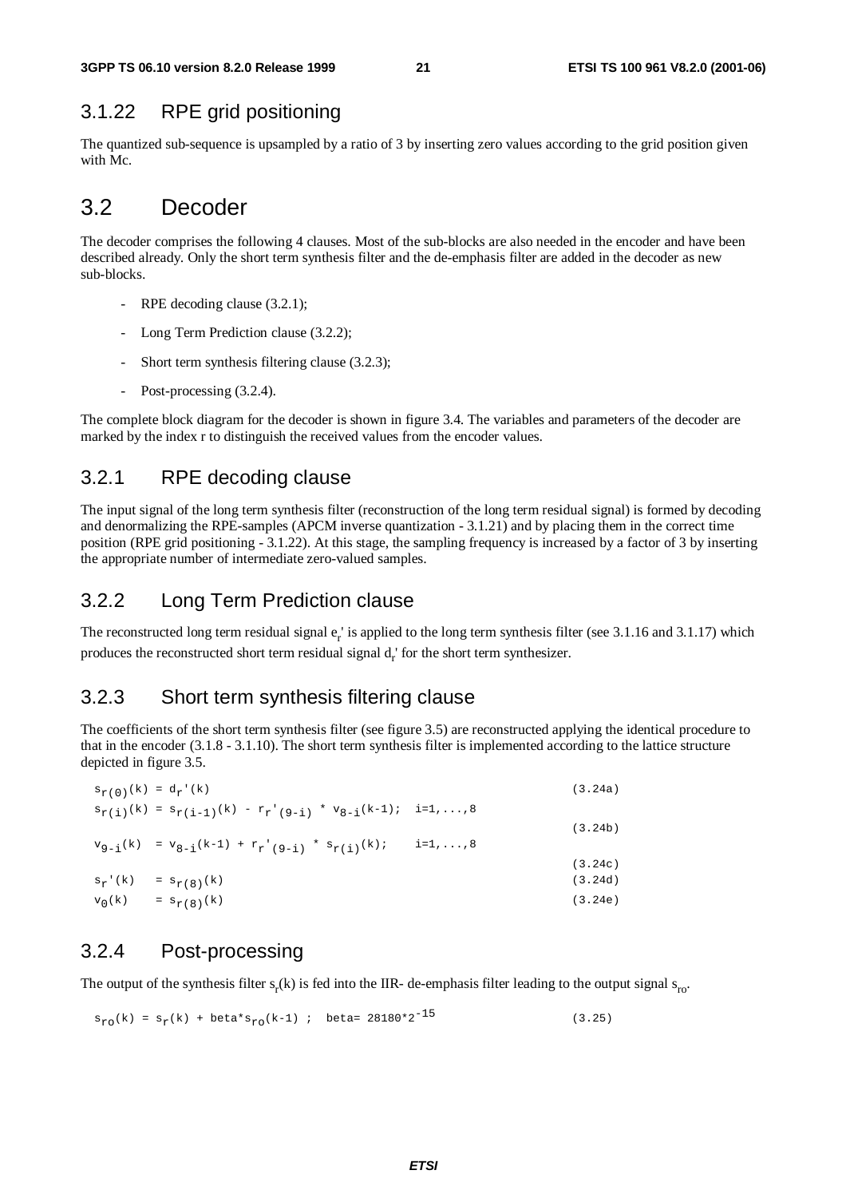### 3.1.22 RPE grid positioning

The quantized sub-sequence is upsampled by a ratio of 3 by inserting zero values according to the grid position given with Mc.

## 3.2 Decoder

The decoder comprises the following 4 clauses. Most of the sub-blocks are also needed in the encoder and have been described already. Only the short term synthesis filter and the de-emphasis filter are added in the decoder as new sub-blocks.

- RPE decoding clause (3.2.1);
- Long Term Prediction clause (3.2.2);
- Short term synthesis filtering clause (3.2.3);
- Post-processing (3.2.4).

The complete block diagram for the decoder is shown in figure 3.4. The variables and parameters of the decoder are marked by the index r to distinguish the received values from the encoder values.

### 3.2.1 RPE decoding clause

The input signal of the long term synthesis filter (reconstruction of the long term residual signal) is formed by decoding and denormalizing the RPE-samples (APCM inverse quantization - 3.1.21) and by placing them in the correct time position (RPE grid positioning - 3.1.22). At this stage, the sampling frequency is increased by a factor of 3 by inserting the appropriate number of intermediate zero-valued samples.

### 3.2.2 Long Term Prediction clause

The reconstructed long term residual signal $e_r'$ is applied to the long term synthesis filter (see 3.1.16 and 3.1.17) which produces the reconstructed short term residual signal $d_r'$ for the short term synthesizer.

### 3.2.3 Short term synthesis filtering clause

The coefficients of the short term synthesis filter (see figure 3.5) are reconstructed applying the identical procedure to that in the encoder (3.1.8 - 3.1.10). The short term synthesis filter is implemented according to the lattice structure depicted in figure 3.5.

$$s_{r(0)}(k) = d_r'(k) \qquad (3.24a)$$

$$s_{r(i)}(k) = s_{r(i-1)}(k) - r_r'_{(9-i)} * v_{8-i}(k-1); \quad i=1,...,8 \qquad (3.24b)$$

$$v_{9-i}(k) = v_{8-i}(k-1) + r_r'_{(9-i)} * s_{r(i)}(k); \quad i=1,...,8 \qquad (3.24c)$$

$$s_r'(k) = s_{r(8)}(k) \qquad (3.24d)$$

$$v_0(k) = s_{r(8)}(k) \qquad (3.24e)$$

### 3.2.4 Post-processing

The output of the synthesis filter $s_r(k)$ is fed into the IIR- de-emphasis filter leading to the output signal $s_{ro}$.

$$s_{ro}(k) = s_r(k) + beta*s_{ro}(k-1) \; ; \quad beta= 28180*2^{-15} \qquad (3.25)$$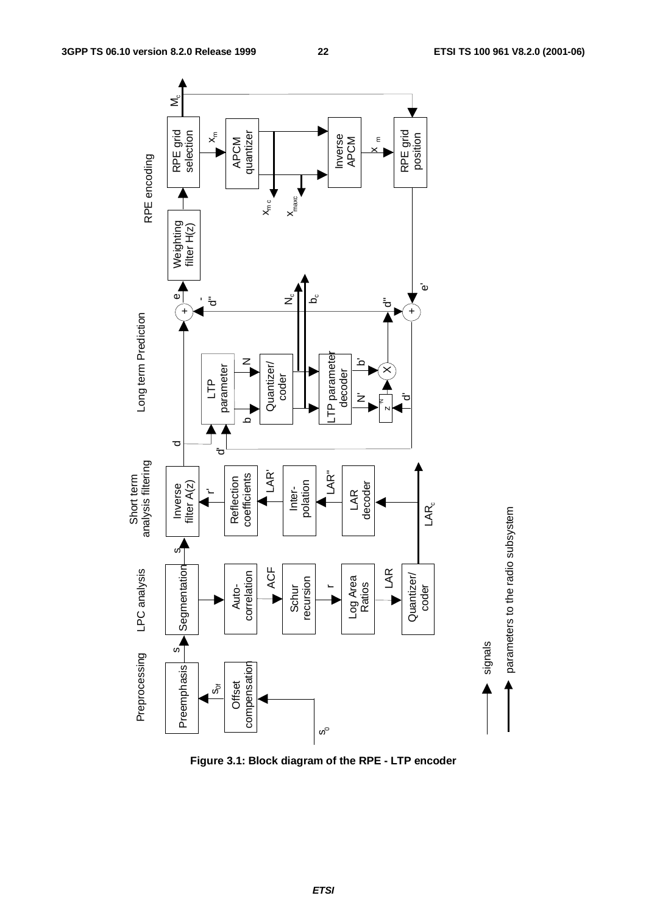**Figure 3.1: Block diagram of the RPE - LTP encoder**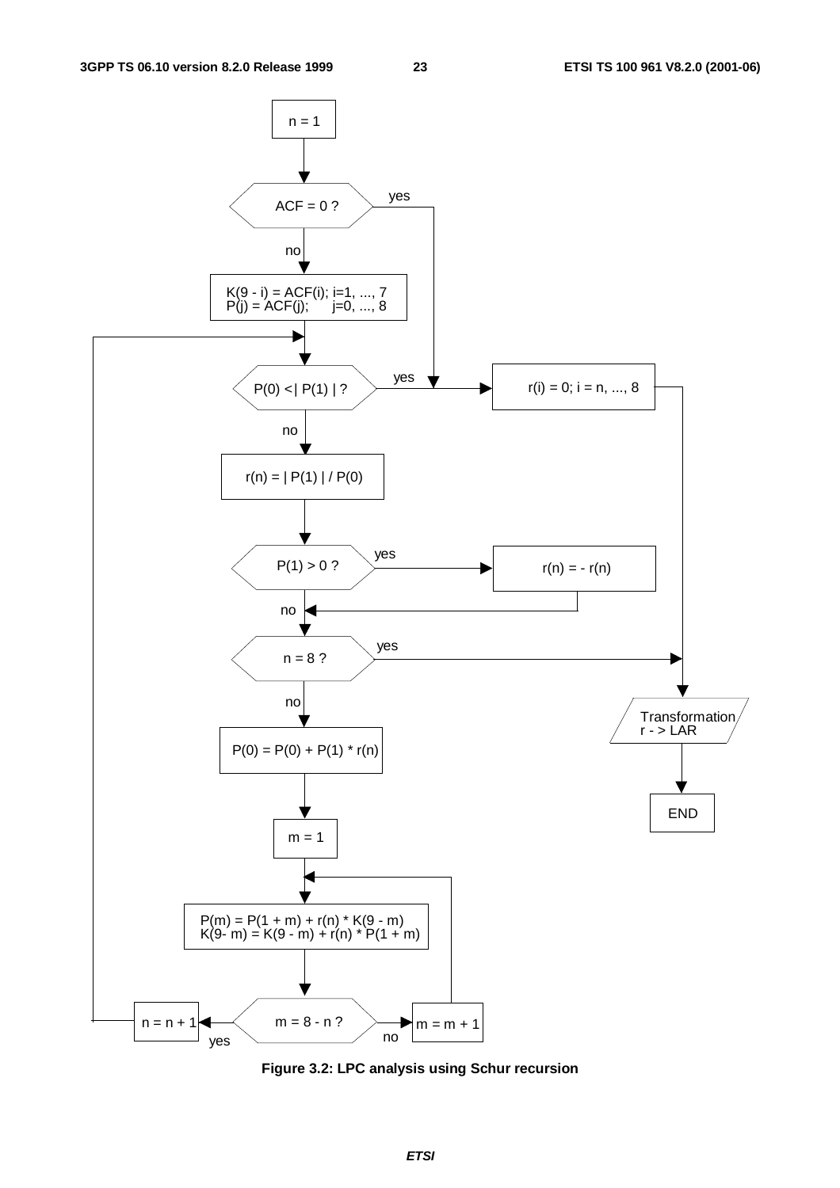```
n = 1

ACF = 0 ?            --yes--> r(i) = 0; i = n, ..., 8
  | no
K(9 - i) = ACF(i); i=1, ..., 7
P(j) = ACF(j);      j=0, ..., 8

P(0) <| P(1) | ?     --yes--> r(i) = 0; i = n, ..., 8
  | no
r(n) = | P(1) | / P(0)

P(1) > 0 ?           --yes--> r(n) = - r(n)
  | no

n = 8 ?              --yes--> Transformation r - > LAR --> END
  | no
P(0) = P(0) + P(1) * r(n)

m = 1

P(m) = P(1 + m) + r(n) * K(9 - m)
K(9- m) = K(9 - m) + r(n) * P(1 + m)

m = 8 - n ?          --no--> m = m + 1
  | yes
n = n + 1
```

**Figure 3.2: LPC analysis using Schur recursion**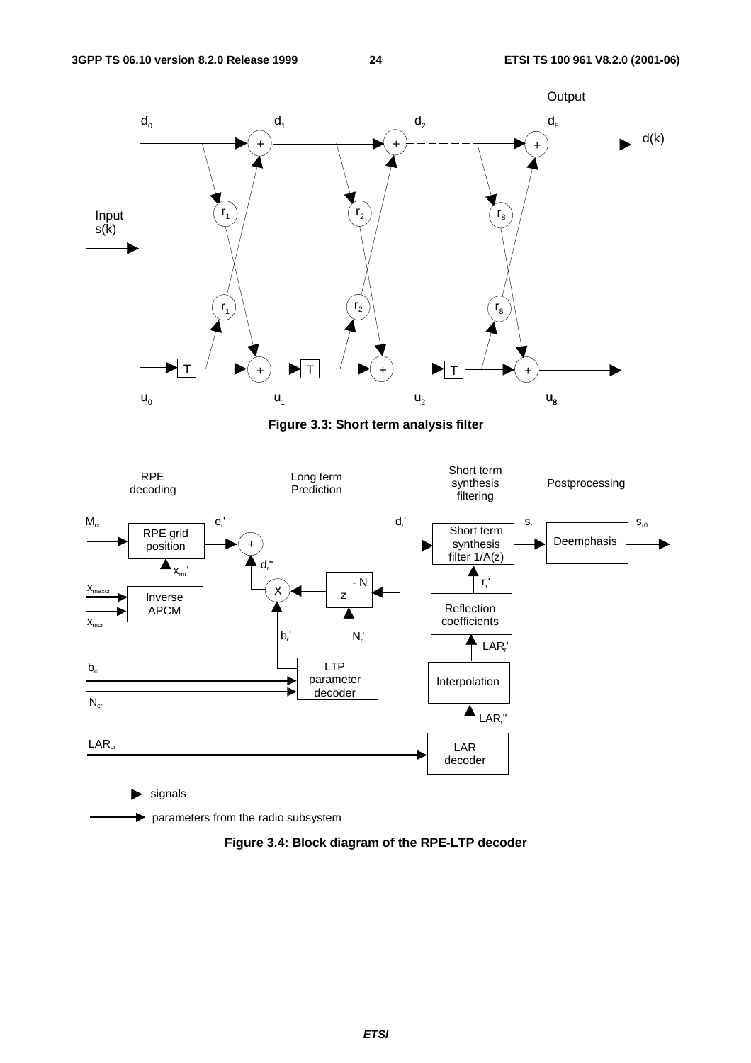**Figure 3.3: Short term analysis filter**

**Figure 3.4: Block diagram of the RPE-LTP decoder**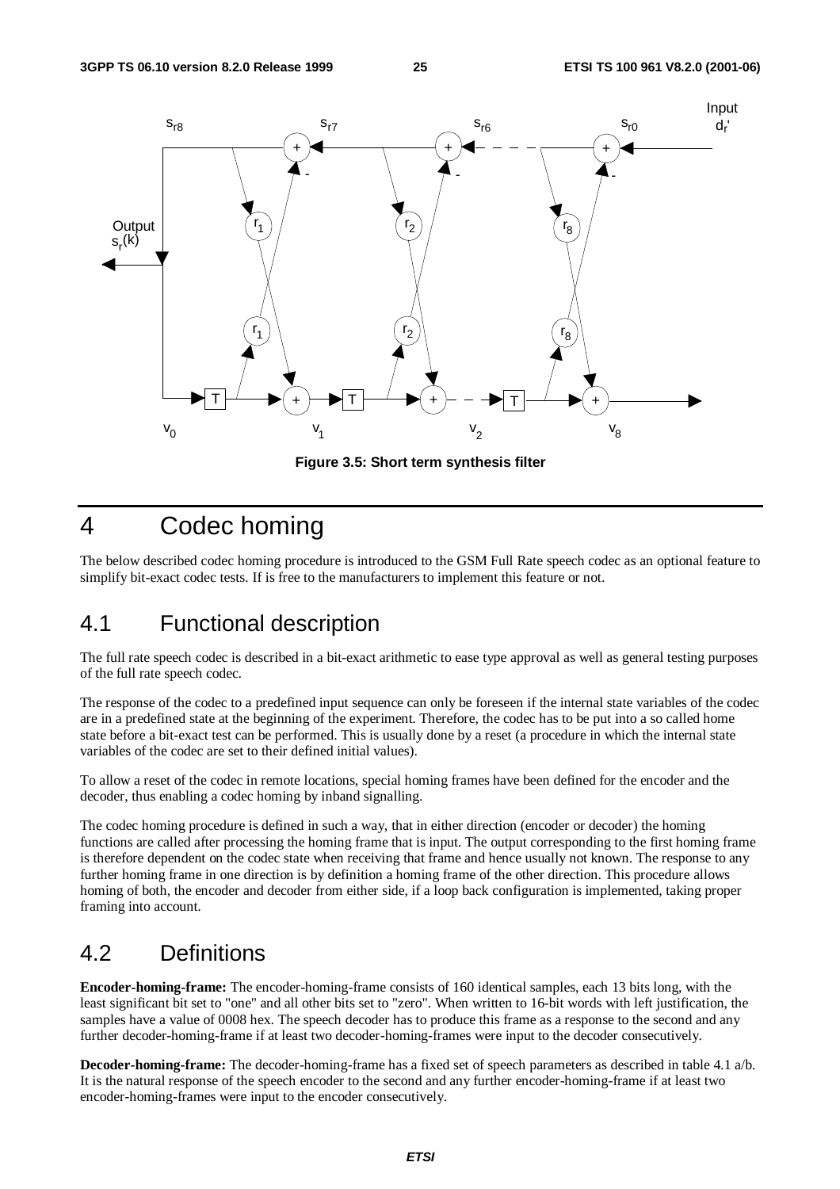**Figure 3.5: Short term synthesis filter**

# 4 Codec homing

The below described codec homing procedure is introduced to the GSM Full Rate speech codec as an optional feature to simplify bit-exact codec tests. If is free to the manufacturers to implement this feature or not.

## 4.1 Functional description

The full rate speech codec is described in a bit-exact arithmetic to ease type approval as well as general testing purposes of the full rate speech codec.

The response of the codec to a predefined input sequence can only be foreseen if the internal state variables of the codec are in a predefined state at the beginning of the experiment. Therefore, the codec has to be put into a so called home state before a bit-exact test can be performed. This is usually done by a reset (a procedure in which the internal state variables of the codec are set to their defined initial values).

To allow a reset of the codec in remote locations, special homing frames have been defined for the encoder and the decoder, thus enabling a codec homing by inband signalling.

The codec homing procedure is defined in such a way, that in either direction (encoder or decoder) the homing functions are called after processing the homing frame that is input. The output corresponding to the first homing frame is therefore dependent on the codec state when receiving that frame and hence usually not known. The response to any further homing frame in one direction is by definition a homing frame of the other direction. This procedure allows homing of both, the encoder and decoder from either side, if a loop back configuration is implemented, taking proper framing into account.

## 4.2 Definitions

**Encoder-homing-frame:** The encoder-homing-frame consists of 160 identical samples, each 13 bits long, with the least significant bit set to "one" and all other bits set to "zero". When written to 16-bit words with left justification, the samples have a value of 0008 hex. The speech decoder has to produce this frame as a response to the second and any further decoder-homing-frame if at least two decoder-homing-frames were input to the decoder consecutively.

**Decoder-homing-frame:** The decoder-homing-frame has a fixed set of speech parameters as described in table 4.1 a/b. It is the natural response of the speech encoder to the second and any further encoder-homing-frame if at least two encoder-homing-frames were input to the encoder consecutively.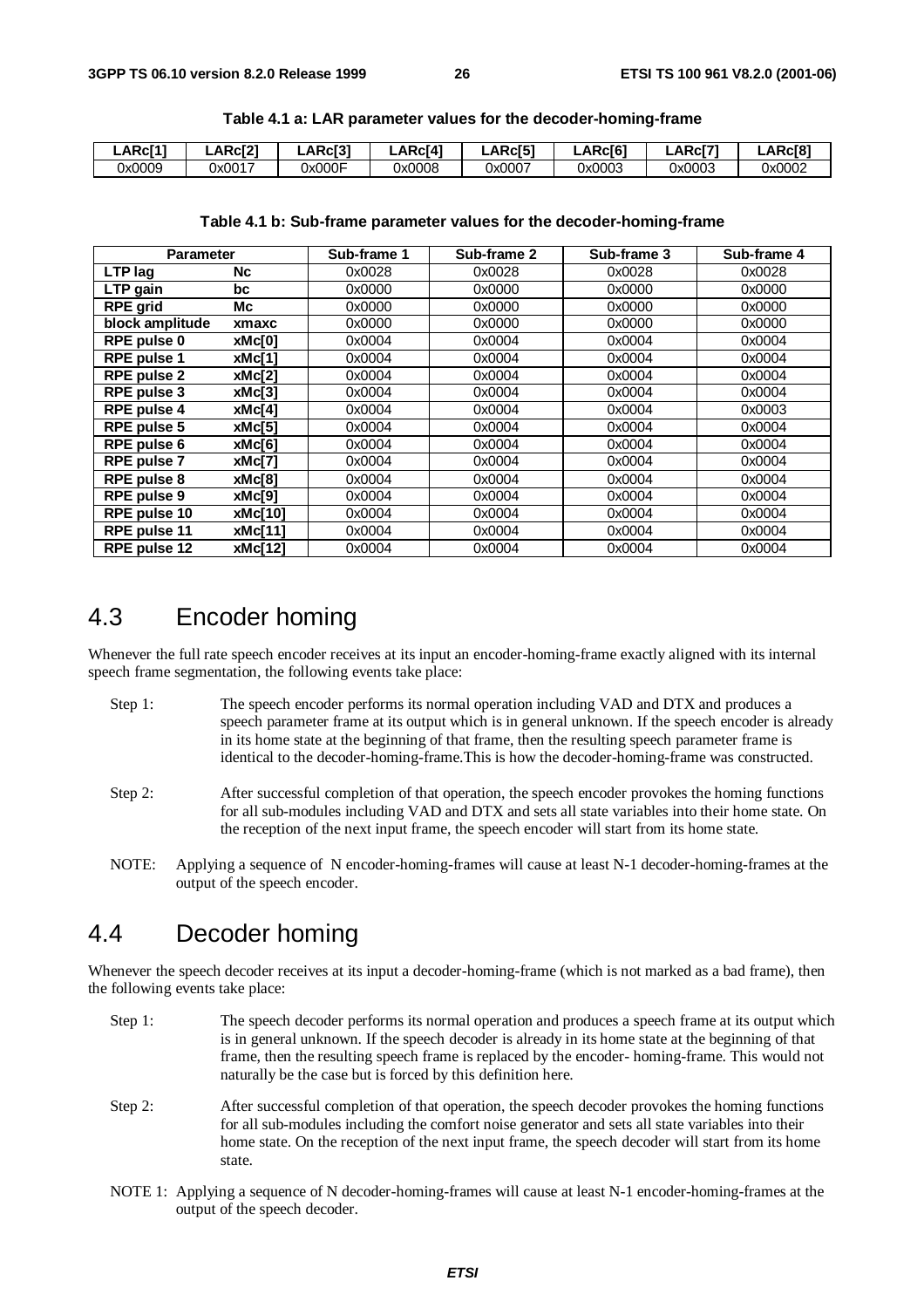**Table 4.1 a: LAR parameter values for the decoder-homing-frame**

| LARc[1] | LARc[2] | LARc[3] | LARc[4] | LARc[5] | LARc[6] | LARc[7] | LARc[8] |
|---|---|---|---|---|---|---|---|
| 0x0009 | 0x0017 | 0x000F | 0x0008 | 0x0007 | 0x0003 | 0x0003 | 0x0002 |

**Table 4.1 b: Sub-frame parameter values for the decoder-homing-frame**

| Parameter | | Sub-frame 1 | Sub-frame 2 | Sub-frame 3 | Sub-frame 4 |
|---|---|---|---|---|---|
| **LTP lag** | **Nc** | 0x0028 | 0x0028 | 0x0028 | 0x0028 |
| **LTP gain** | **bc** | 0x0000 | 0x0000 | 0x0000 | 0x0000 |
| **RPE grid** | **Mc** | 0x0000 | 0x0000 | 0x0000 | 0x0000 |
| **block amplitude** | **xmaxc** | 0x0000 | 0x0000 | 0x0000 | 0x0000 |
| **RPE pulse 0** | **xMc[0]** | 0x0004 | 0x0004 | 0x0004 | 0x0004 |
| **RPE pulse 1** | **xMc[1]** | 0x0004 | 0x0004 | 0x0004 | 0x0004 |
| **RPE pulse 2** | **xMc[2]** | 0x0004 | 0x0004 | 0x0004 | 0x0004 |
| **RPE pulse 3** | **xMc[3]** | 0x0004 | 0x0004 | 0x0004 | 0x0004 |
| **RPE pulse 4** | **xMc[4]** | 0x0004 | 0x0004 | 0x0004 | 0x0003 |
| **RPE pulse 5** | **xMc[5]** | 0x0004 | 0x0004 | 0x0004 | 0x0004 |
| **RPE pulse 6** | **xMc[6]** | 0x0004 | 0x0004 | 0x0004 | 0x0004 |
| **RPE pulse 7** | **xMc[7]** | 0x0004 | 0x0004 | 0x0004 | 0x0004 |
| **RPE pulse 8** | **xMc[8]** | 0x0004 | 0x0004 | 0x0004 | 0x0004 |
| **RPE pulse 9** | **xMc[9]** | 0x0004 | 0x0004 | 0x0004 | 0x0004 |
| **RPE pulse 10** | **xMc[10]** | 0x0004 | 0x0004 | 0x0004 | 0x0004 |
| **RPE pulse 11** | **xMc[11]** | 0x0004 | 0x0004 | 0x0004 | 0x0004 |
| **RPE pulse 12** | **xMc[12]** | 0x0004 | 0x0004 | 0x0004 | 0x0004 |

# 4.3 Encoder homing

Whenever the full rate speech encoder receives at its input an encoder-homing-frame exactly aligned with its internal speech frame segmentation, the following events take place:

Step 1: The speech encoder performs its normal operation including VAD and DTX and produces a speech parameter frame at its output which is in general unknown. If the speech encoder is already in its home state at the beginning of that frame, then the resulting speech parameter frame is identical to the decoder-homing-frame.This is how the decoder-homing-frame was constructed.

Step 2: After successful completion of that operation, the speech encoder provokes the homing functions for all sub-modules including VAD and DTX and sets all state variables into their home state. On the reception of the next input frame, the speech encoder will start from its home state.

NOTE: Applying a sequence of N encoder-homing-frames will cause at least N-1 decoder-homing-frames at the output of the speech encoder.

# 4.4 Decoder homing

Whenever the speech decoder receives at its input a decoder-homing-frame (which is not marked as a bad frame), then the following events take place:

Step 1: The speech decoder performs its normal operation and produces a speech frame at its output which is in general unknown. If the speech decoder is already in its home state at the beginning of that frame, then the resulting speech frame is replaced by the encoder- homing-frame. This would not naturally be the case but is forced by this definition here.

Step 2: After successful completion of that operation, the speech decoder provokes the homing functions for all sub-modules including the comfort noise generator and sets all state variables into their home state. On the reception of the next input frame, the speech decoder will start from its home state.

NOTE 1: Applying a sequence of N decoder-homing-frames will cause at least N-1 encoder-homing-frames at the output of the speech decoder.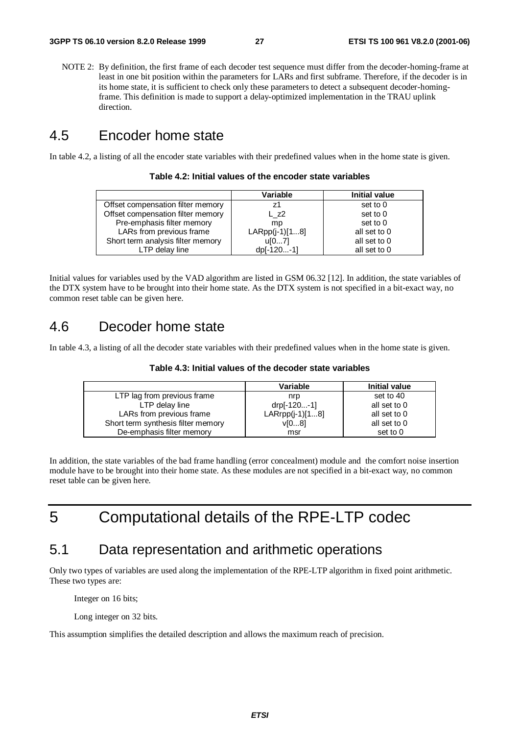NOTE 2: By definition, the first frame of each decoder test sequence must differ from the decoder-homing-frame at least in one bit position within the parameters for LARs and first subframe. Therefore, if the decoder is in its home state, it is sufficient to check only these parameters to detect a subsequent decoder-homing-frame. This definition is made to support a delay-optimized implementation in the TRAU uplink direction.

## 4.5 Encoder home state

In table 4.2, a listing of all the encoder state variables with their predefined values when in the home state is given.

**Table 4.2: Initial values of the encoder state variables**

| | Variable | Initial value |
|---|---|---|
| Offset compensation filter memory | z1 | set to 0 |
| Offset compensation filter memory | L_z2 | set to 0 |
| Pre-emphasis filter memory | mp | set to 0 |
| LARs from previous frame | LARpp(j-1)[1...8] | all set to 0 |
| Short term analysis filter memory | u[0...7] | all set to 0 |
| LTP delay line | dp[-120...-1] | all set to 0 |

Initial values for variables used by the VAD algorithm are listed in GSM 06.32 [12]. In addition, the state variables of the DTX system have to be brought into their home state. As the DTX system is not specified in a bit-exact way, no common reset table can be given here.

## 4.6 Decoder home state

In table 4.3, a listing of all the decoder state variables with their predefined values when in the home state is given.

**Table 4.3: Initial values of the decoder state variables**

| | Variable | Initial value |
|---|---|---|
| LTP lag from previous frame | nrp | set to 40 |
| LTP delay line | drp[-120...-1] | all set to 0 |
| LARs from previous frame | LARrpp(j-1)[1...8] | all set to 0 |
| Short term synthesis filter memory | v[0...8] | all set to 0 |
| De-emphasis filter memory | msr | set to 0 |

In addition, the state variables of the bad frame handling (error concealment) module and the comfort noise insertion module have to be brought into their home state. As these modules are not specified in a bit-exact way, no common reset table can be given here.

# 5 Computational details of the RPE-LTP codec

## 5.1 Data representation and arithmetic operations

Only two types of variables are used along the implementation of the RPE-LTP algorithm in fixed point arithmetic. These two types are:

Integer on 16 bits;

Long integer on 32 bits.

This assumption simplifies the detailed description and allows the maximum reach of precision.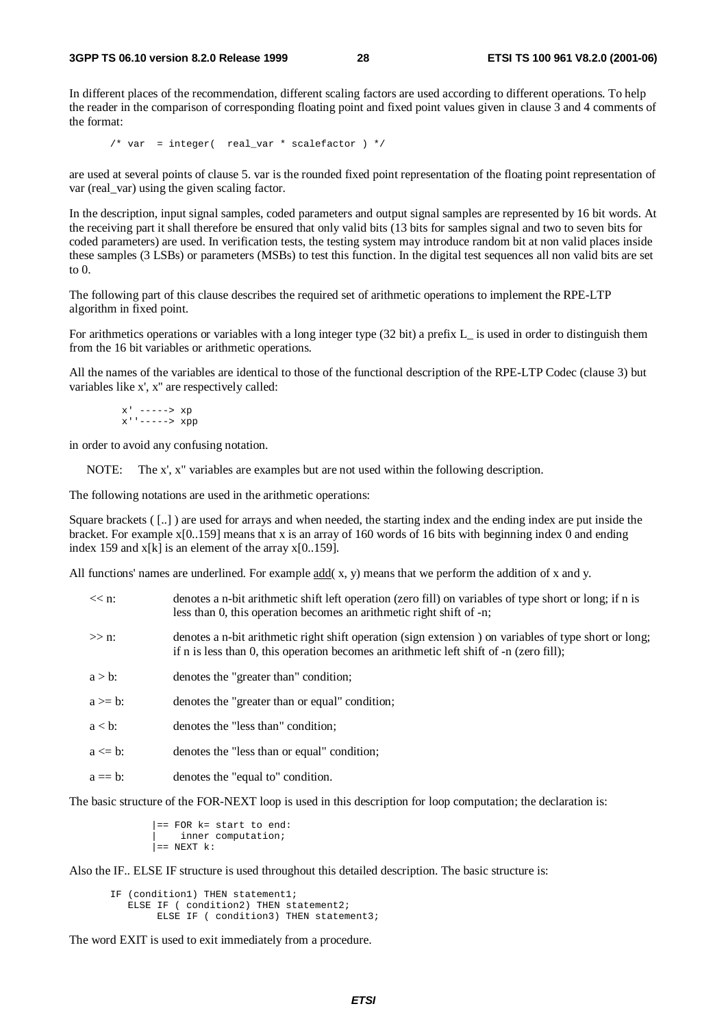In different places of the recommendation, different scaling factors are used according to different operations. To help the reader in the comparison of corresponding floating point and fixed point values given in clause 3 and 4 comments of the format:

```
/* var  = integer(  real_var * scalefactor ) */
```

are used at several points of clause 5. var is the rounded fixed point representation of the floating point representation of var (real_var) using the given scaling factor.

In the description, input signal samples, coded parameters and output signal samples are represented by 16 bit words. At the receiving part it shall therefore be ensured that only valid bits (13 bits for samples signal and two to seven bits for coded parameters) are used. In verification tests, the testing system may introduce random bit at non valid places inside these samples (3 LSBs) or parameters (MSBs) to test this function. In the digital test sequences all non valid bits are set to 0.

The following part of this clause describes the required set of arithmetic operations to implement the RPE-LTP algorithm in fixed point.

For arithmetics operations or variables with a long integer type (32 bit) a prefix L_ is used in order to distinguish them from the 16 bit variables or arithmetic operations.

All the names of the variables are identical to those of the functional description of the RPE-LTP Codec (clause 3) but variables like x', x" are respectively called:

```
x' -----> xp
x''-----> xpp
```

in order to avoid any confusing notation.

NOTE: The x', x" variables are examples but are not used within the following description.

The following notations are used in the arithmetic operations:

Square brackets ( [..] ) are used for arrays and when needed, the starting index and the ending index are put inside the bracket. For example x[0..159] means that x is an array of 160 words of 16 bits with beginning index 0 and ending index 159 and x[k] is an element of the array x[0..159].

All functions' names are underlined. For example add( x, y) means that we perform the addition of x and y.

- << n: denotes a n-bit arithmetic shift left operation (zero fill) on variables of type short or long; if n is less than 0, this operation becomes an arithmetic right shift of -n;
- >> n: denotes a n-bit arithmetic right shift operation (sign extension ) on variables of type short or long; if n is less than 0, this operation becomes an arithmetic left shift of -n (zero fill);
- a > b: denotes the "greater than" condition;
- a >= b: denotes the "greater than or equal" condition;
- a < b: denotes the "less than" condition;
- a <= b: denotes the "less than or equal" condition;
- a == b: denotes the "equal to" condition.

The basic structure of the FOR-NEXT loop is used in this description for loop computation; the declaration is:

```
|== FOR k= start to end:
|    inner computation;
|== NEXT k:
```

Also the IF.. ELSE IF structure is used throughout this detailed description. The basic structure is:

```
IF (condition1) THEN statement1;
   ELSE IF ( condition2) THEN statement2;
        ELSE IF ( condition3) THEN statement3;
```

The word EXIT is used to exit immediately from a procedure.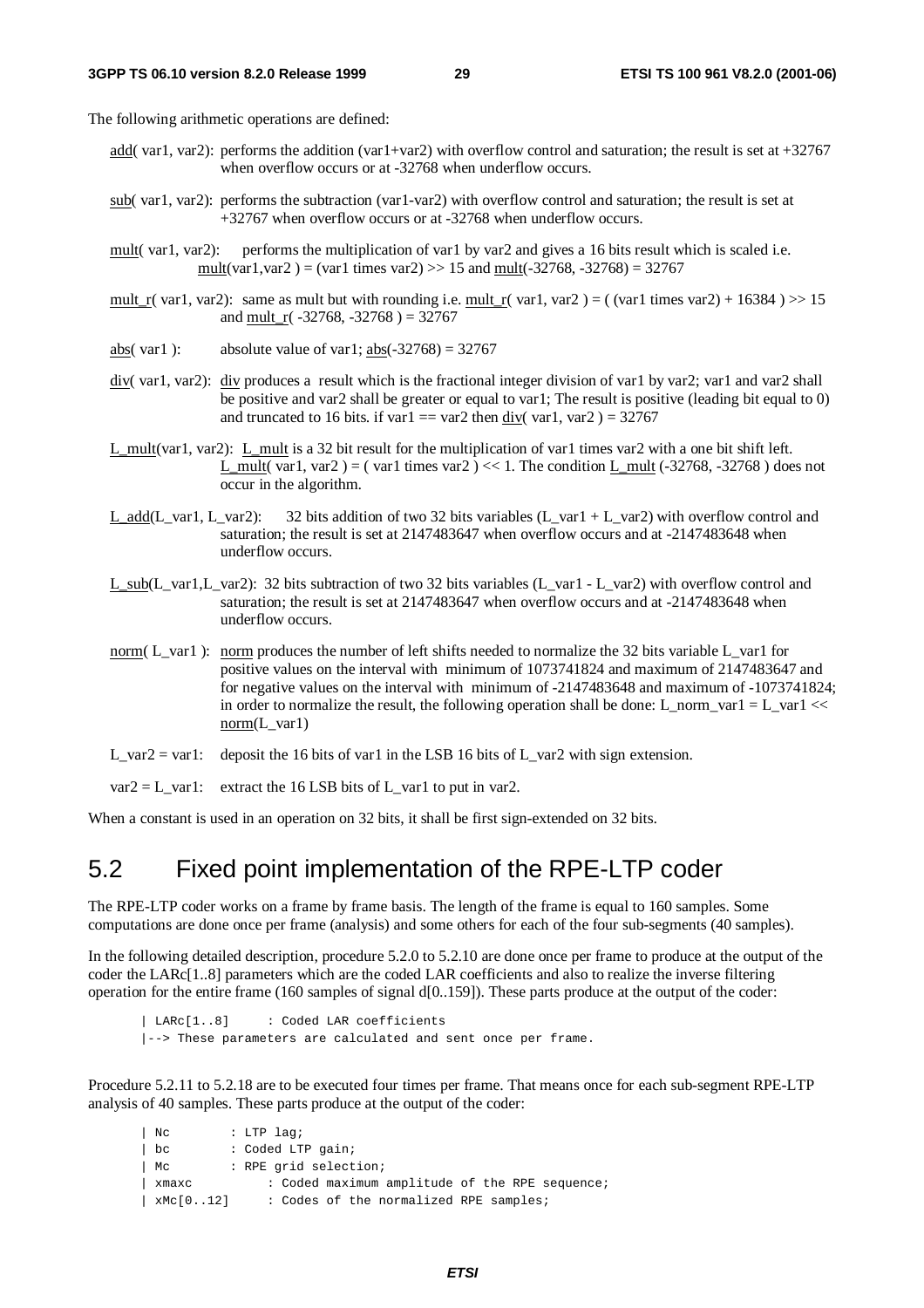The following arithmetic operations are defined:

- add( var1, var2): performs the addition (var1+var2) with overflow control and saturation; the result is set at +32767 when overflow occurs or at -32768 when underflow occurs.

- sub( var1, var2): performs the subtraction (var1-var2) with overflow control and saturation; the result is set at +32767 when overflow occurs or at -32768 when underflow occurs.

- mult( var1, var2): performs the multiplication of var1 by var2 and gives a 16 bits result which is scaled i.e. mult(var1,var2 ) = (var1 times var2) >> 15 and mult(-32768, -32768) = 32767

- mult_r( var1, var2): same as mult but with rounding i.e. mult_r( var1, var2 ) = ( (var1 times var2) + 16384 ) >> 15 and mult_r( -32768, -32768 ) = 32767

- abs( var1 ): absolute value of var1; abs(-32768) = 32767

- div( var1, var2): div produces a result which is the fractional integer division of var1 by var2; var1 and var2 shall be positive and var2 shall be greater or equal to var1; The result is positive (leading bit equal to 0) and truncated to 16 bits. if var1 == var2 then div( var1, var2 ) = 32767

- L_mult(var1, var2): L_mult is a 32 bit result for the multiplication of var1 times var2 with a one bit shift left. L_mult( var1, var2 ) = ( var1 times var2 ) << 1. The condition L_mult (-32768, -32768 ) does not occur in the algorithm.

- L_add(L_var1, L_var2): 32 bits addition of two 32 bits variables (L_var1 + L_var2) with overflow control and saturation; the result is set at 2147483647 when overflow occurs and at -2147483648 when underflow occurs.

- L_sub(L_var1,L_var2): 32 bits subtraction of two 32 bits variables (L_var1 - L_var2) with overflow control and saturation; the result is set at 2147483647 when overflow occurs and at -2147483648 when underflow occurs.

- norm( L_var1 ): norm produces the number of left shifts needed to normalize the 32 bits variable L_var1 for positive values on the interval with minimum of 1073741824 and maximum of 2147483647 and for negative values on the interval with minimum of -2147483648 and maximum of -1073741824; in order to normalize the result, the following operation shall be done: L_norm_var1 = L_var1 << norm(L_var1)

- L_var2 = var1: deposit the 16 bits of var1 in the LSB 16 bits of L_var2 with sign extension.

- var2 = L_var1: extract the 16 LSB bits of L_var1 to put in var2.

When a constant is used in an operation on 32 bits, it shall be first sign-extended on 32 bits.

## 5.2 Fixed point implementation of the RPE-LTP coder

The RPE-LTP coder works on a frame by frame basis. The length of the frame is equal to 160 samples. Some computations are done once per frame (analysis) and some others for each of the four sub-segments (40 samples).

In the following detailed description, procedure 5.2.0 to 5.2.10 are done once per frame to produce at the output of the coder the LARc[1..8] parameters which are the coded LAR coefficients and also to realize the inverse filtering operation for the entire frame (160 samples of signal d[0..159]). These parts produce at the output of the coder:

```
| LARc[1..8]     : Coded LAR coefficients
|--> These parameters are calculated and sent once per frame.
```

Procedure 5.2.11 to 5.2.18 are to be executed four times per frame. That means once for each sub-segment RPE-LTP analysis of 40 samples. These parts produce at the output of the coder:

```
| Nc        : LTP lag;
| bc        : Coded LTP gain;
| Mc        : RPE grid selection;
| xmaxc          : Coded maximum amplitude of the RPE sequence;
| xMc[0..12]     : Codes of the normalized RPE samples;
```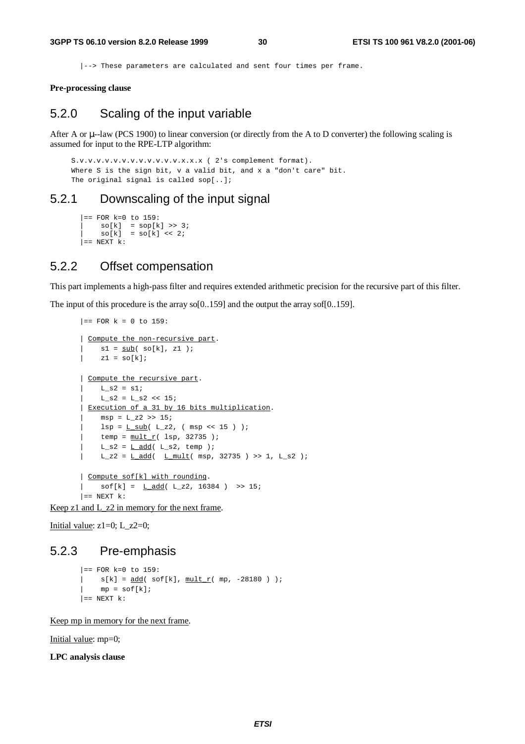```
|--> These parameters are calculated and sent four times per frame.
```

**Pre-processing clause**

## 5.2.0 Scaling of the input variable

After A or µ--law (PCS 1900) to linear conversion (or directly from the A to D converter) the following scaling is assumed for input to the RPE-LTP algorithm:

```
S.v.v.v.v.v.v.v.v.v.v.v.v.x.x.x ( 2's complement format).
Where S is the sign bit, v a valid bit, and x a "don't care" bit.
The original signal is called sop[..];
```

## 5.2.1 Downscaling of the input signal

```
|== FOR k=0 to 159:
|    so[k]  = sop[k] >> 3;
|    so[k]  = so[k] << 2;
|== NEXT k:
```

## 5.2.2 Offset compensation

This part implements a high-pass filter and requires extended arithmetic precision for the recursive part of this filter.

The input of this procedure is the array so[0..159] and the output the array sof[0..159].

```
|== FOR k = 0 to 159:

| Compute the non-recursive part.
|    s1 = sub( so[k], z1 );
|    z1 = so[k];

| Compute the recursive part.
|    L_s2 = s1;
|    L_s2 = L_s2 << 15;
| Execution of a 31 by 16 bits multiplication.
|    msp = L_z2 >> 15;
|    lsp = L_sub( L_z2, ( msp << 15 ) );
|    temp = mult_r( lsp, 32735 );
|    L_s2 = L_add( L_s2, temp );
|    L_z2 = L_add(  L_mult( msp, 32735 ) >> 1, L_s2 );

| Compute sof[k] with rounding.
|    sof[k] =  L_add( L_z2, 16384 )  >> 15;
|== NEXT k:
```

Keep z1 and L_z2 in memory for the next frame.

Initial value: z1=0; L_z2=0;

## 5.2.3 Pre-emphasis

```
|== FOR k=0 to 159:
|    s[k] = add( sof[k], mult_r( mp, -28180 ) );
|    mp = sof[k];
|== NEXT k:
```

Keep mp in memory for the next frame.

Initial value: mp=0;

**LPC analysis clause**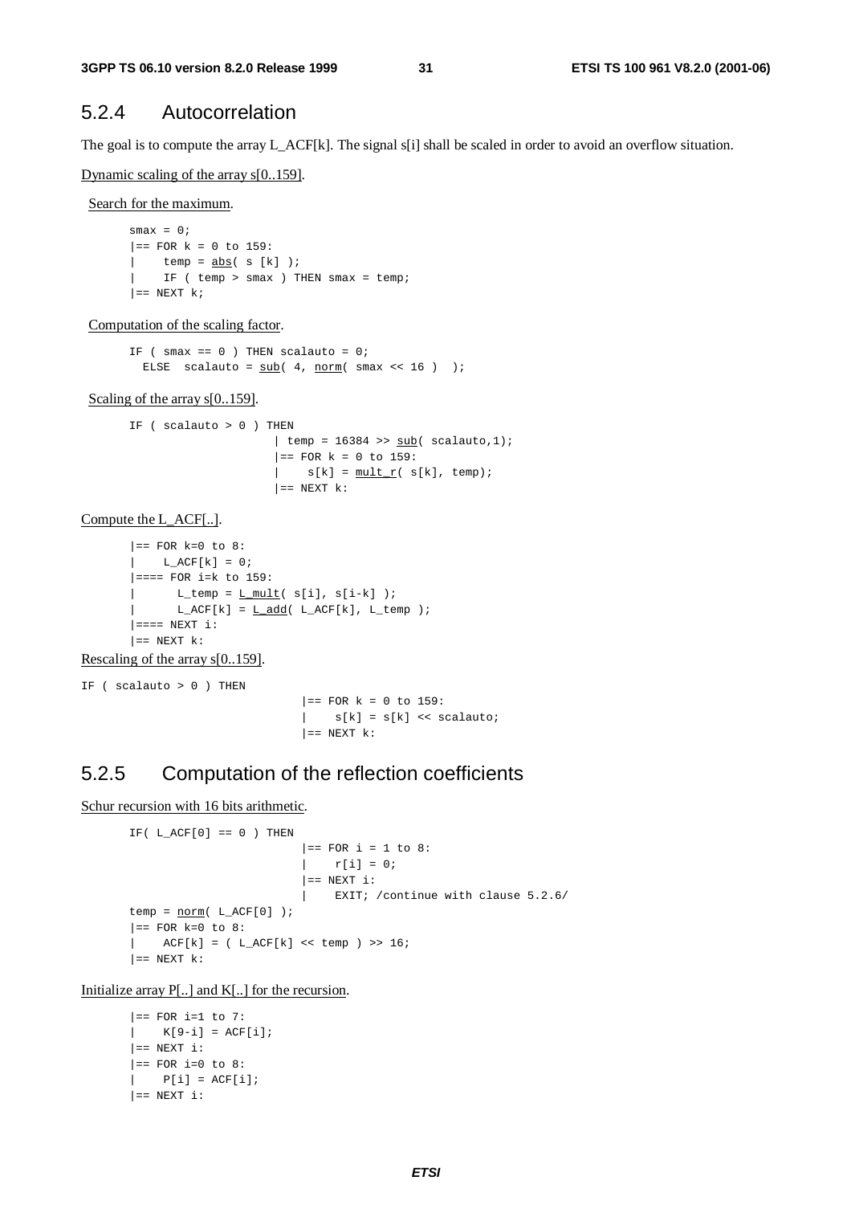## 5.2.4 Autocorrelation

The goal is to compute the array L_ACF[k]. The signal s[i] shall be scaled in order to avoid an overflow situation.

Dynamic scaling of the array s[0..159].

Search for the maximum.

```
smax = 0;
|== FOR k = 0 to 159:
|    temp = abs( s [k] );
|    IF ( temp > smax ) THEN smax = temp;
|== NEXT k;
```

Computation of the scaling factor.

```
IF ( smax == 0 ) THEN scalauto = 0;
  ELSE  scalauto = sub( 4, norm( smax << 16 )  );
```

Scaling of the array s[0..159].

```
IF ( scalauto > 0 ) THEN
                     | temp = 16384 >> sub( scalauto,1);
                     |== FOR k = 0 to 159:
                     |    s[k] = mult_r( s[k], temp);
                     |== NEXT k:
```

Compute the L_ACF[..].

```
|== FOR k=0 to 8:
|    L_ACF[k] = 0;
|==== FOR i=k to 159:
|      L_temp = L_mult( s[i], s[i-k] );
|      L_ACF[k] = L_add( L_ACF[k], L_temp );
|==== NEXT i:
|== NEXT k:
```

Rescaling of the array s[0..159].

```
IF ( scalauto > 0 ) THEN
                          |== FOR k = 0 to 159:
                          |    s[k] = s[k] << scalauto;
                          |== NEXT k:
```

## 5.2.5 Computation of the reflection coefficients

Schur recursion with 16 bits arithmetic.

```
IF( L_ACF[0] == 0 ) THEN
                          |== FOR i = 1 to 8:
                          |    r[i] = 0;
                          |== NEXT i:
                          |    EXIT; /continue with clause 5.2.6/
temp = norm( L_ACF[0] );
|== FOR k=0 to 8:
|    ACF[k] = ( L_ACF[k] << temp ) >> 16;
|== NEXT k:
```

Initialize array P[..] and K[..] for the recursion.

```
|== FOR i=1 to 7:
|    K[9-i] = ACF[i];
|== NEXT i:
|== FOR i=0 to 8:
|    P[i] = ACF[i];
|== NEXT i:
```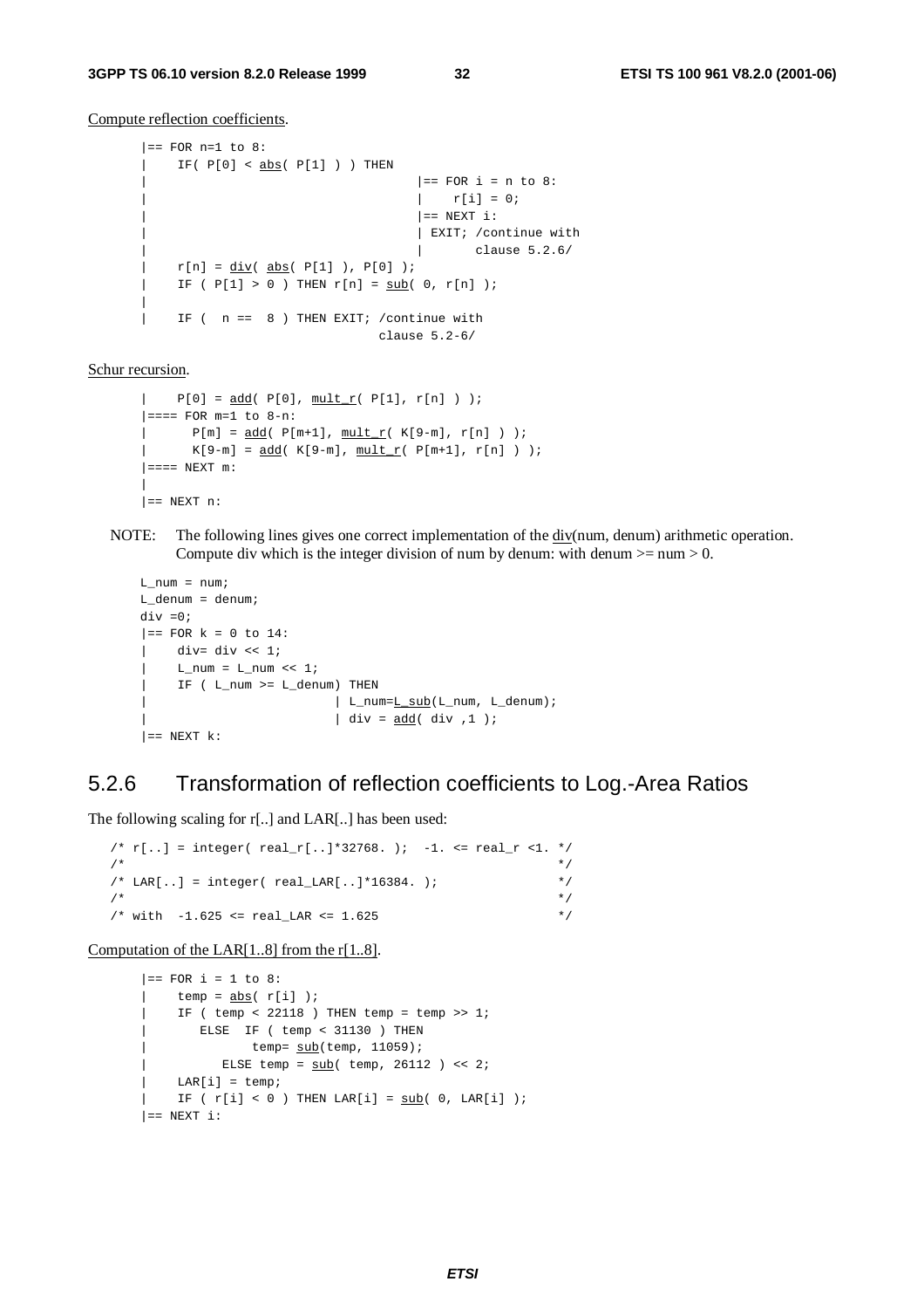Compute reflection coefficients.

```
|== FOR n=1 to 8:
|    IF( P[0] < abs( P[1] ) ) THEN
|                                    |== FOR i = n to 8:
|                                    |    r[i] = 0;
|                                    |== NEXT i:
|                                    | EXIT; /continue with
|                                    |       clause 5.2.6/
|    r[n] = div( abs( P[1] ), P[0] );
|    IF ( P[1] > 0 ) THEN r[n] = sub( 0, r[n] );
|
|    IF (  n ==  8 ) THEN EXIT; /continue with
                                clause 5.2-6/
```

Schur recursion.

```
|    P[0] = add( P[0], mult_r( P[1], r[n] ) );
|==== FOR m=1 to 8-n:
|      P[m] = add( P[m+1], mult_r( K[9-m], r[n] ) );
|      K[9-m] = add( K[9-m], mult_r( P[m+1], r[n] ) );
|==== NEXT m:
|
|== NEXT n:
```

NOTE: The following lines gives one correct implementation of the div(num, denum) arithmetic operation. Compute div which is the integer division of num by denum: with denum >= num > 0.

```
L_num = num;
L_denum = denum;
div =0;
|== FOR k = 0 to 14:
|    div= div << 1;
|    L_num = L_num << 1;
|    IF ( L_num >= L_denum) THEN
|                          | L_num=L_sub(L_num, L_denum);
|                          | div = add( div ,1 );
|== NEXT k:
```

## 5.2.6 Transformation of reflection coefficients to Log.-Area Ratios

The following scaling for r[..] and LAR[..] has been used:

```
/* r[..] = integer( real_r[..]*32768. );  -1. <= real_r <1. */
/*                                                           */
/* LAR[..] = integer( real_LAR[..]*16384. );                 */
/*                                                           */
/* with  -1.625 <= real_LAR <= 1.625                         */
```

Computation of the LAR[1..8] from the r[1..8].

```
|== FOR i = 1 to 8:
|    temp = abs( r[i] );
|    IF ( temp < 22118 ) THEN temp = temp >> 1;
|       ELSE  IF ( temp < 31130 ) THEN
|              temp= sub(temp, 11059);
|          ELSE temp = sub( temp, 26112 ) << 2;
|    LAR[i] = temp;
|    IF ( r[i] < 0 ) THEN LAR[i] = sub( 0, LAR[i] );
|== NEXT i:
```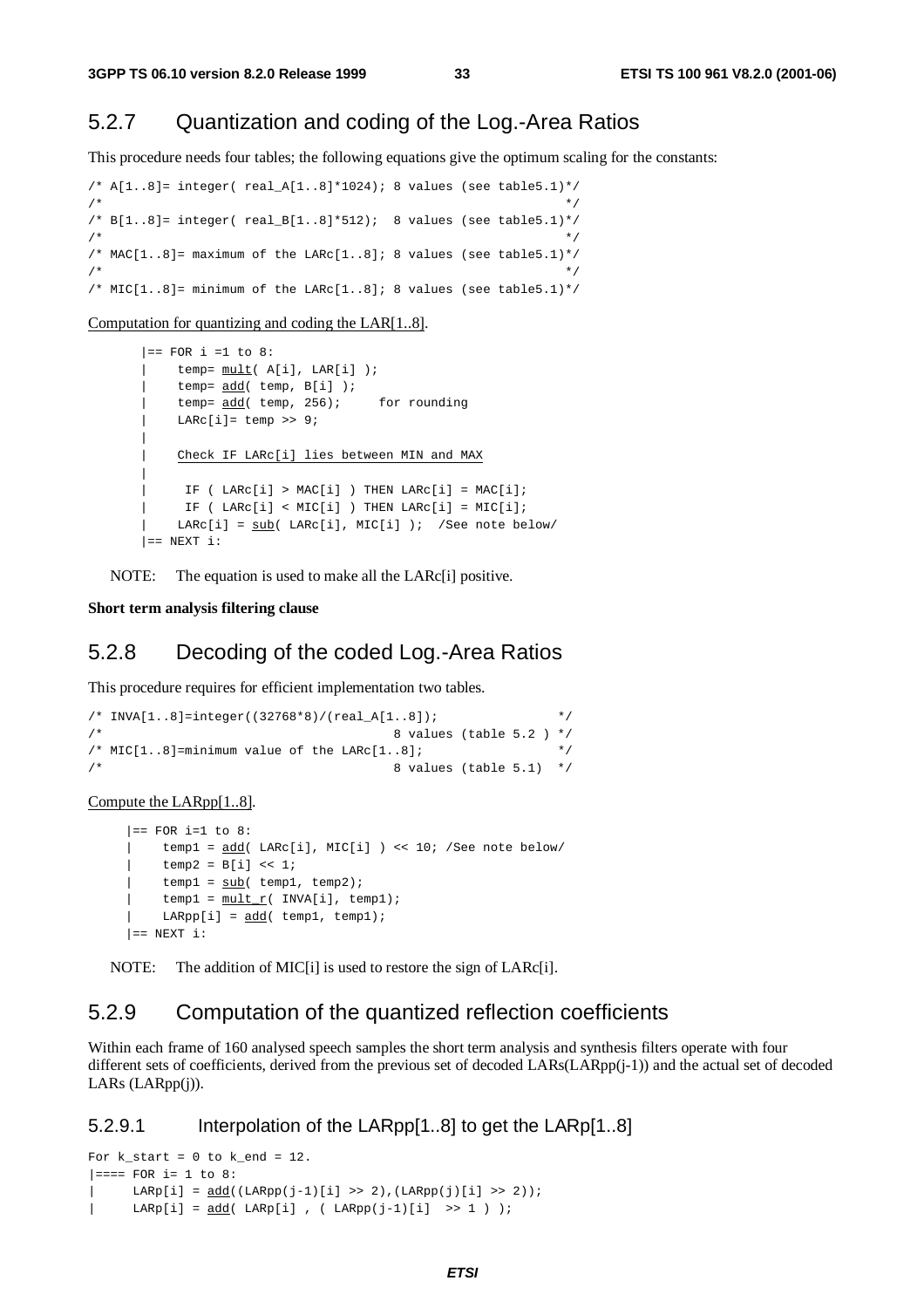## 5.2.7 Quantization and coding of the Log.-Area Ratios

This procedure needs four tables; the following equations give the optimum scaling for the constants:

```
/* A[1..8]= integer( real_A[1..8]*1024); 8 values (see table5.1)*/
/*                                                               */
/* B[1..8]= integer( real_B[1..8]*512);  8 values (see table5.1)*/
/*                                                               */
/* MAC[1..8]= maximum of the LARc[1..8]; 8 values (see table5.1)*/
/*                                                               */
/* MIC[1..8]= minimum of the LARc[1..8]; 8 values (see table5.1)*/
```

Computation for quantizing and coding the LAR[1..8].

```
|== FOR i =1 to 8:
|    temp= mult( A[i], LAR[i] );
|    temp= add( temp, B[i] );
|    temp= add( temp, 256);     for rounding
|    LARc[i]= temp >> 9;
|
|    Check IF LARc[i] lies between MIN and MAX
|
|     IF ( LARc[i] > MAC[i] ) THEN LARc[i] = MAC[i];
|     IF ( LARc[i] < MIC[i] ) THEN LARc[i] = MIC[i];
|    LARc[i] = sub( LARc[i], MIC[i] );  /See note below/
|== NEXT i:
```

NOTE: The equation is used to make all the LARc[i] positive.

**Short term analysis filtering clause**

## 5.2.8 Decoding of the coded Log.-Area Ratios

This procedure requires for efficient implementation two tables.

```
/* INVA[1..8]=integer((32768*8)/(real_A[1..8]);              */
/*                                        8 values (table 5.2 ) */
/* MIC[1..8]=minimum value of the LARc[1..8];                 */
/*                                        8 values (table 5.1)  */
```

Compute the LARpp[1..8].

```
|== FOR i=1 to 8:
|    temp1 = add( LARc[i], MIC[i] ) << 10; /See note below/
|    temp2 = B[i] << 1;
|    temp1 = sub( temp1, temp2);
|    temp1 = mult_r( INVA[i], temp1);
|    LARpp[i] = add( temp1, temp1);
|== NEXT i:
```

NOTE: The addition of MIC[i] is used to restore the sign of LARc[i].

## 5.2.9 Computation of the quantized reflection coefficients

Within each frame of 160 analysed speech samples the short term analysis and synthesis filters operate with four different sets of coefficients, derived from the previous set of decoded LARs(LARpp(j-1)) and the actual set of decoded LARs (LARpp(j)).

### 5.2.9.1 Interpolation of the LARpp[1..8] to get the LARp[1..8]

```
For k_start = 0 to k_end = 12.
|==== FOR i= 1 to 8:
|     LARp[i] = add((LARpp(j-1)[i] >> 2),(LARpp(j)[i] >> 2));
|     LARp[i] = add( LARp[i] , ( LARpp(j-1)[i]  >> 1 ) );
```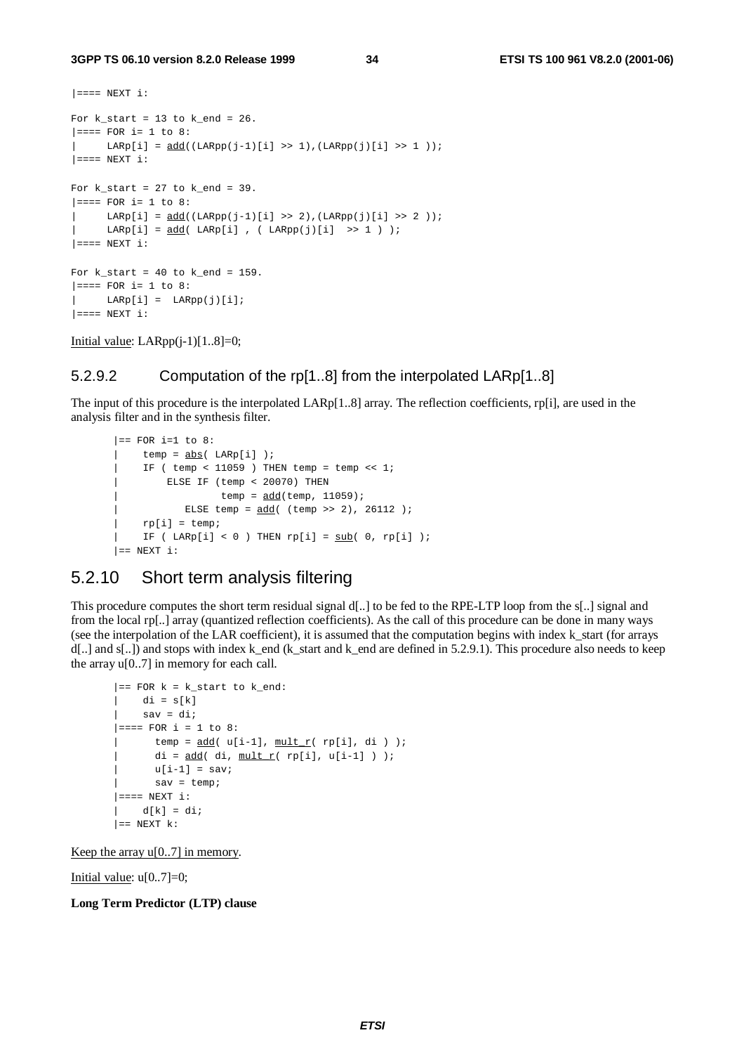```
|==== NEXT i:

For k_start = 13 to k_end = 26.
|==== FOR i= 1 to 8:
|     LARp[i] = add((LARpp(j-1)[i] >> 1),(LARpp(j)[i] >> 1 ));
|==== NEXT i:

For k_start = 27 to k_end = 39.
|==== FOR i= 1 to 8:
|     LARp[i] = add((LARpp(j-1)[i] >> 2),(LARpp(j)[i] >> 2 ));
|     LARp[i] = add( LARp[i] , ( LARpp(j)[i]  >> 1 ) );
|==== NEXT i:

For k_start = 40 to k_end = 159.
|==== FOR i= 1 to 8:
|     LARp[i] =  LARpp(j)[i];
|==== NEXT i:
```

Initial value: LARpp(j-1)[1..8]=0;

### 5.2.9.2 Computation of the rp[1..8] from the interpolated LARp[1..8]

The input of this procedure is the interpolated LARp[1..8] array. The reflection coefficients, rp[i], are used in the analysis filter and in the synthesis filter.

```
|== FOR i=1 to 8:
|    temp = abs( LARp[i] );
|    IF ( temp < 11059 ) THEN temp = temp << 1;
|        ELSE IF (temp < 20070) THEN
|                 temp = add(temp, 11059);
|           ELSE temp = add( (temp >> 2), 26112 );
|    rp[i] = temp;
|    IF ( LARp[i] < 0 ) THEN rp[i] = sub( 0, rp[i] );
|== NEXT i:
```

## 5.2.10 Short term analysis filtering

This procedure computes the short term residual signal d[..] to be fed to the RPE-LTP loop from the s[..] signal and from the local rp[..] array (quantized reflection coefficients). As the call of this procedure can be done in many ways (see the interpolation of the LAR coefficient), it is assumed that the computation begins with index k_start (for arrays d[..] and s[..]) and stops with index k_end (k_start and k_end are defined in 5.2.9.1). This procedure also needs to keep the array u[0..7] in memory for each call.

```
|== FOR k = k_start to k_end:
|    di = s[k]
|    sav = di;
|==== FOR i = 1 to 8:
|      temp = add( u[i-1], mult_r( rp[i], di ) );
|      di = add( di, mult_r( rp[i], u[i-1] ) );
|      u[i-1] = sav;
|      sav = temp;
|==== NEXT i:
|    d[k] = di;
|== NEXT k:
```

Keep the array u[0..7] in memory.

Initial value: u[0..7]=0;

**Long Term Predictor (LTP) clause**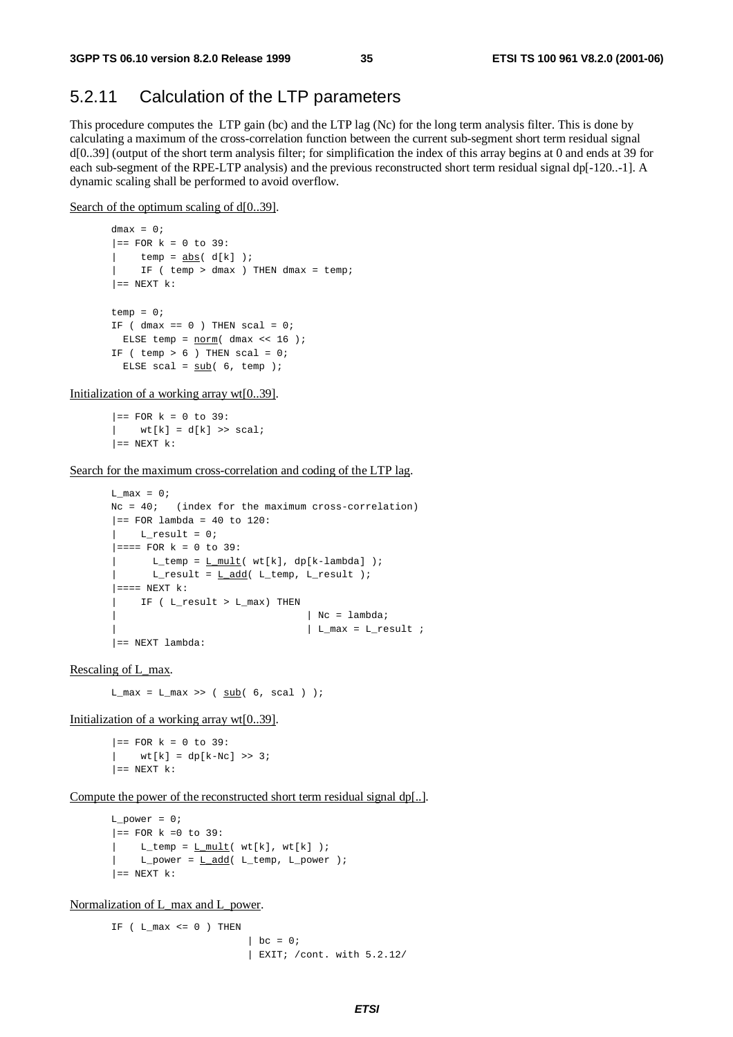## 5.2.11 Calculation of the LTP parameters

This procedure computes the LTP gain (bc) and the LTP lag (Nc) for the long term analysis filter. This is done by calculating a maximum of the cross-correlation function between the current sub-segment short term residual signal d[0..39] (output of the short term analysis filter; for simplification the index of this array begins at 0 and ends at 39 for each sub-segment of the RPE-LTP analysis) and the previous reconstructed short term residual signal dp[-120..-1]. A dynamic scaling shall be performed to avoid overflow.

Search of the optimum scaling of d[0..39].

```
dmax = 0;
|== FOR k = 0 to 39:
|    temp = abs( d[k] );
|    IF ( temp > dmax ) THEN dmax = temp;
|== NEXT k:

temp = 0;
IF ( dmax == 0 ) THEN scal = 0;
  ELSE temp = norm( dmax << 16 );
IF ( temp > 6 ) THEN scal = 0;
  ELSE scal = sub( 6, temp );
```

Initialization of a working array wt[0..39].

```
|== FOR k = 0 to 39:
|    wt[k] = d[k] >> scal;
|== NEXT k:
```

Search for the maximum cross-correlation and coding of the LTP lag.

```
L_max = 0;
Nc = 40;   (index for the maximum cross-correlation)
|== FOR lambda = 40 to 120:
|    L_result = 0;
|==== FOR k = 0 to 39:
|      L_temp = L_mult( wt[k], dp[k-lambda] );
|      L_result = L_add( L_temp, L_result );
|==== NEXT k:
|    IF ( L_result > L_max) THEN
|                               | Nc = lambda;
|                               | L_max = L_result ;
|== NEXT lambda:
```

Rescaling of L_max.

```
L_max = L_max >> ( sub( 6, scal ) );
```

Initialization of a working array wt[0..39].

```
|== FOR k = 0 to 39:
|    wt[k] = dp[k-Nc] >> 3;
|== NEXT k:
```

Compute the power of the reconstructed short term residual signal dp[..].

```
L_power = 0;
|== FOR k =0 to 39:
|    L_temp = L_mult( wt[k], wt[k] );
|    L_power = L_add( L_temp, L_power );
|== NEXT k:
```

Normalization of L_max and L_power.

```
IF ( L_max <= 0 ) THEN
                       | bc = 0;
                       | EXIT; /cont. with 5.2.12/
```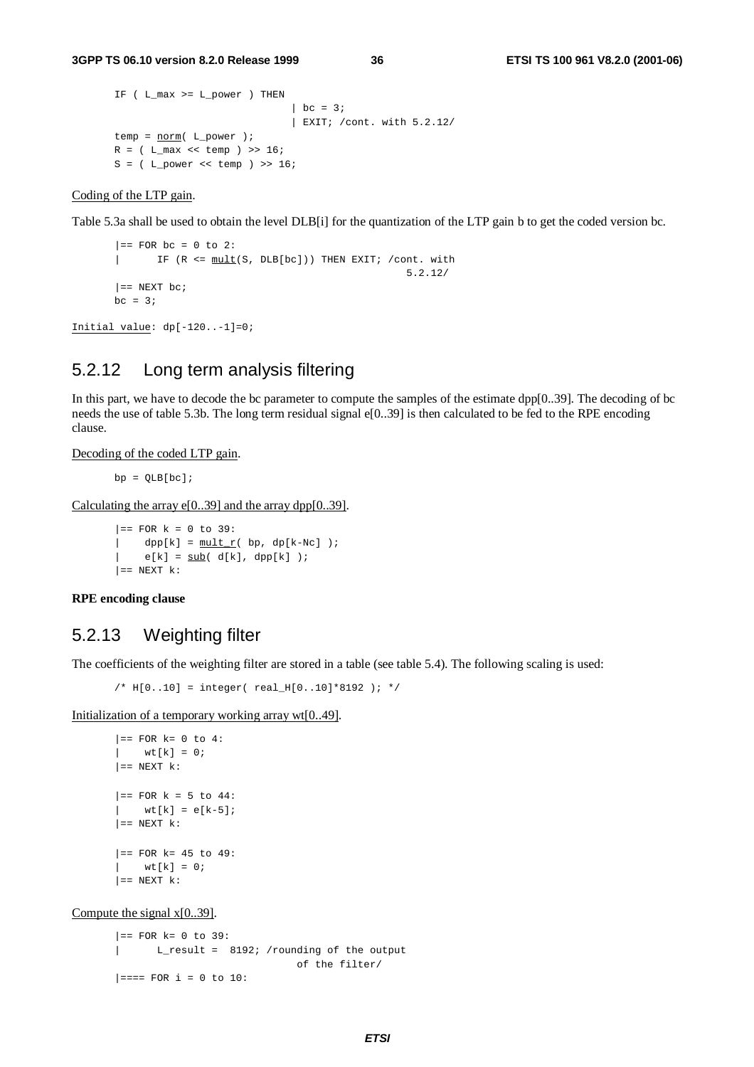```
IF ( L_max >= L_power ) THEN
                              | bc = 3;
                              | EXIT; /cont. with 5.2.12/
temp = norm( L_power );
R = ( L_max << temp ) >> 16;
S = ( L_power << temp ) >> 16;
```

Coding of the LTP gain.

Table 5.3a shall be used to obtain the level DLB[i] for the quantization of the LTP gain b to get the coded version bc.

```
|== FOR bc = 0 to 2:
|      IF (R <= mult(S, DLB[bc])) THEN EXIT; /cont. with
                                                    5.2.12/
|== NEXT bc;
bc = 3;
```

Initial value: dp[-120..-1]=0;

## 5.2.12 Long term analysis filtering

In this part, we have to decode the bc parameter to compute the samples of the estimate dpp[0..39]. The decoding of bc needs the use of table 5.3b. The long term residual signal e[0..39] is then calculated to be fed to the RPE encoding clause.

Decoding of the coded LTP gain.

```
bp = QLB[bc];
```

Calculating the array e[0..39] and the array dpp[0..39].

```
|== FOR k = 0 to 39:
|    dpp[k] = mult_r( bp, dp[k-Nc] );
|    e[k] = sub( d[k], dpp[k] );
|== NEXT k:
```

**RPE encoding clause**

## 5.2.13 Weighting filter

The coefficients of the weighting filter are stored in a table (see table 5.4). The following scaling is used:

```
/* H[0..10] = integer( real_H[0..10]*8192 ); */
```

Initialization of a temporary working array wt[0..49].

```
|== FOR k= 0 to 4:
|    wt[k] = 0;
|== NEXT k:

|== FOR k = 5 to 44:
|    wt[k] = e[k-5];
|== NEXT k:

|== FOR k= 45 to 49:
|    wt[k] = 0;
|== NEXT k:
```

Compute the signal x[0..39].

```
|== FOR k= 0 to 39:
|      L_result =  8192; /rounding of the output
                             of the filter/
|==== FOR i = 0 to 10:
```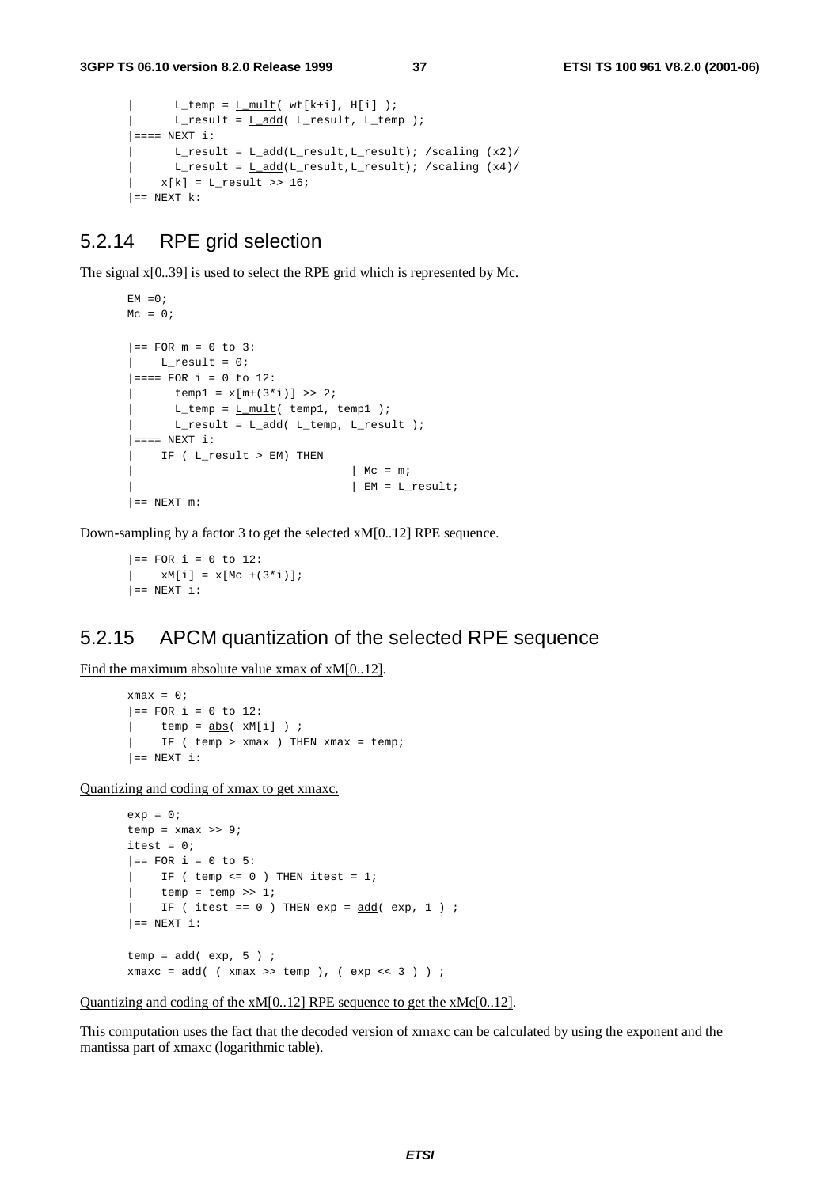```
|      L_temp = L_mult( wt[k+i], H[i] );
|      L_result = L_add( L_result, L_temp );
|==== NEXT i:
|      L_result = L_add(L_result,L_result); /scaling (x2)/
|      L_result = L_add(L_result,L_result); /scaling (x4)/
|    x[k] = L_result >> 16;
|== NEXT k:
```

## 5.2.14 RPE grid selection

The signal x[0..39] is used to select the RPE grid which is represented by Mc.

```
EM =0;
Mc = 0;

|== FOR m = 0 to 3:
|    L_result = 0;
|==== FOR i = 0 to 12:
|      temp1 = x[m+(3*i)] >> 2;
|      L_temp = L_mult( temp1, temp1 );
|      L_result = L_add( L_temp, L_result );
|==== NEXT i:
|    IF ( L_result > EM) THEN
|                                | Mc = m;
|                                | EM = L_result;
|== NEXT m:
```

Down-sampling by a factor 3 to get the selected xM[0..12] RPE sequence.

```
|== FOR i = 0 to 12:
|    xM[i] = x[Mc +(3*i)];
|== NEXT i:
```

## 5.2.15 APCM quantization of the selected RPE sequence

Find the maximum absolute value xmax of xM[0..12].

```
xmax = 0;
|== FOR i = 0 to 12:
|    temp = abs( xM[i] ) ;
|    IF ( temp > xmax ) THEN xmax = temp;
|== NEXT i:
```

Quantizing and coding of xmax to get xmaxc.

```
exp = 0;
temp = xmax >> 9;
itest = 0;
|== FOR i = 0 to 5:
|    IF ( temp <= 0 ) THEN itest = 1;
|    temp = temp >> 1;
|    IF ( itest == 0 ) THEN exp = add( exp, 1 ) ;
|== NEXT i:

temp = add( exp, 5 ) ;
xmaxc = add( ( xmax >> temp ), ( exp << 3 ) ) ;
```

Quantizing and coding of the xM[0..12] RPE sequence to get the xMc[0..12].

This computation uses the fact that the decoded version of xmaxc can be calculated by using the exponent and the mantissa part of xmaxc (logarithmic table).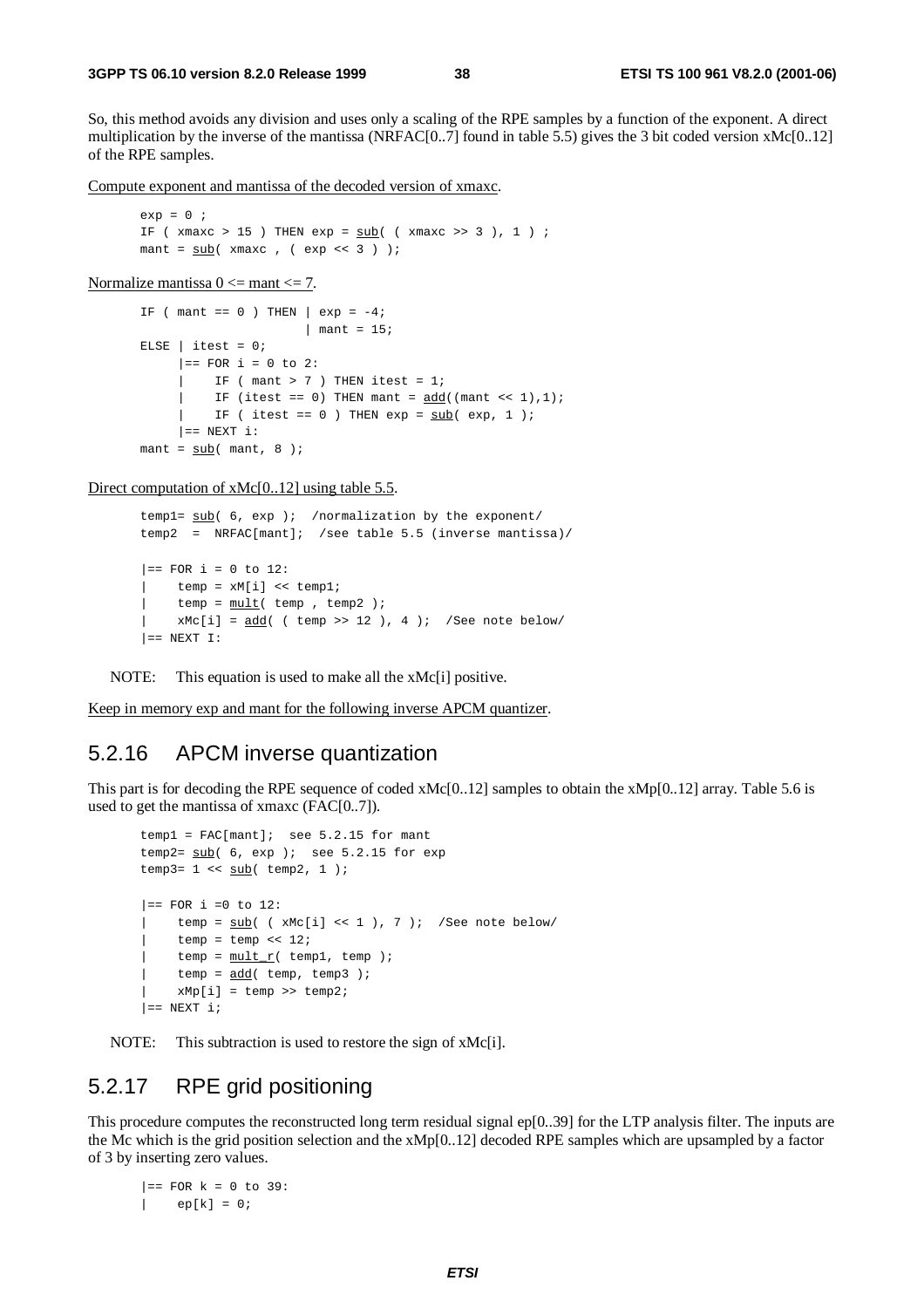So, this method avoids any division and uses only a scaling of the RPE samples by a function of the exponent. A direct multiplication by the inverse of the mantissa (NRFAC[0..7] found in table 5.5) gives the 3 bit coded version xMc[0..12] of the RPE samples.

Compute exponent and mantissa of the decoded version of xmaxc.

```
exp = 0 ;
IF ( xmaxc > 15 ) THEN exp = sub( ( xmaxc >> 3 ), 1 ) ;
mant = sub( xmaxc , ( exp << 3 ) );
```

Normalize mantissa 0 <= mant <= 7.

```
IF ( mant == 0 ) THEN | exp = -4;
                      | mant = 15;
ELSE | itest = 0;
     |== FOR i = 0 to 2:
     |    IF ( mant > 7 ) THEN itest = 1;
     |    IF (itest == 0) THEN mant = add((mant << 1),1);
     |    IF ( itest == 0 ) THEN exp = sub( exp, 1 );
     |== NEXT i:
mant = sub( mant, 8 );
```

Direct computation of xMc[0..12] using table 5.5.

```
temp1= sub( 6, exp );  /normalization by the exponent/
temp2  =  NRFAC[mant];  /see table 5.5 (inverse mantissa)/

|== FOR i = 0 to 12:
|    temp = xM[i] << temp1;
|    temp = mult( temp , temp2 );
|    xMc[i] = add( ( temp >> 12 ), 4 );  /See note below/
|== NEXT I:
```

NOTE: This equation is used to make all the xMc[i] positive.

Keep in memory exp and mant for the following inverse APCM quantizer.

## 5.2.16 APCM inverse quantization

This part is for decoding the RPE sequence of coded xMc[0..12] samples to obtain the xMp[0..12] array. Table 5.6 is used to get the mantissa of xmaxc (FAC[0..7]).

```
temp1 = FAC[mant];  see 5.2.15 for mant
temp2= sub( 6, exp );  see 5.2.15 for exp
temp3= 1 << sub( temp2, 1 );

|== FOR i =0 to 12:
|    temp = sub( ( xMc[i] << 1 ), 7 );  /See note below/
|    temp = temp << 12;
|    temp = mult_r( temp1, temp );
|    temp = add( temp, temp3 );
|    xMp[i] = temp >> temp2;
|== NEXT i;
```

NOTE: This subtraction is used to restore the sign of xMc[i].

## 5.2.17 RPE grid positioning

This procedure computes the reconstructed long term residual signal ep[0..39] for the LTP analysis filter. The inputs are the Mc which is the grid position selection and the xMp[0..12] decoded RPE samples which are upsampled by a factor of 3 by inserting zero values.

```
|== FOR k = 0 to 39:
|    ep[k] = 0;
```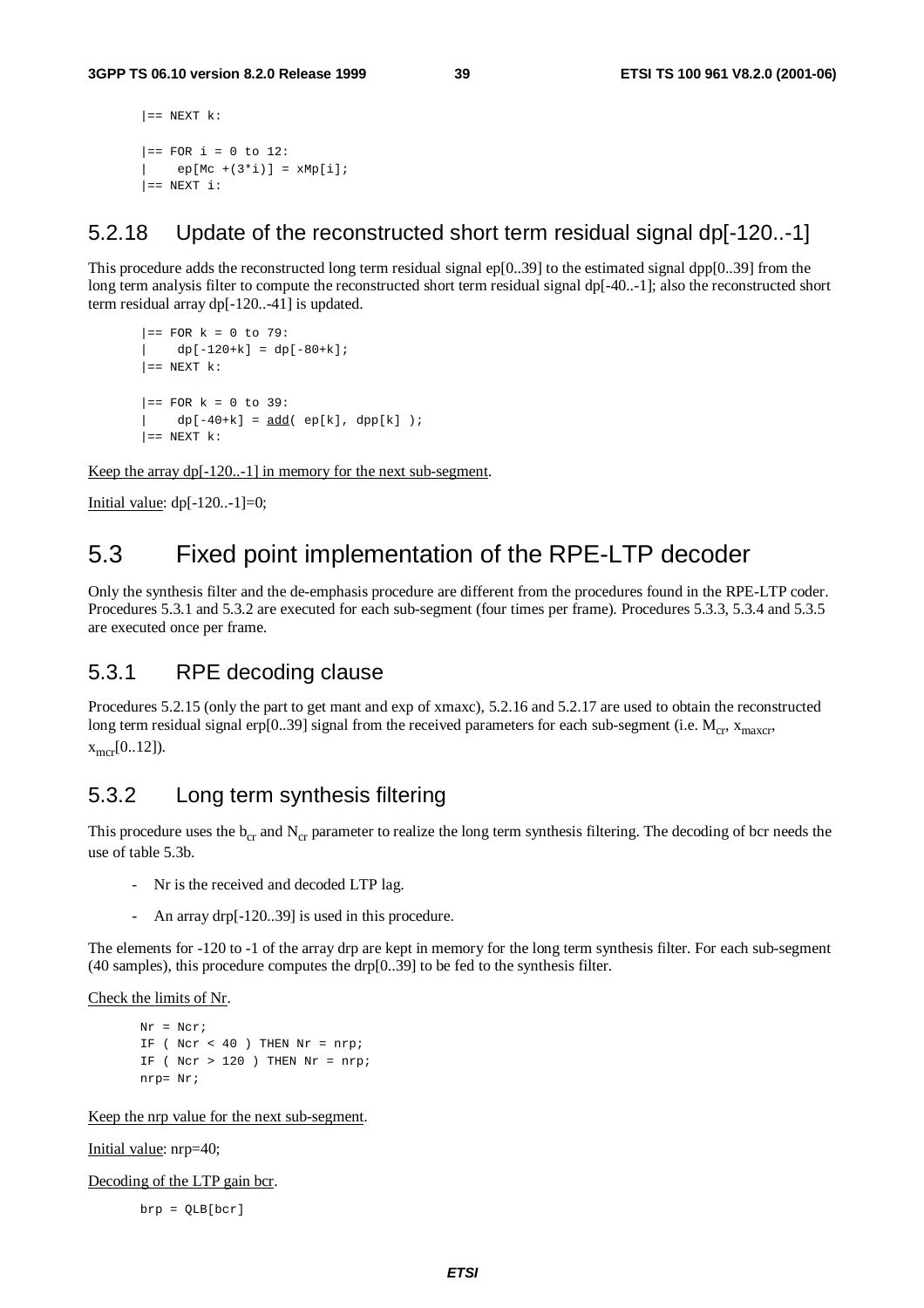```
|== NEXT k:

|== FOR i = 0 to 12:
|    ep[Mc +(3*i)] = xMp[i];
|== NEXT i:
```

### 5.2.18 Update of the reconstructed short term residual signal dp[-120..-1]

This procedure adds the reconstructed long term residual signal ep[0..39] to the estimated signal dpp[0..39] from the long term analysis filter to compute the reconstructed short term residual signal dp[-40..-1]; also the reconstructed short term residual array dp[-120..-41] is updated.

```
|== FOR k = 0 to 79:
|    dp[-120+k] = dp[-80+k];
|== NEXT k:

|== FOR k = 0 to 39:
|    dp[-40+k] = add( ep[k], dpp[k] );
|== NEXT k:
```

Keep the array dp[-120..-1] in memory for the next sub-segment.

Initial value: dp[-120..-1]=0;

## 5.3 Fixed point implementation of the RPE-LTP decoder

Only the synthesis filter and the de-emphasis procedure are different from the procedures found in the RPE-LTP coder. Procedures 5.3.1 and 5.3.2 are executed for each sub-segment (four times per frame). Procedures 5.3.3, 5.3.4 and 5.3.5 are executed once per frame.

### 5.3.1 RPE decoding clause

Procedures 5.2.15 (only the part to get mant and exp of xmaxc), 5.2.16 and 5.2.17 are used to obtain the reconstructed long term residual signal erp[0..39] signal from the received parameters for each sub-segment (i.e. $M_{cr}$, $x_{maxcr}$, $x_{mcr}$[0..12]).

### 5.3.2 Long term synthesis filtering

This procedure uses the $b_{cr}$ and $N_{cr}$ parameter to realize the long term synthesis filtering. The decoding of bcr needs the use of table 5.3b.

- Nr is the received and decoded LTP lag.
- An array drp[-120..39] is used in this procedure.

The elements for -120 to -1 of the array drp are kept in memory for the long term synthesis filter. For each sub-segment (40 samples), this procedure computes the drp[0..39] to be fed to the synthesis filter.

Check the limits of Nr.

```
Nr = Ncr;
IF ( Ncr < 40 ) THEN Nr = nrp;
IF ( Ncr > 120 ) THEN Nr = nrp;
nrp= Nr;
```

Keep the nrp value for the next sub-segment.

Initial value: nrp=40;

Decoding of the LTP gain bcr.

```
brp = QLB[bcr]
```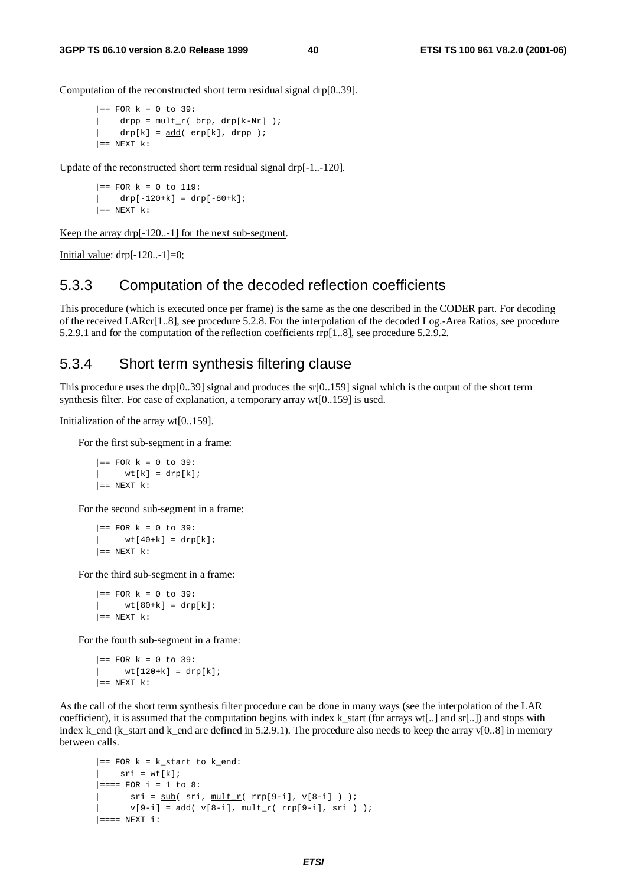Computation of the reconstructed short term residual signal drp[0..39].

```
|== FOR k = 0 to 39:
|    drpp = mult_r( brp, drp[k-Nr] );
|    drp[k] = add( erp[k], drpp );
|== NEXT k:
```

Update of the reconstructed short term residual signal drp[-1..-120].

```
|== FOR k = 0 to 119:
|    drp[-120+k] = drp[-80+k];
|== NEXT k:
```

Keep the array drp[-120..-1] for the next sub-segment.

Initial value: drp[-120..-1]=0;

### 5.3.3 Computation of the decoded reflection coefficients

This procedure (which is executed once per frame) is the same as the one described in the CODER part. For decoding of the received LARcr[1..8], see procedure 5.2.8. For the interpolation of the decoded Log.-Area Ratios, see procedure 5.2.9.1 and for the computation of the reflection coefficients rrp[1..8], see procedure 5.2.9.2.

### 5.3.4 Short term synthesis filtering clause

This procedure uses the drp[0..39] signal and produces the sr[0..159] signal which is the output of the short term synthesis filter. For ease of explanation, a temporary array wt[0..159] is used.

Initialization of the array wt[0..159].

For the first sub-segment in a frame:

```
|== FOR k = 0 to 39:
|     wt[k] = drp[k];
|== NEXT k:
```

For the second sub-segment in a frame:

```
|== FOR k = 0 to 39:
|     wt[40+k] = drp[k];
|== NEXT k:
```

For the third sub-segment in a frame:

```
|== FOR k = 0 to 39:
|     wt[80+k] = drp[k];
|== NEXT k:
```

For the fourth sub-segment in a frame:

```
|== FOR k = 0 to 39:
|     wt[120+k] = drp[k];
|== NEXT k:
```

As the call of the short term synthesis filter procedure can be done in many ways (see the interpolation of the LAR coefficient), it is assumed that the computation begins with index k_start (for arrays wt[..] and sr[..]) and stops with index k_end (k_start and k_end are defined in 5.2.9.1). The procedure also needs to keep the array v[0..8] in memory between calls.

```
|== FOR k = k_start to k_end:
|    sri = wt[k];
|==== FOR i = 1 to 8:
|      sri = sub( sri, mult_r( rrp[9-i], v[8-i] ) );
|      v[9-i] = add( v[8-i], mult_r( rrp[9-i], sri ) );
|==== NEXT i:
```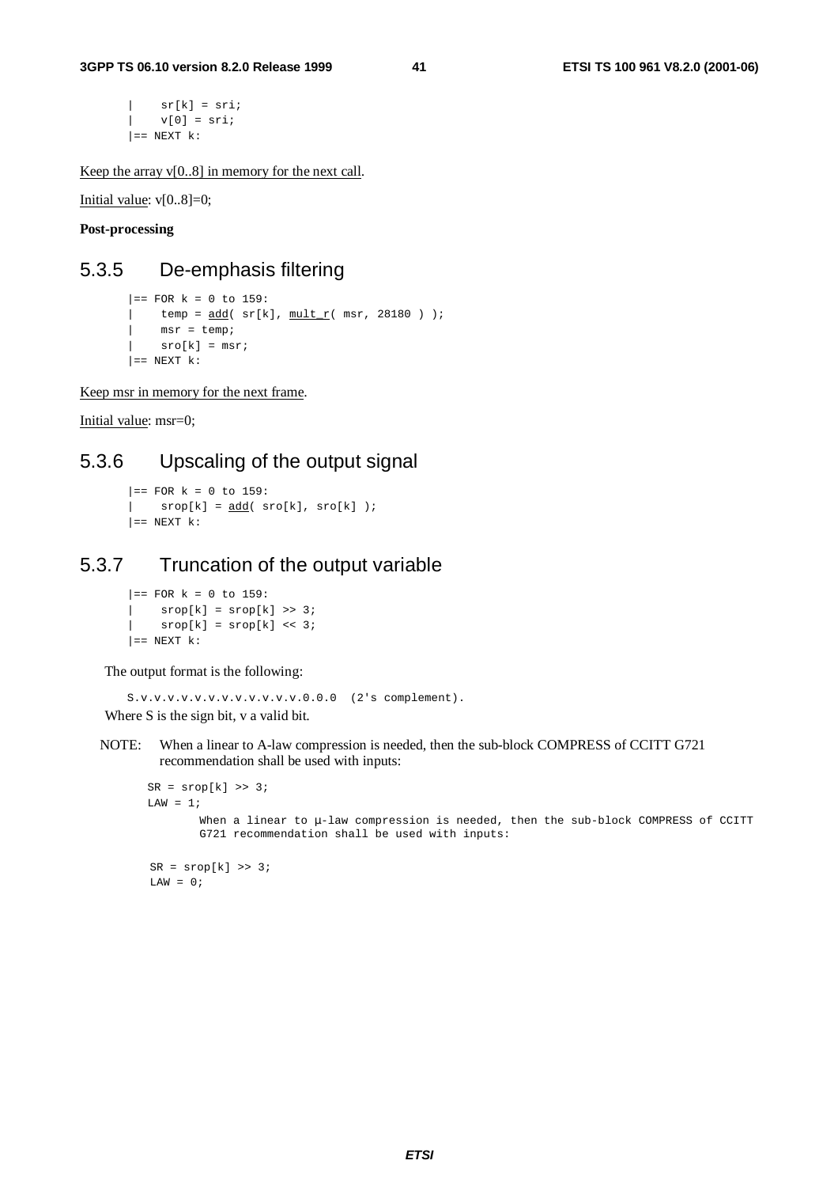```
|    sr[k] = sri;
|    v[0] = sri;
|== NEXT k:
```

Keep the array v[0..8] in memory for the next call.

Initial value: v[0..8]=0;

**Post-processing**

### 5.3.5 De-emphasis filtering

```
|== FOR k = 0 to 159:
|    temp = add( sr[k], mult_r( msr, 28180 ) );
|    msr = temp;
|    sro[k] = msr;
|== NEXT k:
```

Keep msr in memory for the next frame.

Initial value: msr=0;

### 5.3.6 Upscaling of the output signal

```
|== FOR k = 0 to 159:
|    srop[k] = add( sro[k], sro[k] );
|== NEXT k:
```

### 5.3.7 Truncation of the output variable

```
|== FOR k = 0 to 159:
|    srop[k] = srop[k] >> 3;
|    srop[k] = srop[k] << 3;
|== NEXT k:
```

The output format is the following:

```
S.v.v.v.v.v.v.v.v.v.v.v.v.0.0.0  (2's complement).
```

Where S is the sign bit, v a valid bit.

NOTE: When a linear to A-law compression is needed, then the sub-block COMPRESS of CCITT G721 recommendation shall be used with inputs:

```
SR = srop[k] >> 3;
LAW = 1;
```

When a linear to µ-law compression is needed, then the sub-block COMPRESS of CCITT G721 recommendation shall be used with inputs:

```
SR = srop[k] >> 3;
LAW = 0;
```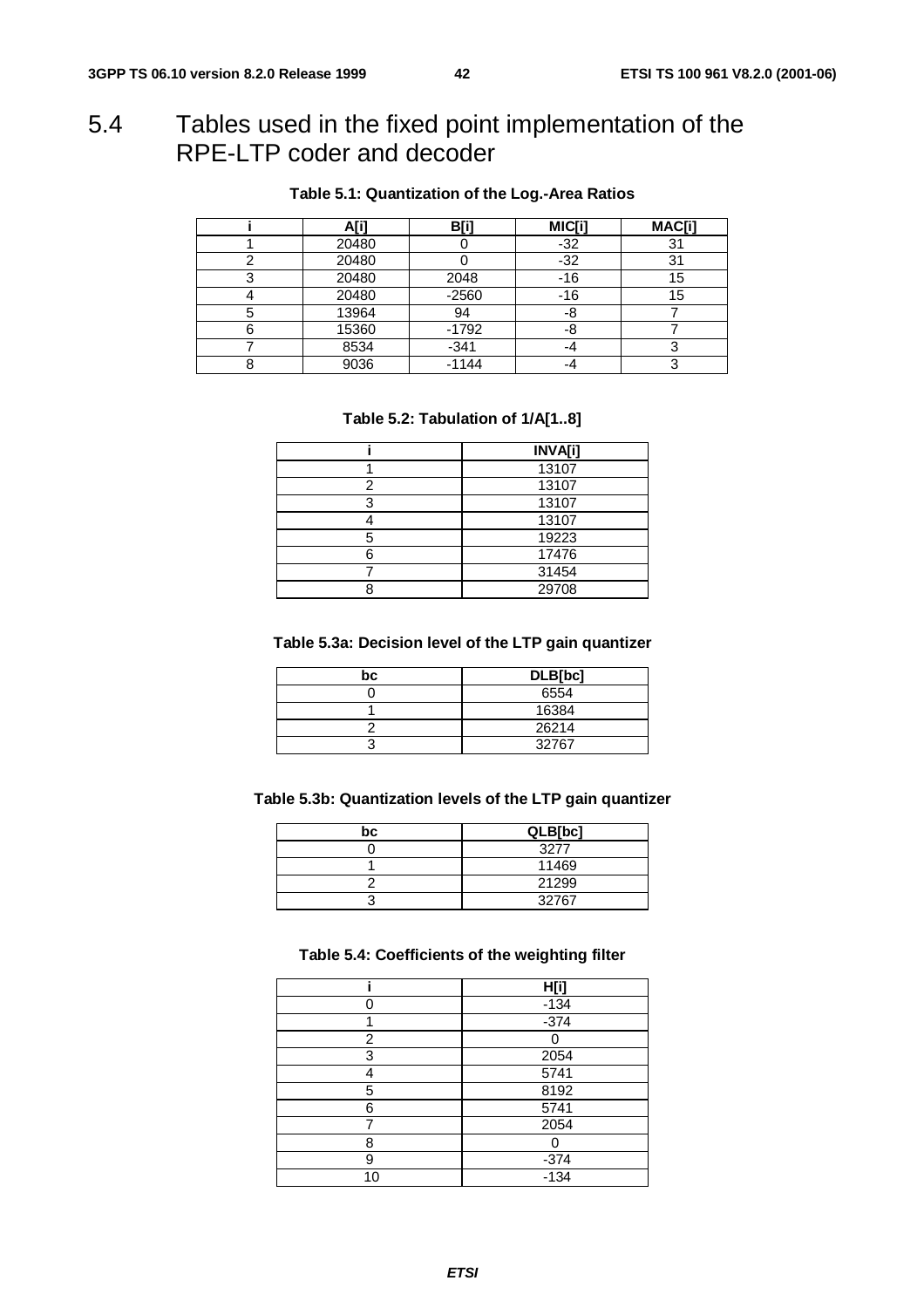# 5.4 Tables used in the fixed point implementation of the RPE-LTP coder and decoder

**Table 5.1: Quantization of the Log.-Area Ratios**

| i | A[i] | B[i] | MIC[i] | MAC[i] |
|---|---|---|---|---|
| 1 | 20480 | 0 | -32 | 31 |
| 2 | 20480 | 0 | -32 | 31 |
| 3 | 20480 | 2048 | -16 | 15 |
| 4 | 20480 | -2560 | -16 | 15 |
| 5 | 13964 | 94 | -8 | 7 |
| 6 | 15360 | -1792 | -8 | 7 |
| 7 | 8534 | -341 | -4 | 3 |
| 8 | 9036 | -1144 | -4 | 3 |

**Table 5.2: Tabulation of 1/A[1..8]**

| i | INVA[i] |
|---|---|
| 1 | 13107 |
| 2 | 13107 |
| 3 | 13107 |
| 4 | 13107 |
| 5 | 19223 |
| 6 | 17476 |
| 7 | 31454 |
| 8 | 29708 |

**Table 5.3a: Decision level of the LTP gain quantizer**

| bc | DLB[bc] |
|---|---|
| 0 | 6554 |
| 1 | 16384 |
| 2 | 26214 |
| 3 | 32767 |

**Table 5.3b: Quantization levels of the LTP gain quantizer**

| bc | QLB[bc] |
|---|---|
| 0 | 3277 |
| 1 | 11469 |
| 2 | 21299 |
| 3 | 32767 |

**Table 5.4: Coefficients of the weighting filter**

| i | H[i] |
|---|---|
| 0 | -134 |
| 1 | -374 |
| 2 | 0 |
| 3 | 2054 |
| 4 | 5741 |
| 5 | 8192 |
| 6 | 5741 |
| 7 | 2054 |
| 8 | 0 |
| 9 | -374 |
| 10 | -134 |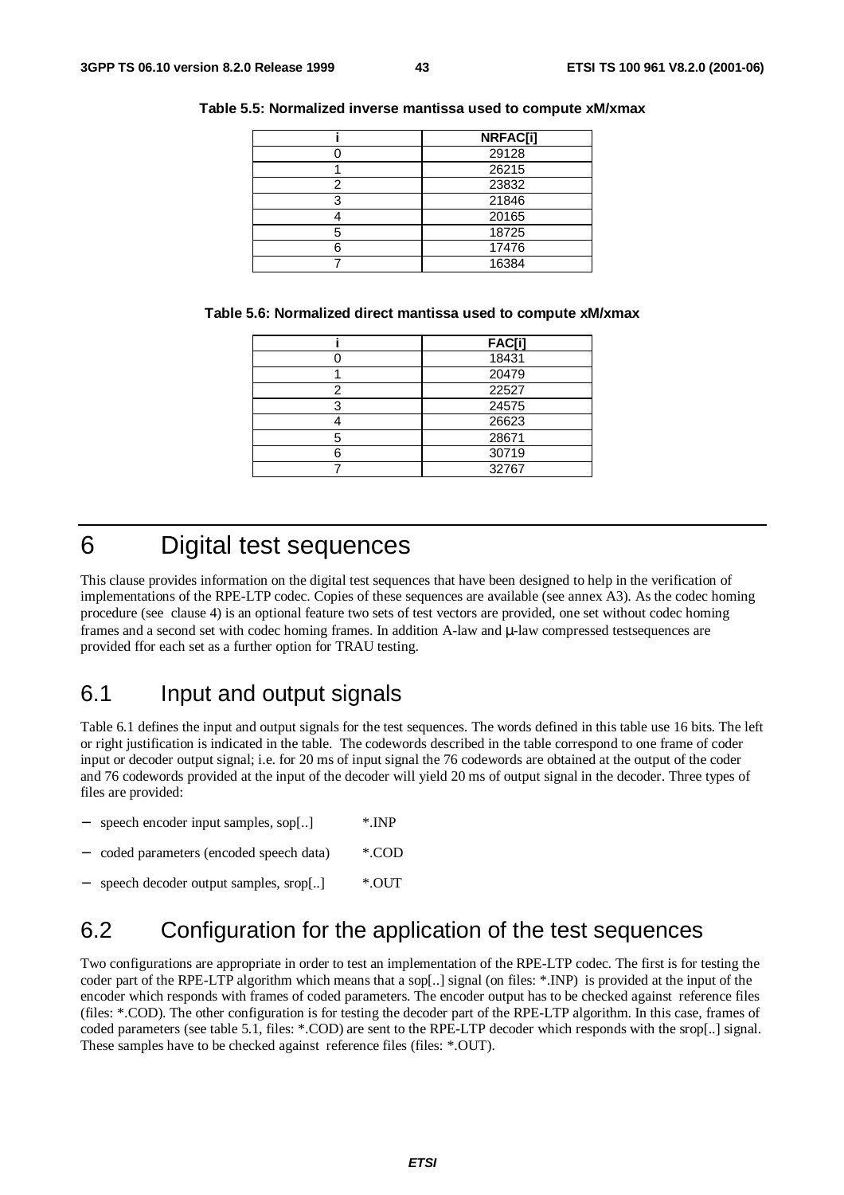**Table 5.5: Normalized inverse mantissa used to compute xM/xmax**

| i | NRFAC[i] |
|---|---|
| 0 | 29128 |
| 1 | 26215 |
| 2 | 23832 |
| 3 | 21846 |
| 4 | 20165 |
| 5 | 18725 |
| 6 | 17476 |
| 7 | 16384 |

**Table 5.6: Normalized direct mantissa used to compute xM/xmax**

| i | FAC[i] |
|---|---|
| 0 | 18431 |
| 1 | 20479 |
| 2 | 22527 |
| 3 | 24575 |
| 4 | 26623 |
| 5 | 28671 |
| 6 | 30719 |
| 7 | 32767 |

# 6 Digital test sequences

This clause provides information on the digital test sequences that have been designed to help in the verification of implementations of the RPE-LTP codec. Copies of these sequences are available (see annex A3). As the codec homing procedure (see clause 4) is an optional feature two sets of test vectors are provided, one set without codec homing frames and a second set with codec homing frames. In addition A-law and µ-law compressed testsequences are provided ffor each set as a further option for TRAU testing.

## 6.1 Input and output signals

Table 6.1 defines the input and output signals for the test sequences. The words defined in this table use 16 bits. The left or right justification is indicated in the table. The codewords described in the table correspond to one frame of coder input or decoder output signal; i.e. for 20 ms of input signal the 76 codewords are obtained at the output of the coder and 76 codewords provided at the input of the decoder will yield 20 ms of output signal in the decoder. Three types of files are provided:

- speech encoder input samples, sop[..] &nbsp;&nbsp;&nbsp;&nbsp; *.INP
- coded parameters (encoded speech data) &nbsp;&nbsp;&nbsp;&nbsp; *.COD
- speech decoder output samples, srop[..] &nbsp;&nbsp;&nbsp;&nbsp; *.OUT

## 6.2 Configuration for the application of the test sequences

Two configurations are appropriate in order to test an implementation of the RPE-LTP codec. The first is for testing the coder part of the RPE-LTP algorithm which means that a sop[..] signal (on files: *.INP) is provided at the input of the encoder which responds with frames of coded parameters. The encoder output has to be checked against reference files (files: *.COD). The other configuration is for testing the decoder part of the RPE-LTP algorithm. In this case, frames of coded parameters (see table 5.1, files: *.COD) are sent to the RPE-LTP decoder which responds with the srop[..] signal. These samples have to be checked against reference files (files: *.OUT).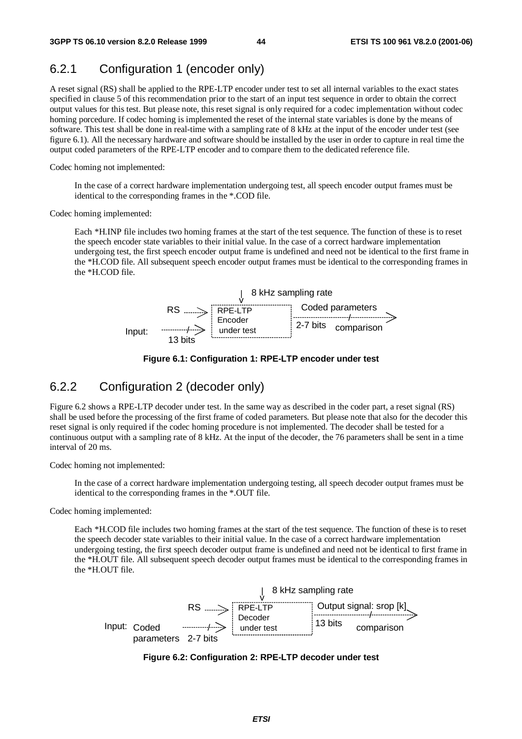## 6.2.1 Configuration 1 (encoder only)

A reset signal (RS) shall be applied to the RPE-LTP encoder under test to set all internal variables to the exact states specified in clause 5 of this recommendation prior to the start of an input test sequence in order to obtain the correct output values for this test. But please note, this reset signal is only required for a codec implementation without codec homing porcedure. If codec homing is implemented the reset of the internal state variables is done by the means of software. This test shall be done in real-time with a sampling rate of 8 kHz at the input of the encoder under test (see figure 6.1). All the necessary hardware and software should be installed by the user in order to capture in real time the output coded parameters of the RPE-LTP encoder and to compare them to the dedicated reference file.

Codec homing not implemented:

> In the case of a correct hardware implementation undergoing test, all speech encoder output frames must be identical to the corresponding frames in the *.COD file.

Codec homing implemented:

> Each *H.INP file includes two homing frames at the start of the test sequence. The function of these is to reset the speech encoder state variables to their initial value. In the case of a correct hardware implementation undergoing test, the first speech encoder output frame is undefined and need not be identical to the first frame in the *H.COD file. All subsequent speech encoder output frames must be identical to the corresponding frames in the *H.COD file.

```
                         | 8 kHz sampling rate
                         v
        RS .......>  RPE-LTP              Coded parameters
                     Encoder           ............/..........>
Input:  ..../....>   under test        2-7 bits    comparison
         13 bits
```

**Figure 6.1: Configuration 1: RPE-LTP encoder under test**

## 6.2.2 Configuration 2 (decoder only)

Figure 6.2 shows a RPE-LTP decoder under test. In the same way as described in the coder part, a reset signal (RS) shall be used before the processing of the first frame of coded parameters. But please note that also for the decoder this reset signal is only required if the codec homing procedure is not implemented. The decoder shall be tested for a continuous output with a sampling rate of 8 kHz. At the input of the decoder, the 76 parameters shall be sent in a time interval of 20 ms.

Codec homing not implemented:

> In the case of a correct hardware implementation undergoing testing, all speech decoder output frames must be identical to the corresponding frames in the *.OUT file.

Codec homing implemented:

> Each *H.COD file includes two homing frames at the start of the test sequence. The function of these is to reset the speech decoder state variables to their initial value. In the case of a correct hardware implementation undergoing testing, the first speech decoder output frame is undefined and need not be identical to first frame in the *H.OUT file. All subsequent speech decoder output frames must be identical to the corresponding frames in the *H.OUT file.

```
                                  | 8 kHz sampling rate
                                  v
                 RS .......>  RPE-LTP           Output signal: srop [k]
                              Decoder        ............/............>
Input:  Coded      ..../....> under test     13 bits     comparison
        parameters  2-7 bits
```

**Figure 6.2: Configuration 2: RPE-LTP decoder under test**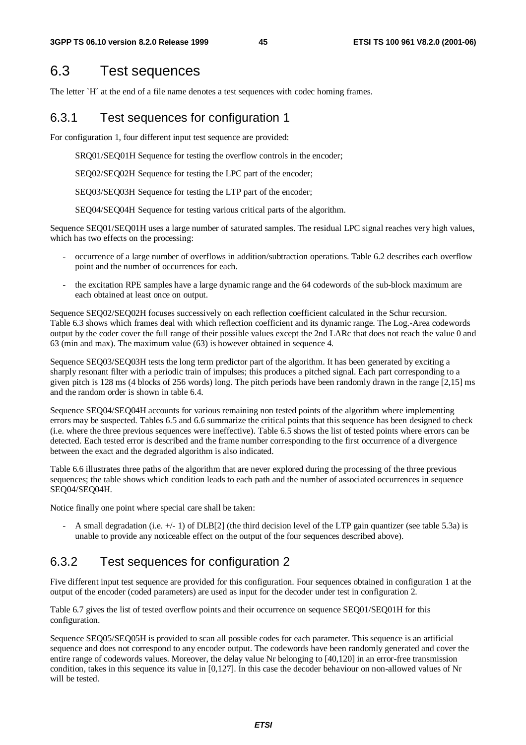## 6.3 Test sequences

The letter `H´ at the end of a file name denotes a test sequences with codec homing frames.

### 6.3.1 Test sequences for configuration 1

For configuration 1, four different input test sequence are provided:

SRQ01/SEQ01H Sequence for testing the overflow controls in the encoder;

SEQ02/SEQ02H Sequence for testing the LPC part of the encoder;

SEQ03/SEQ03H Sequence for testing the LTP part of the encoder;

SEQ04/SEQ04H Sequence for testing various critical parts of the algorithm.

Sequence SEQ01/SEQ01H uses a large number of saturated samples. The residual LPC signal reaches very high values, which has two effects on the processing:

- occurrence of a large number of overflows in addition/subtraction operations. Table 6.2 describes each overflow point and the number of occurrences for each.
- the excitation RPE samples have a large dynamic range and the 64 codewords of the sub-block maximum are each obtained at least once on output.

Sequence SEQ02/SEQ02H focuses successively on each reflection coefficient calculated in the Schur recursion. Table 6.3 shows which frames deal with which reflection coefficient and its dynamic range. The Log.-Area codewords output by the coder cover the full range of their possible values except the 2nd LARc that does not reach the value 0 and 63 (min and max). The maximum value (63) is however obtained in sequence 4.

Sequence SEQ03/SEQ03H tests the long term predictor part of the algorithm. It has been generated by exciting a sharply resonant filter with a periodic train of impulses; this produces a pitched signal. Each part corresponding to a given pitch is 128 ms (4 blocks of 256 words) long. The pitch periods have been randomly drawn in the range [2,15] ms and the random order is shown in table 6.4.

Sequence SEQ04/SEQ04H accounts for various remaining non tested points of the algorithm where implementing errors may be suspected. Tables 6.5 and 6.6 summarize the critical points that this sequence has been designed to check (i.e. where the three previous sequences were ineffective). Table 6.5 shows the list of tested points where errors can be detected. Each tested error is described and the frame number corresponding to the first occurrence of a divergence between the exact and the degraded algorithm is also indicated.

Table 6.6 illustrates three paths of the algorithm that are never explored during the processing of the three previous sequences; the table shows which condition leads to each path and the number of associated occurrences in sequence SEQ04/SEQ04H.

Notice finally one point where special care shall be taken:

- A small degradation (i.e. +/- 1) of DLB[2] (the third decision level of the LTP gain quantizer (see table 5.3a) is unable to provide any noticeable effect on the output of the four sequences described above).

### 6.3.2 Test sequences for configuration 2

Five different input test sequence are provided for this configuration. Four sequences obtained in configuration 1 at the output of the encoder (coded parameters) are used as input for the decoder under test in configuration 2.

Table 6.7 gives the list of tested overflow points and their occurrence on sequence SEQ01/SEQ01H for this configuration.

Sequence SEQ05/SEQ05H is provided to scan all possible codes for each parameter. This sequence is an artificial sequence and does not correspond to any encoder output. The codewords have been randomly generated and cover the entire range of codewords values. Moreover, the delay value Nr belonging to [40,120] in an error-free transmission condition, takes in this sequence its value in [0,127]. In this case the decoder behaviour on non-allowed values of Nr will be tested.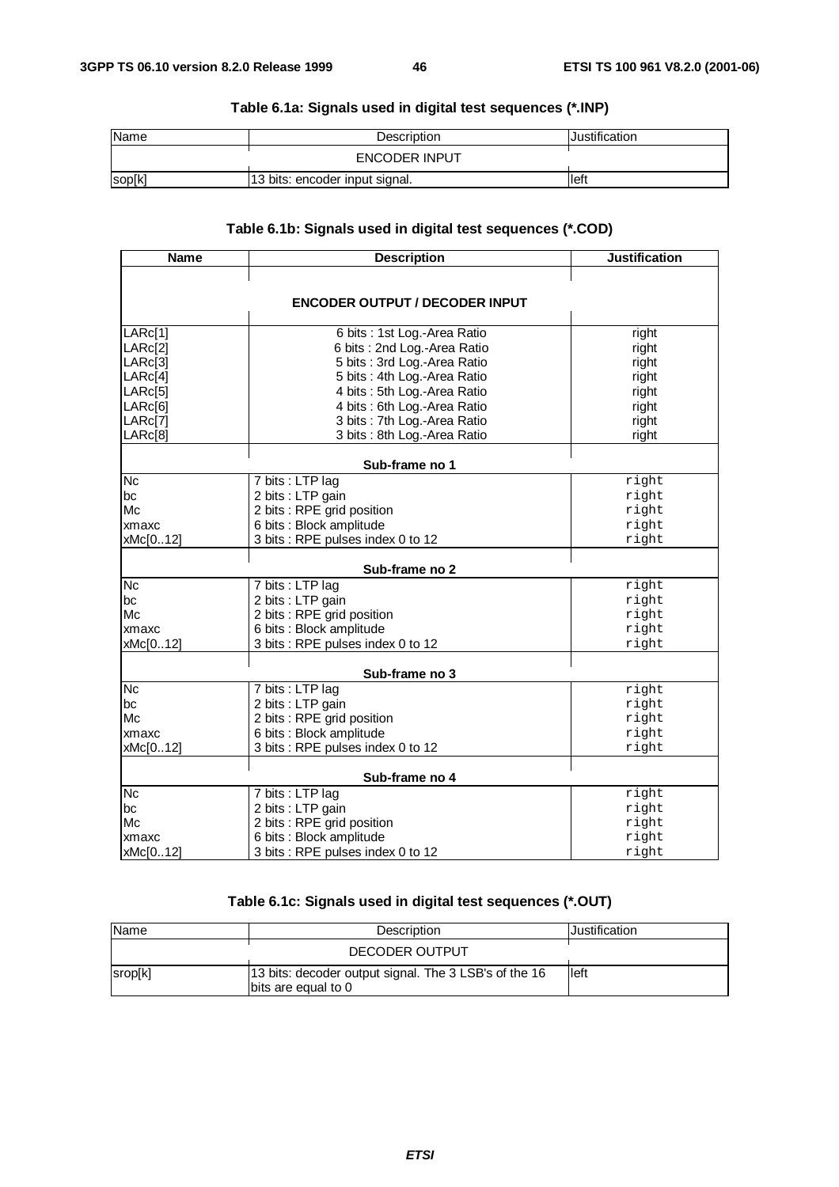**Table 6.1a: Signals used in digital test sequences (*.INP)**

| Name | Description | Justification |
|---|---|---|
| | ENCODER INPUT | |
| sop[k] | 13 bits: encoder input signal. | left |

**Table 6.1b: Signals used in digital test sequences (*.COD)**

| Name | Description | Justification |
|---|---|---|
| | **ENCODER OUTPUT / DECODER INPUT** | |
| LARc[1] | 6 bits : 1st Log.-Area Ratio | right |
| LARc[2] | 6 bits : 2nd Log.-Area Ratio | right |
| LARc[3] | 5 bits : 3rd Log.-Area Ratio | right |
| LARc[4] | 5 bits : 4th Log.-Area Ratio | right |
| LARc[5] | 4 bits : 5th Log.-Area Ratio | right |
| LARc[6] | 4 bits : 6th Log.-Area Ratio | right |
| LARc[7] | 3 bits : 7th Log.-Area Ratio | right |
| LARc[8] | 3 bits : 8th Log.-Area Ratio | right |
| | **Sub-frame no 1** | |
| Nc | 7 bits : LTP lag | right |
| bc | 2 bits : LTP gain | right |
| Mc | 2 bits : RPE grid position | right |
| xmaxc | 6 bits : Block amplitude | right |
| xMc[0..12] | 3 bits : RPE pulses index 0 to 12 | right |
| | **Sub-frame no 2** | |
| Nc | 7 bits : LTP lag | right |
| bc | 2 bits : LTP gain | right |
| Mc | 2 bits : RPE grid position | right |
| xmaxc | 6 bits : Block amplitude | right |
| xMc[0..12] | 3 bits : RPE pulses index 0 to 12 | right |
| | **Sub-frame no 3** | |
| Nc | 7 bits : LTP lag | right |
| bc | 2 bits : LTP gain | right |
| Mc | 2 bits : RPE grid position | right |
| xmaxc | 6 bits : Block amplitude | right |
| xMc[0..12] | 3 bits : RPE pulses index 0 to 12 | right |
| | **Sub-frame no 4** | |
| Nc | 7 bits : LTP lag | right |
| bc | 2 bits : LTP gain | right |
| Mc | 2 bits : RPE grid position | right |
| xmaxc | 6 bits : Block amplitude | right |
| xMc[0..12] | 3 bits : RPE pulses index 0 to 12 | right |

**Table 6.1c: Signals used in digital test sequences (*.OUT)**

| Name | Description | Justification |
|---|---|---|
| | DECODER OUTPUT | |
| srop[k] | 13 bits: decoder output signal. The 3 LSB's of the 16 bits are equal to 0 | left |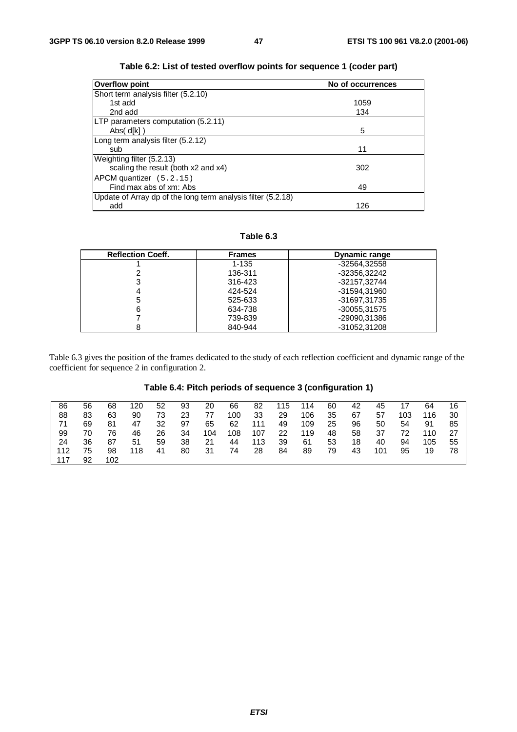**Table 6.2: List of tested overflow points for sequence 1 (coder part)**

| Overflow point | No of occurrences |
|---|---|
| Short term analysis filter (5.2.10) | |
| 1st add | 1059 |
| 2nd add | 134 |
| LTP parameters computation (5.2.11) | |
| Abs( d[k] ) | 5 |
| Long term analysis filter (5.2.12) | |
| sub | 11 |
| Weighting filter (5.2.13) | |
| scaling the result (both x2 and x4) | 302 |
| APCM quantizer (5.2.15) | |
| Find max abs of xm: Abs | 49 |
| Update of Array dp of the long term analysis filter (5.2.18) | |
| add | 126 |

**Table 6.3**

| Reflection Coeff. | Frames | Dynamic range |
|---|---|---|
| 1 | 1-135 | -32564,32558 |
| 2 | 136-311 | -32356,32242 |
| 3 | 316-423 | -32157,32744 |
| 4 | 424-524 | -31594,31960 |
| 5 | 525-633 | -31697,31735 |
| 6 | 634-738 | -30055,31575 |
| 7 | 739-839 | -29090,31386 |
| 8 | 840-944 | -31052,31208 |

Table 6.3 gives the position of the frames dedicated to the study of each reflection coefficient and dynamic range of the coefficient for sequence 2 in configuration 2.

**Table 6.4: Pitch periods of sequence 3 (configuration 1)**

| | | | | | | | | | | | | | | | | |
|---|---|---|---|---|---|---|---|---|---|---|---|---|---|---|---|---|
| 86 | 56 | 68 | 120 | 52 | 93 | 20 | 66 | 82 | 115 | 114 | 60 | 42 | 45 | 17 | 64 | 16 |
| 88 | 83 | 63 | 90 | 73 | 23 | 77 | 100 | 33 | 29 | 106 | 35 | 67 | 57 | 103 | 116 | 30 |
| 71 | 69 | 81 | 47 | 32 | 97 | 65 | 62 | 111 | 49 | 109 | 25 | 96 | 50 | 54 | 91 | 85 |
| 99 | 70 | 76 | 46 | 26 | 34 | 104 | 108 | 107 | 22 | 119 | 48 | 58 | 37 | 72 | 110 | 27 |
| 24 | 36 | 87 | 51 | 59 | 38 | 21 | 44 | 113 | 39 | 61 | 53 | 18 | 40 | 94 | 105 | 55 |
| 112 | 75 | 98 | 118 | 41 | 80 | 31 | 74 | 28 | 84 | 89 | 79 | 43 | 101 | 95 | 19 | 78 |
| 117 | 92 | 102 | | | | | | | | | | | | | | |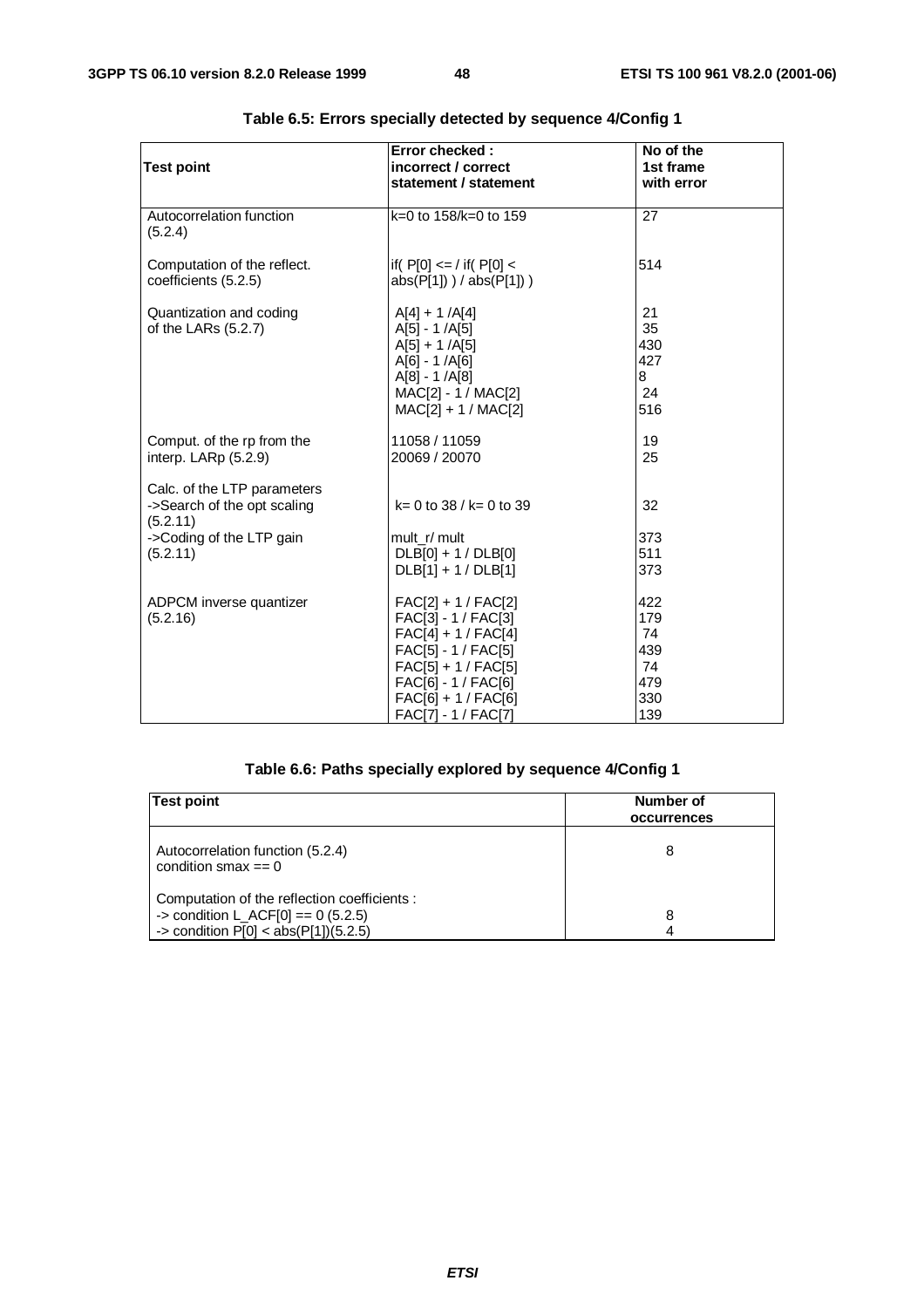**Table 6.5: Errors specially detected by sequence 4/Config 1**

| Test point | Error checked : incorrect / correct statement / statement | No of the 1st frame with error |
|---|---|---|
| Autocorrelation function (5.2.4) | k=0 to 158/k=0 to 159 | 27 |
| Computation of the reflect. coefficients (5.2.5) | if( P[0] <= / if( P[0] < abs(P[1]) ) / abs(P[1]) ) | 514 |
| Quantization and coding of the LARs (5.2.7) | A[4] + 1 /A[4] | 21 |
| | A[5] - 1 /A[5] | 35 |
| | A[5] + 1 /A[5] | 430 |
| | A[6] - 1 /A[6] | 427 |
| | A[8] - 1 /A[8] | 8 |
| | MAC[2] - 1 / MAC[2] | 24 |
| | MAC[2] + 1 / MAC[2] | 516 |
| Comput. of the rp from the interp. LARp (5.2.9) | 11058 / 11059 | 19 |
| | 20069 / 20070 | 25 |
| Calc. of the LTP parameters ->Search of the opt scaling (5.2.11) | k= 0 to 38 / k= 0 to 39 | 32 |
| ->Coding of the LTP gain (5.2.11) | mult_r/ mult | 373 |
| | DLB[0] + 1 / DLB[0] | 511 |
| | DLB[1] + 1 / DLB[1] | 373 |
| ADPCM inverse quantizer (5.2.16) | FAC[2] + 1 / FAC[2] | 422 |
| | FAC[3] - 1 / FAC[3] | 179 |
| | FAC[4] + 1 / FAC[4] | 74 |
| | FAC[5] - 1 / FAC[5] | 439 |
| | FAC[5] + 1 / FAC[5] | 74 |
| | FAC[6] - 1 / FAC[6] | 479 |
| | FAC[6] + 1 / FAC[6] | 330 |
| | FAC[7] - 1 / FAC[7] | 139 |

**Table 6.6: Paths specially explored by sequence 4/Config 1**

| Test point | Number of occurrences |
|---|---|
| Autocorrelation function (5.2.4) condition smax == 0 | 8 |
| Computation of the reflection coefficients : | |
| -> condition L_ACF[0] == 0 (5.2.5) | 8 |
| -> condition P[0] < abs(P[1])(5.2.5) | 4 |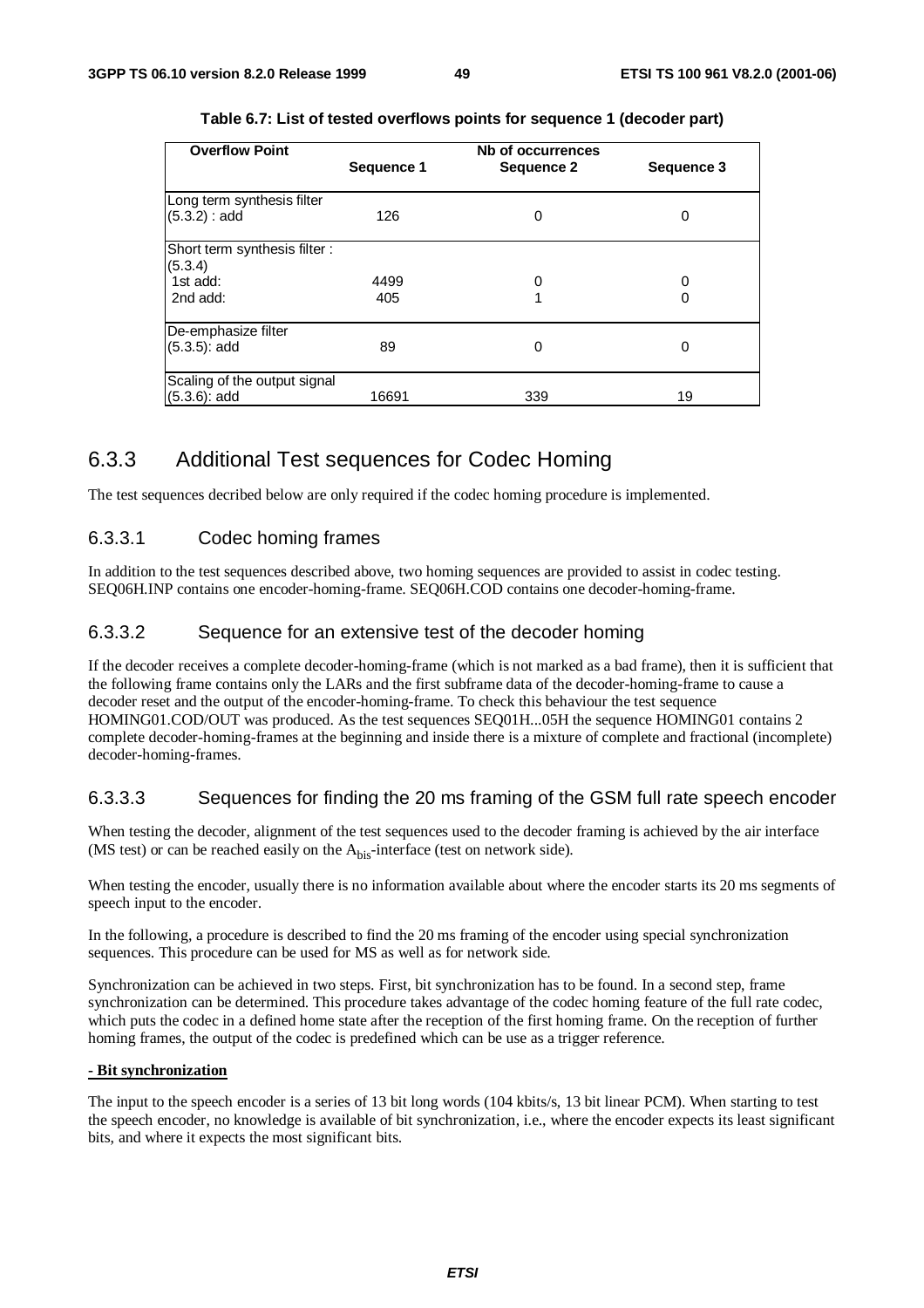**Table 6.7: List of tested overflows points for sequence 1 (decoder part)**

| Overflow Point | Nb of occurrences Sequence 1 | Sequence 2 | Sequence 3 |
|---|---|---|---|
| Long term synthesis filter (5.3.2) : add | 126 | 0 | 0 |
| Short term synthesis filter : (5.3.4) | | | |
| 1st add: | 4499 | 0 | 0 |
| 2nd add: | 405 | 1 | 0 |
| De-emphasize filter (5.3.5): add | 89 | 0 | 0 |
| Scaling of the output signal (5.3.6): add | 16691 | 339 | 19 |

## 6.3.3 Additional Test sequences for Codec Homing

The test sequences decribed below are only required if the codec homing procedure is implemented.

### 6.3.3.1 Codec homing frames

In addition to the test sequences described above, two homing sequences are provided to assist in codec testing. SEQ06H.INP contains one encoder-homing-frame. SEQ06H.COD contains one decoder-homing-frame.

### 6.3.3.2 Sequence for an extensive test of the decoder homing

If the decoder receives a complete decoder-homing-frame (which is not marked as a bad frame), then it is sufficient that the following frame contains only the LARs and the first subframe data of the decoder-homing-frame to cause a decoder reset and the output of the encoder-homing-frame. To check this behaviour the test sequence HOMING01.COD/OUT was produced. As the test sequences SEQ01H...05H the sequence HOMING01 contains 2 complete decoder-homing-frames at the beginning and inside there is a mixture of complete and fractional (incomplete) decoder-homing-frames.

### 6.3.3.3 Sequences for finding the 20 ms framing of the GSM full rate speech encoder

When testing the decoder, alignment of the test sequences used to the decoder framing is achieved by the air interface (MS test) or can be reached easily on the $A_{bis}$-interface (test on network side).

When testing the encoder, usually there is no information available about where the encoder starts its 20 ms segments of speech input to the encoder.

In the following, a procedure is described to find the 20 ms framing of the encoder using special synchronization sequences. This procedure can be used for MS as well as for network side.

Synchronization can be achieved in two steps. First, bit synchronization has to be found. In a second step, frame synchronization can be determined. This procedure takes advantage of the codec homing feature of the full rate codec, which puts the codec in a defined home state after the reception of the first homing frame. On the reception of further homing frames, the output of the codec is predefined which can be use as a trigger reference.

**- Bit synchronization**

The input to the speech encoder is a series of 13 bit long words (104 kbits/s, 13 bit linear PCM). When starting to test the speech encoder, no knowledge is available of bit synchronization, i.e., where the encoder expects its least significant bits, and where it expects the most significant bits.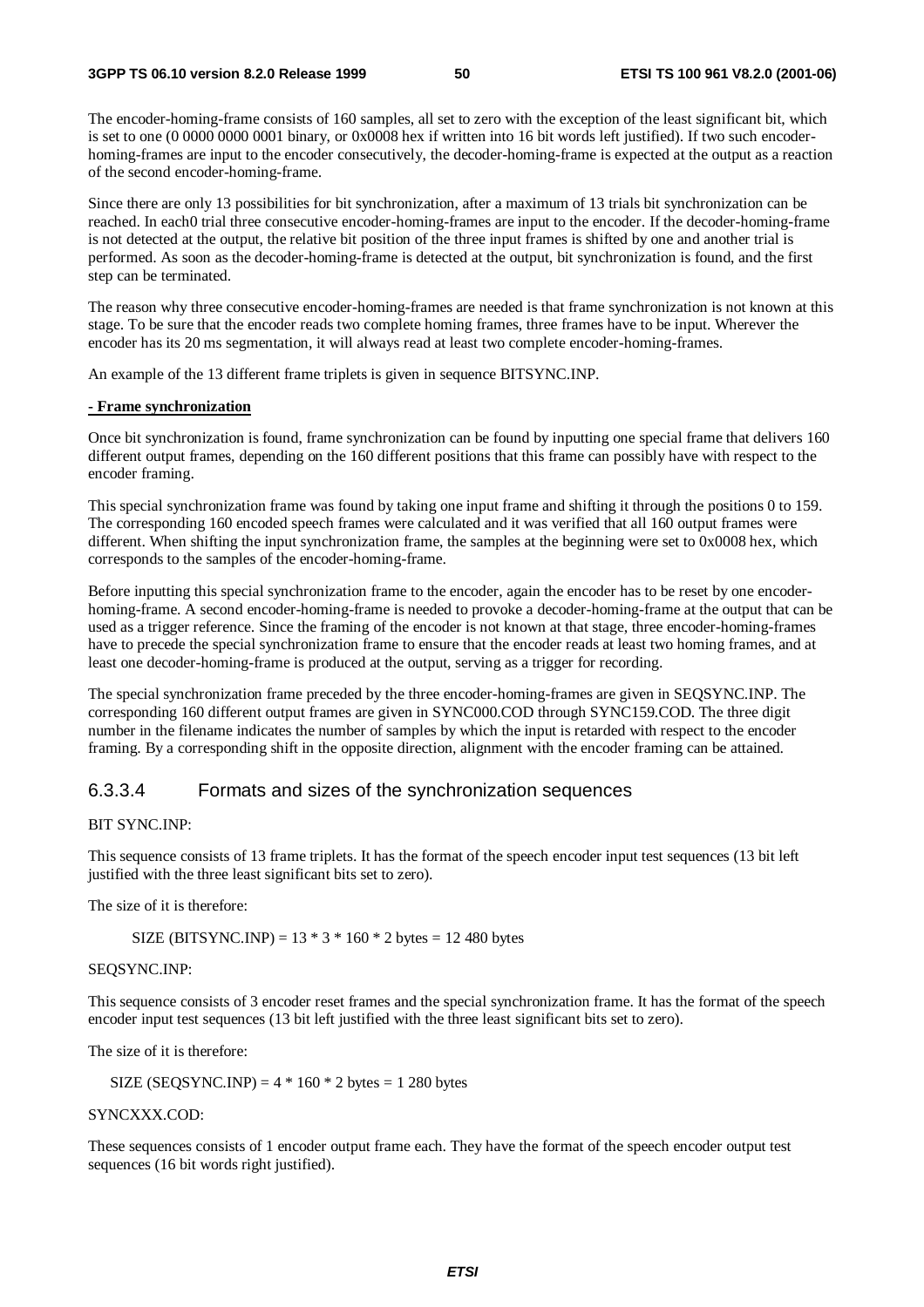The encoder-homing-frame consists of 160 samples, all set to zero with the exception of the least significant bit, which is set to one (0 0000 0000 0001 binary, or 0x0008 hex if written into 16 bit words left justified). If two such encoder-homing-frames are input to the encoder consecutively, the decoder-homing-frame is expected at the output as a reaction of the second encoder-homing-frame.

Since there are only 13 possibilities for bit synchronization, after a maximum of 13 trials bit synchronization can be reached. In each0 trial three consecutive encoder-homing-frames are input to the encoder. If the decoder-homing-frame is not detected at the output, the relative bit position of the three input frames is shifted by one and another trial is performed. As soon as the decoder-homing-frame is detected at the output, bit synchronization is found, and the first step can be terminated.

The reason why three consecutive encoder-homing-frames are needed is that frame synchronization is not known at this stage. To be sure that the encoder reads two complete homing frames, three frames have to be input. Wherever the encoder has its 20 ms segmentation, it will always read at least two complete encoder-homing-frames.

An example of the 13 different frame triplets is given in sequence BITSYNC.INP.

**- Frame synchronization**

Once bit synchronization is found, frame synchronization can be found by inputting one special frame that delivers 160 different output frames, depending on the 160 different positions that this frame can possibly have with respect to the encoder framing.

This special synchronization frame was found by taking one input frame and shifting it through the positions 0 to 159. The corresponding 160 encoded speech frames were calculated and it was verified that all 160 output frames were different. When shifting the input synchronization frame, the samples at the beginning were set to 0x0008 hex, which corresponds to the samples of the encoder-homing-frame.

Before inputting this special synchronization frame to the encoder, again the encoder has to be reset by one encoder-homing-frame. A second encoder-homing-frame is needed to provoke a decoder-homing-frame at the output that can be used as a trigger reference. Since the framing of the encoder is not known at that stage, three encoder-homing-frames have to precede the special synchronization frame to ensure that the encoder reads at least two homing frames, and at least one decoder-homing-frame is produced at the output, serving as a trigger for recording.

The special synchronization frame preceded by the three encoder-homing-frames are given in SEQSYNC.INP. The corresponding 160 different output frames are given in SYNC000.COD through SYNC159.COD. The three digit number in the filename indicates the number of samples by which the input is retarded with respect to the encoder framing. By a corresponding shift in the opposite direction, alignment with the encoder framing can be attained.

### 6.3.3.4 Formats and sizes of the synchronization sequences

BIT SYNC.INP:

This sequence consists of 13 frame triplets. It has the format of the speech encoder input test sequences (13 bit left justified with the three least significant bits set to zero).

The size of it is therefore:

SIZE (BITSYNC.INP) = 13 * 3 * 160 * 2 bytes = 12 480 bytes

SEQSYNC.INP:

This sequence consists of 3 encoder reset frames and the special synchronization frame. It has the format of the speech encoder input test sequences (13 bit left justified with the three least significant bits set to zero).

The size of it is therefore:

SIZE (SEQSYNC.INP) = 4 * 160 * 2 bytes = 1 280 bytes

SYNCXXX.COD:

These sequences consists of 1 encoder output frame each. They have the format of the speech encoder output test sequences (16 bit words right justified).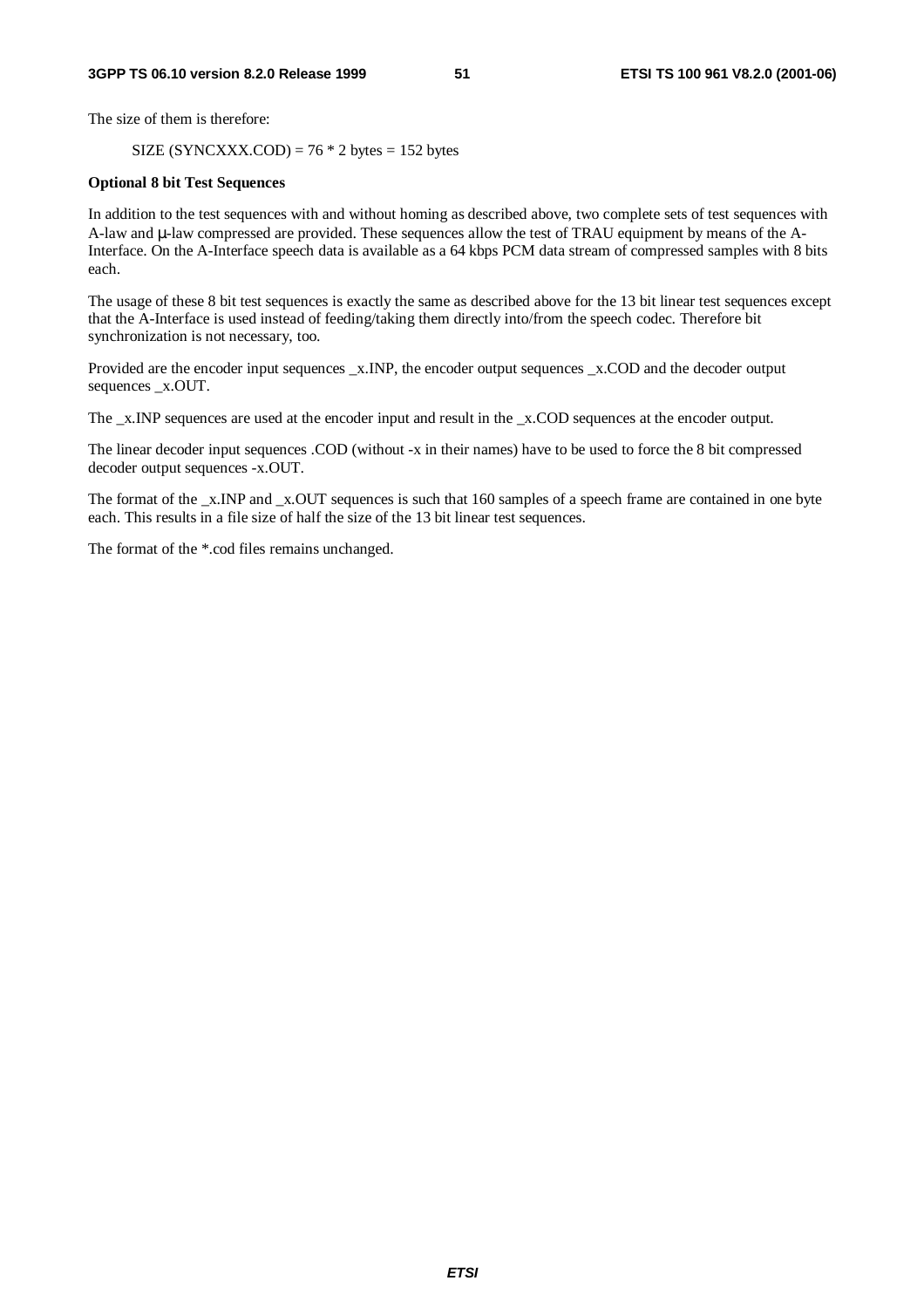The size of them is therefore:

SIZE (SYNCXXX.COD) = 76 * 2 bytes = 152 bytes

**Optional 8 bit Test Sequences**

In addition to the test sequences with and without homing as described above, two complete sets of test sequences with A-law and μ-law compressed are provided. These sequences allow the test of TRAU equipment by means of the A-Interface. On the A-Interface speech data is available as a 64 kbps PCM data stream of compressed samples with 8 bits each.

The usage of these 8 bit test sequences is exactly the same as described above for the 13 bit linear test sequences except that the A-Interface is used instead of feeding/taking them directly into/from the speech codec. Therefore bit synchronization is not necessary, too.

Provided are the encoder input sequences _x.INP, the encoder output sequences _x.COD and the decoder output sequences _x.OUT.

The _x.INP sequences are used at the encoder input and result in the _x.COD sequences at the encoder output.

The linear decoder input sequences .COD (without -x in their names) have to be used to force the 8 bit compressed decoder output sequences -x.OUT.

The format of the _x.INP and _x.OUT sequences is such that 160 samples of a speech frame are contained in one byte each. This results in a file size of half the size of the 13 bit linear test sequences.

The format of the *.cod files remains unchanged.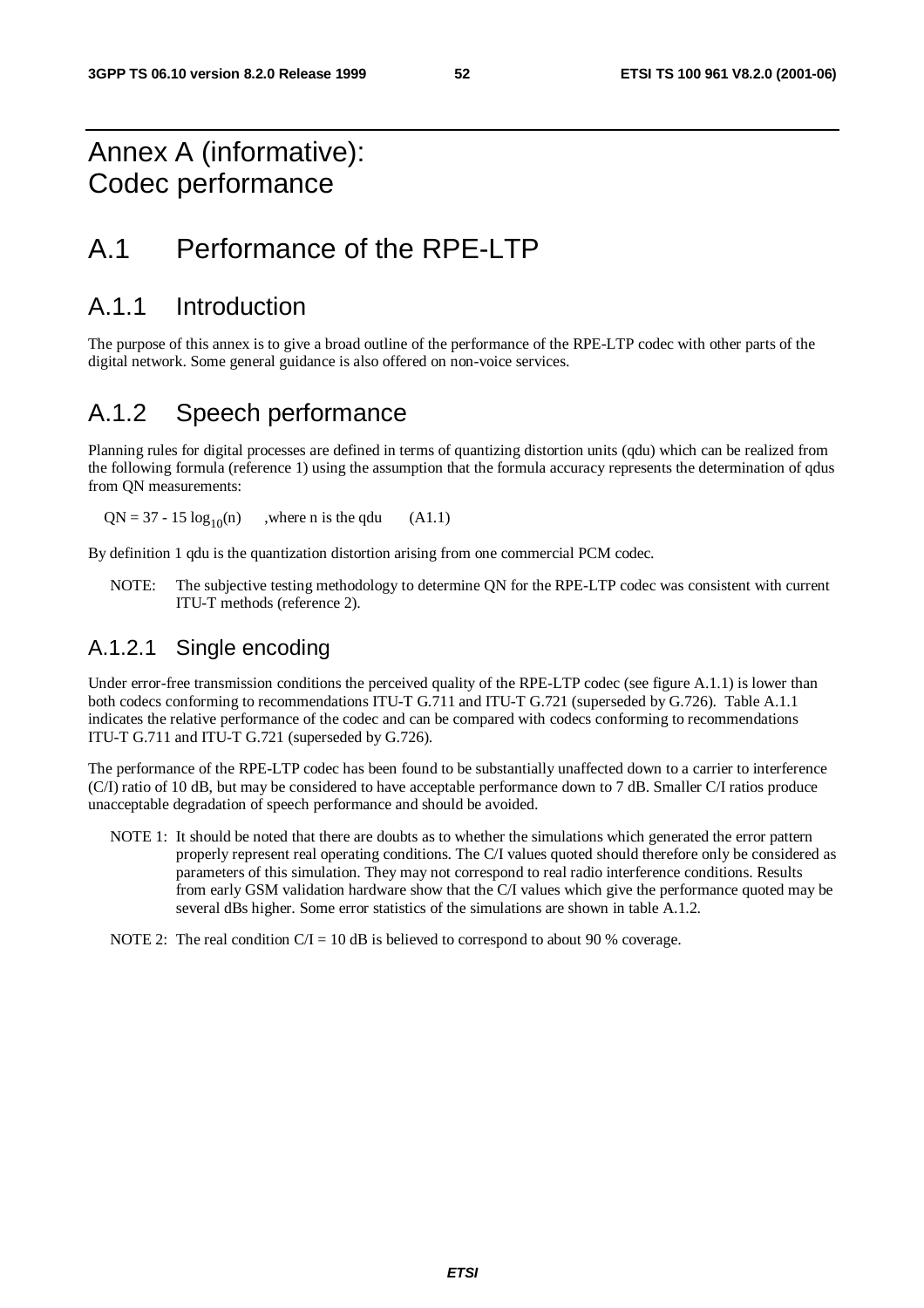# Annex A (informative): Codec performance

# A.1 Performance of the RPE-LTP

## A.1.1 Introduction

The purpose of this annex is to give a broad outline of the performance of the RPE-LTP codec with other parts of the digital network. Some general guidance is also offered on non-voice services.

## A.1.2 Speech performance

Planning rules for digital processes are defined in terms of quantizing distortion units (qdu) which can be realized from the following formula (reference 1) using the assumption that the formula accuracy represents the determination of qdus from QN measurements:

$QN = 37 - 15 \log_{10}(n)$ ,where n is the qdu (A1.1)

By definition 1 qdu is the quantization distortion arising from one commercial PCM codec.

NOTE: The subjective testing methodology to determine QN for the RPE-LTP codec was consistent with current ITU-T methods (reference 2).

### A.1.2.1 Single encoding

Under error-free transmission conditions the perceived quality of the RPE-LTP codec (see figure A.1.1) is lower than both codecs conforming to recommendations ITU-T G.711 and ITU-T G.721 (superseded by G.726). Table A.1.1 indicates the relative performance of the codec and can be compared with codecs conforming to recommendations ITU-T G.711 and ITU-T G.721 (superseded by G.726).

The performance of the RPE-LTP codec has been found to be substantially unaffected down to a carrier to interference (C/I) ratio of 10 dB, but may be considered to have acceptable performance down to 7 dB. Smaller C/I ratios produce unacceptable degradation of speech performance and should be avoided.

NOTE 1: It should be noted that there are doubts as to whether the simulations which generated the error pattern properly represent real operating conditions. The C/I values quoted should therefore only be considered as parameters of this simulation. They may not correspond to real radio interference conditions. Results from early GSM validation hardware show that the C/I values which give the performance quoted may be several dBs higher. Some error statistics of the simulations are shown in table A.1.2.

NOTE 2: The real condition C/I = 10 dB is believed to correspond to about 90 % coverage.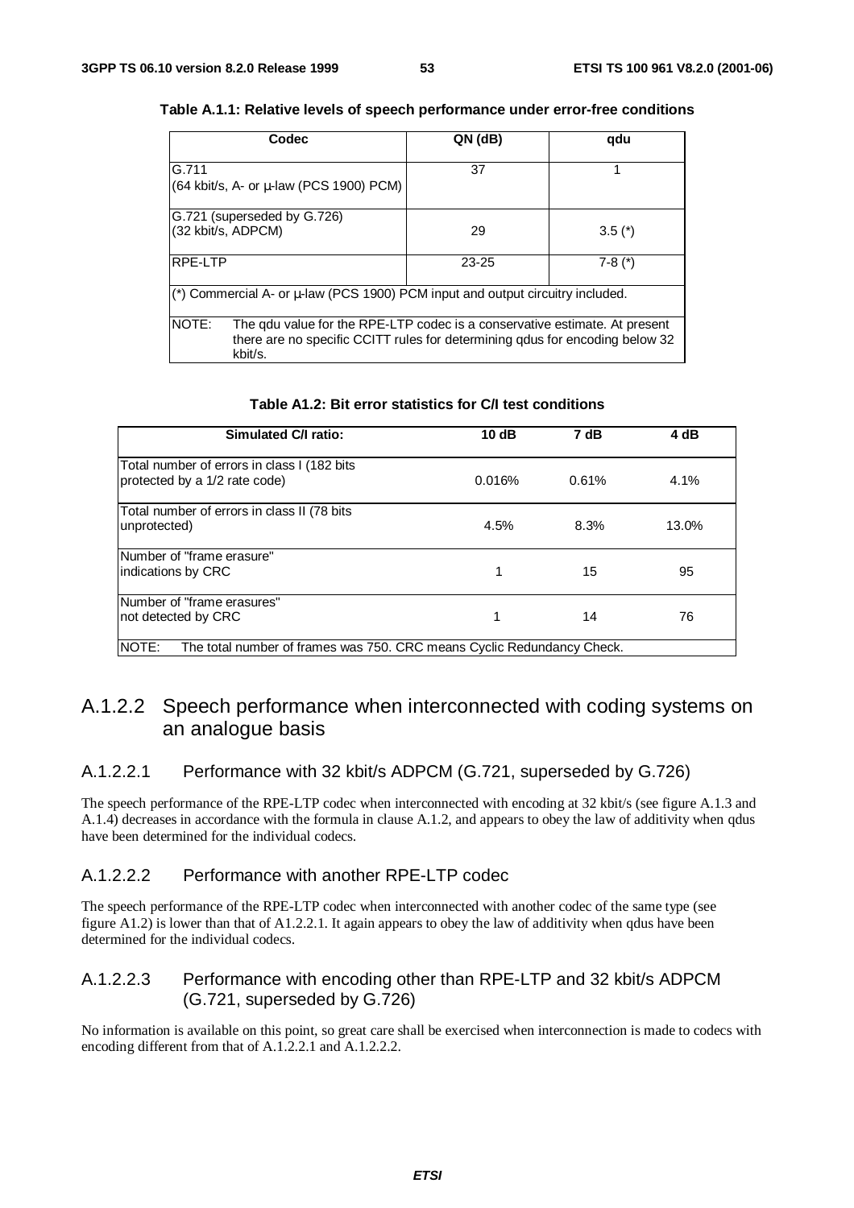**Table A.1.1: Relative levels of speech performance under error-free conditions**

| Codec | QN (dB) | qdu |
|---|---|---|
| G.711<br>(64 kbit/s, A- or µ-law (PCS 1900) PCM) | 37 | 1 |
| G.721 (superseded by G.726)<br>(32 kbit/s, ADPCM) | 29 | 3.5 (*) |
| RPE-LTP | 23-25 | 7-8 (*) |
| (*) Commercial A- or µ-law (PCS 1900) PCM input and output circuitry included. | | |
| NOTE: The qdu value for the RPE-LTP codec is a conservative estimate. At present there are no specific CCITT rules for determining qdus for encoding below 32 kbit/s. | | |

**Table A1.2: Bit error statistics for C/I test conditions**

| Simulated C/I ratio: | 10 dB | 7 dB | 4 dB |
|---|---|---|---|
| Total number of errors in class I (182 bits protected by a 1/2 rate code) | 0.016% | 0.61% | 4.1% |
| Total number of errors in class II (78 bits unprotected) | 4.5% | 8.3% | 13.0% |
| Number of "frame erasure" indications by CRC | 1 | 15 | 95 |
| Number of "frame erasures" not detected by CRC | 1 | 14 | 76 |
| NOTE: The total number of frames was 750. CRC means Cyclic Redundancy Check. | | | |

## A.1.2.2 Speech performance when interconnected with coding systems on an analogue basis

### A.1.2.2.1 Performance with 32 kbit/s ADPCM (G.721, superseded by G.726)

The speech performance of the RPE-LTP codec when interconnected with encoding at 32 kbit/s (see figure A.1.3 and A.1.4) decreases in accordance with the formula in clause A.1.2, and appears to obey the law of additivity when qdus have been determined for the individual codecs.

### A.1.2.2.2 Performance with another RPE-LTP codec

The speech performance of the RPE-LTP codec when interconnected with another codec of the same type (see figure A1.2) is lower than that of A1.2.2.1. It again appears to obey the law of additivity when qdus have been determined for the individual codecs.

### A.1.2.2.3 Performance with encoding other than RPE-LTP and 32 kbit/s ADPCM (G.721, superseded by G.726)

No information is available on this point, so great care shall be exercised when interconnection is made to codecs with encoding different from that of A.1.2.2.1 and A.1.2.2.2.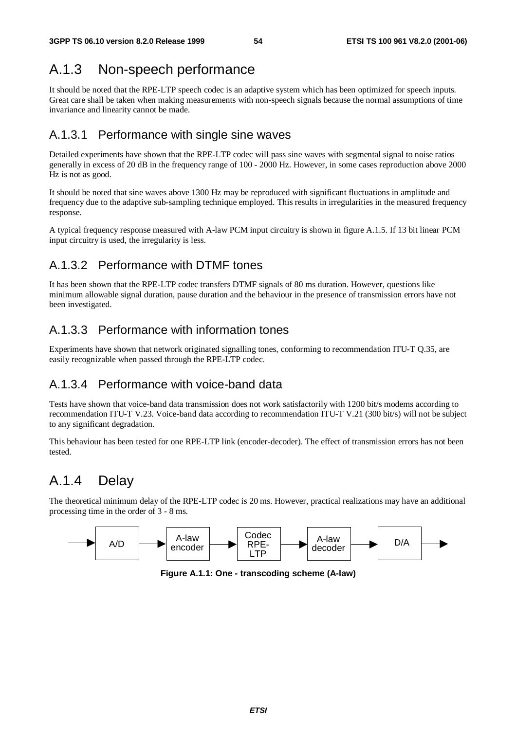## A.1.3 Non-speech performance

It should be noted that the RPE-LTP speech codec is an adaptive system which has been optimized for speech inputs. Great care shall be taken when making measurements with non-speech signals because the normal assumptions of time invariance and linearity cannot be made.

### A.1.3.1 Performance with single sine waves

Detailed experiments have shown that the RPE-LTP codec will pass sine waves with segmental signal to noise ratios generally in excess of 20 dB in the frequency range of 100 - 2000 Hz. However, in some cases reproduction above 2000 Hz is not as good.

It should be noted that sine waves above 1300 Hz may be reproduced with significant fluctuations in amplitude and frequency due to the adaptive sub-sampling technique employed. This results in irregularities in the measured frequency response.

A typical frequency response measured with A-law PCM input circuitry is shown in figure A.1.5. If 13 bit linear PCM input circuitry is used, the irregularity is less.

### A.1.3.2 Performance with DTMF tones

It has been shown that the RPE-LTP codec transfers DTMF signals of 80 ms duration. However, questions like minimum allowable signal duration, pause duration and the behaviour in the presence of transmission errors have not been investigated.

### A.1.3.3 Performance with information tones

Experiments have shown that network originated signalling tones, conforming to recommendation ITU-T Q.35, are easily recognizable when passed through the RPE-LTP codec.

### A.1.3.4 Performance with voice-band data

Tests have shown that voice-band data transmission does not work satisfactorily with 1200 bit/s modems according to recommendation ITU-T V.23. Voice-band data according to recommendation ITU-T V.21 (300 bit/s) will not be subject to any significant degradation.

This behaviour has been tested for one RPE-LTP link (encoder-decoder). The effect of transmission errors has not been tested.

## A.1.4 Delay

The theoretical minimum delay of the RPE-LTP codec is 20 ms. However, practical realizations may have an additional processing time in the order of 3 - 8 ms.

→ A/D → A-law encoder → Codec RPE-LTP → A-law decoder → D/A →

**Figure A.1.1: One - transcoding scheme (A-law)**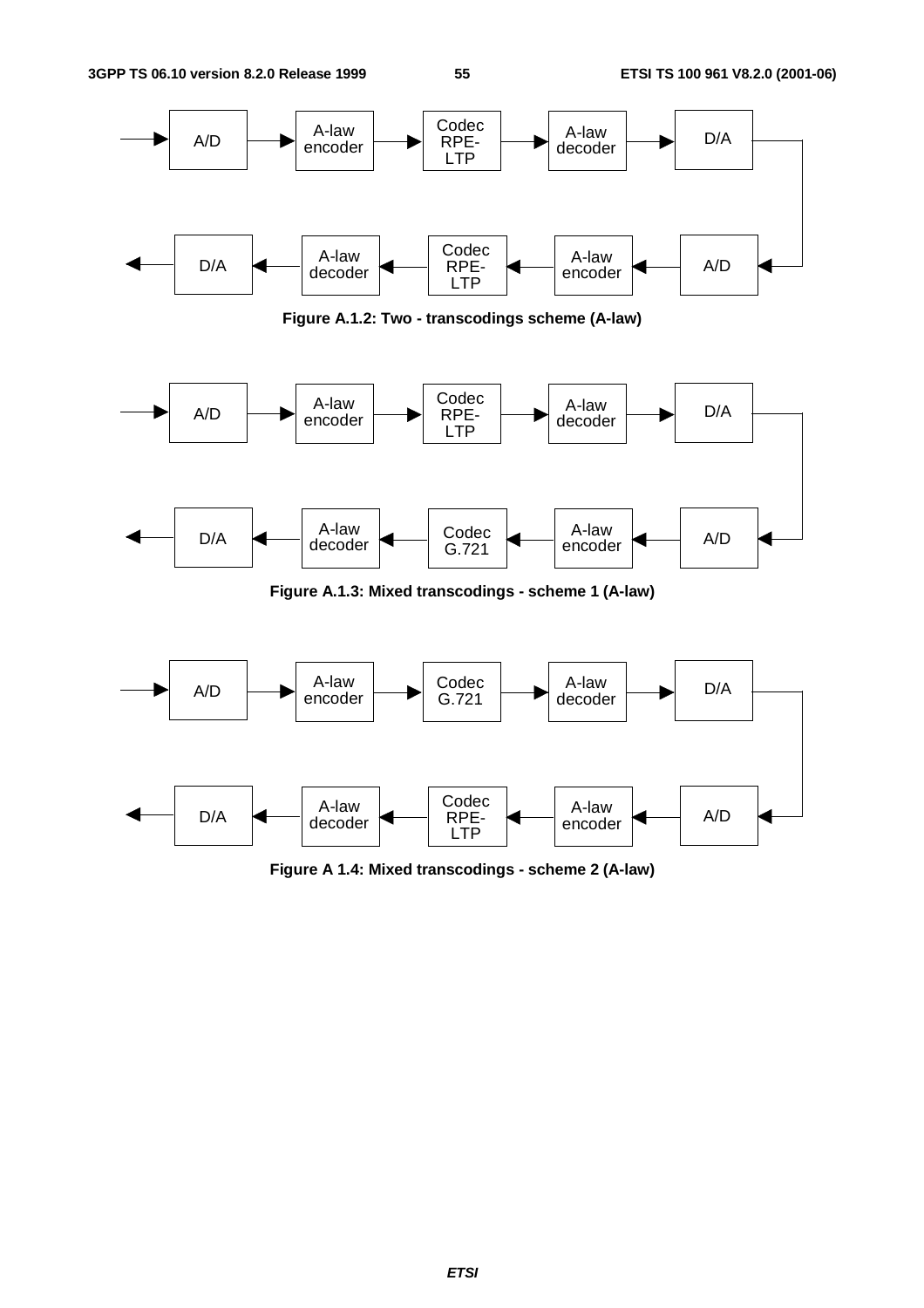Figure A.1.2: Two - transcodings scheme (A-law)

Figure A.1.3: Mixed transcodings - scheme 1 (A-law)

Figure A 1.4: Mixed transcodings - scheme 2 (A-law)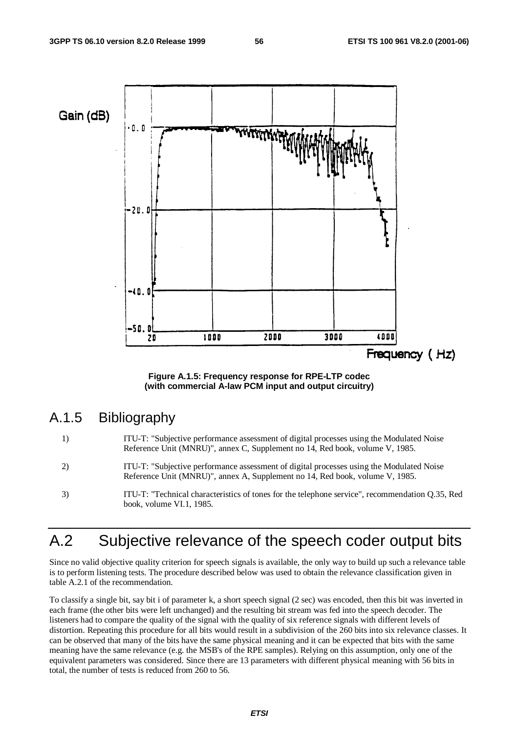Figure A.1.5: Frequency response for RPE-LTP codec (with commercial A-law PCM input and output circuitry)

## A.1.5 Bibliography

1) ITU-T: "Subjective performance assessment of digital processes using the Modulated Noise Reference Unit (MNRU)", annex C, Supplement no 14, Red book, volume V, 1985.

2) ITU-T: "Subjective performance assessment of digital processes using the Modulated Noise Reference Unit (MNRU)", annex A, Supplement no 14, Red book, volume V, 1985.

3) ITU-T: "Technical characteristics of tones for the telephone service", recommendation Q.35, Red book, volume VI.1, 1985.

# A.2 Subjective relevance of the speech coder output bits

Since no valid objective quality criterion for speech signals is available, the only way to build up such a relevance table is to perform listening tests. The procedure described below was used to obtain the relevance classification given in table A.2.1 of the recommendation.

To classify a single bit, say bit i of parameter k, a short speech signal (2 sec) was encoded, then this bit was inverted in each frame (the other bits were left unchanged) and the resulting bit stream was fed into the speech decoder. The listeners had to compare the quality of the signal with the quality of six reference signals with different levels of distortion. Repeating this procedure for all bits would result in a subdivision of the 260 bits into six relevance classes. It can be observed that many of the bits have the same physical meaning and it can be expected that bits with the same meaning have the same relevance (e.g. the MSB's of the RPE samples). Relying on this assumption, only one of the equivalent parameters was considered. Since there are 13 parameters with different physical meaning with 56 bits in total, the number of tests is reduced from 260 to 56.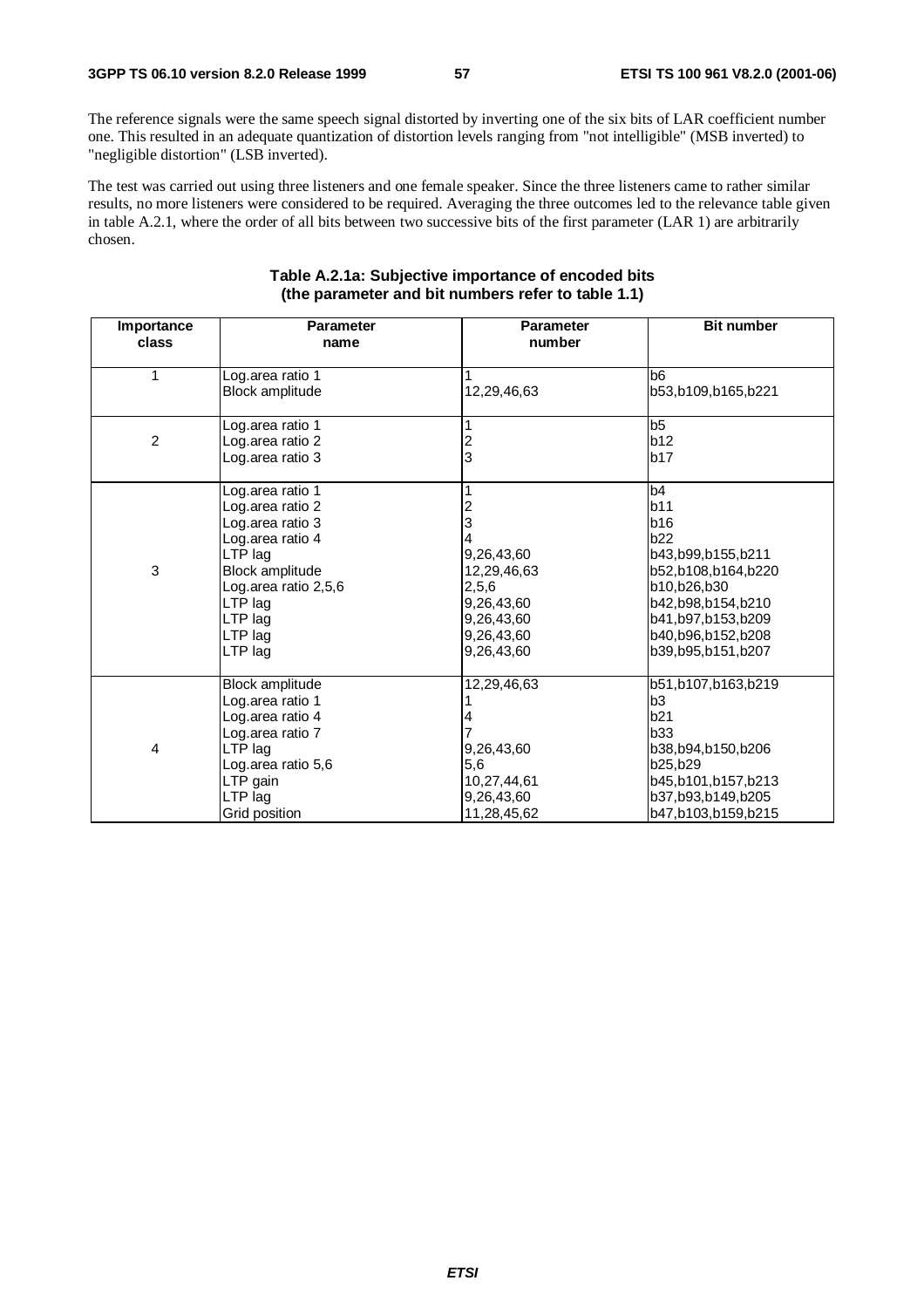The reference signals were the same speech signal distorted by inverting one of the six bits of LAR coefficient number one. This resulted in an adequate quantization of distortion levels ranging from "not intelligible" (MSB inverted) to "negligible distortion" (LSB inverted).

The test was carried out using three listeners and one female speaker. Since the three listeners came to rather similar results, no more listeners were considered to be required. Averaging the three outcomes led to the relevance table given in table A.2.1, where the order of all bits between two successive bits of the first parameter (LAR 1) are arbitrarily chosen.

**Table A.2.1a: Subjective importance of encoded bits (the parameter and bit numbers refer to table 1.1)**

| Importance class | Parameter name | Parameter number | Bit number |
|---|---|---|---|
| 1 | Log.area ratio 1 | 1 | b6 |
| | Block amplitude | 12,29,46,63 | b53,b109,b165,b221 |
| 2 | Log.area ratio 1 | 1 | b5 |
| | Log.area ratio 2 | 2 | b12 |
| | Log.area ratio 3 | 3 | b17 |
| 3 | Log.area ratio 1 | 1 | b4 |
| | Log.area ratio 2 | 2 | b11 |
| | Log.area ratio 3 | 3 | b16 |
| | Log.area ratio 4 | 4 | b22 |
| | LTP lag | 9,26,43,60 | b43,b99,b155,b211 |
| | Block amplitude | 12,29,46,63 | b52,b108,b164,b220 |
| | Log.area ratio 2,5,6 | 2,5,6 | b10,b26,b30 |
| | LTP lag | 9,26,43,60 | b42,b98,b154,b210 |
| | LTP lag | 9,26,43,60 | b41,b97,b153,b209 |
| | LTP lag | 9,26,43,60 | b40,b96,b152,b208 |
| | LTP lag | 9,26,43,60 | b39,b95,b151,b207 |
| 4 | Block amplitude | 12,29,46,63 | b51,b107,b163,b219 |
| | Log.area ratio 1 | 1 | b3 |
| | Log.area ratio 4 | 4 | b21 |
| | Log.area ratio 7 | 7 | b33 |
| | LTP lag | 9,26,43,60 | b38,b94,b150,b206 |
| | Log.area ratio 5,6 | 5,6 | b25,b29 |
| | LTP gain | 10,27,44,61 | b45,b101,b157,b213 |
| | LTP lag | 9,26,43,60 | b37,b93,b149,b205 |
| | Grid position | 11,28,45,62 | b47,b103,b159,b215 |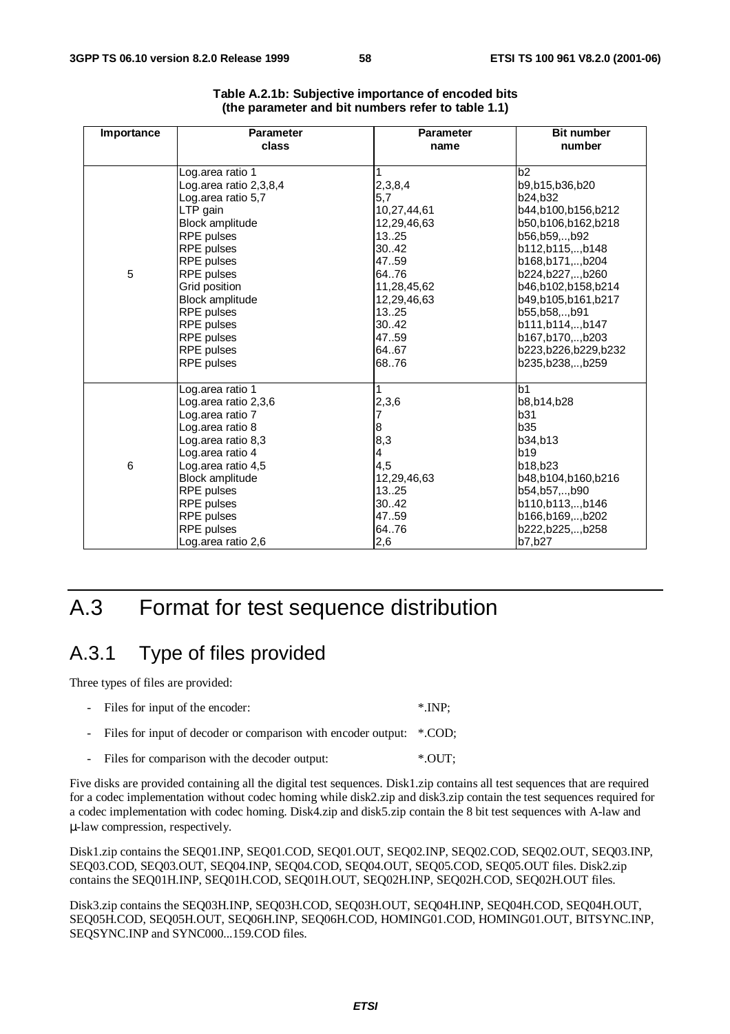**Table A.2.1b: Subjective importance of encoded bits (the parameter and bit numbers refer to table 1.1)**

| Importance | Parameter class | Parameter name | Bit number number |
|---|---|---|---|
| 5 | Log.area ratio 1 | 1 | b2 |
| | Log.area ratio 2,3,8,4 | 2,3,8,4 | b9,b15,b36,b20 |
| | Log.area ratio 5,7 | 5,7 | b24,b32 |
| | LTP gain | 10,27,44,61 | b44,b100,b156,b212 |
| | Block amplitude | 12,29,46,63 | b50,b106,b162,b218 |
| | RPE pulses | 13..25 | b56,b59,..,b92 |
| | RPE pulses | 30..42 | b112,b115,..,b148 |
| | RPE pulses | 47..59 | b168,b171,..,b204 |
| | RPE pulses | 64..76 | b224,b227,..,b260 |
| | Grid position | 11,28,45,62 | b46,b102,b158,b214 |
| | Block amplitude | 12,29,46,63 | b49,b105,b161,b217 |
| | RPE pulses | 13..25 | b55,b58,..,b91 |
| | RPE pulses | 30..42 | b111,b114,..,b147 |
| | RPE pulses | 47..59 | b167,b170,..,b203 |
| | RPE pulses | 64..67 | b223,b226,b229,b232 |
| | RPE pulses | 68..76 | b235,b238,..,b259 |
| 6 | Log.area ratio 1 | 1 | b1 |
| | Log.area ratio 2,3,6 | 2,3,6 | b8,b14,b28 |
| | Log.area ratio 7 | 7 | b31 |
| | Log.area ratio 8 | 8 | b35 |
| | Log.area ratio 8,3 | 8,3 | b34,b13 |
| | Log.area ratio 4 | 4 | b19 |
| | Log.area ratio 4,5 | 4,5 | b18,b23 |
| | Block amplitude | 12,29,46,63 | b48,b104,b160,b216 |
| | RPE pulses | 13..25 | b54,b57,..,b90 |
| | RPE pulses | 30..42 | b110,b113,..,b146 |
| | RPE pulses | 47..59 | b166,b169,..,b202 |
| | RPE pulses | 64..76 | b222,b225,..,b258 |
| | Log.area ratio 2,6 | 2,6 | b7,b27 |

# A.3 Format for test sequence distribution

## A.3.1 Type of files provided

Three types of files are provided:

- Files for input of the encoder: *.INP;
- Files for input of decoder or comparison with encoder output: *.COD;
- Files for comparison with the decoder output: *.OUT;

Five disks are provided containing all the digital test sequences. Disk1.zip contains all test sequences that are required for a codec implementation without codec homing while disk2.zip and disk3.zip contain the test sequences required for a codec implementation with codec homing. Disk4.zip and disk5.zip contain the 8 bit test sequences with A-law and μ-law compression, respectively.

Disk1.zip contains the SEQ01.INP, SEQ01.COD, SEQ01.OUT, SEQ02.INP, SEQ02.COD, SEQ02.OUT, SEQ03.INP, SEQ03.COD, SEQ03.OUT, SEQ04.INP, SEQ04.COD, SEQ04.OUT, SEQ05.COD, SEQ05.OUT files. Disk2.zip contains the SEQ01H.INP, SEQ01H.COD, SEQ01H.OUT, SEQ02H.INP, SEQ02H.COD, SEQ02H.OUT files.

Disk3.zip contains the SEQ03H.INP, SEQ03H.COD, SEQ03H.OUT, SEQ04H.INP, SEQ04H.COD, SEQ04H.OUT, SEQ05H.COD, SEQ05H.OUT, SEQ06H.INP, SEQ06H.COD, HOMING01.COD, HOMING01.OUT, BITSYNC.INP, SEQSYNC.INP and SYNC000...159.COD files.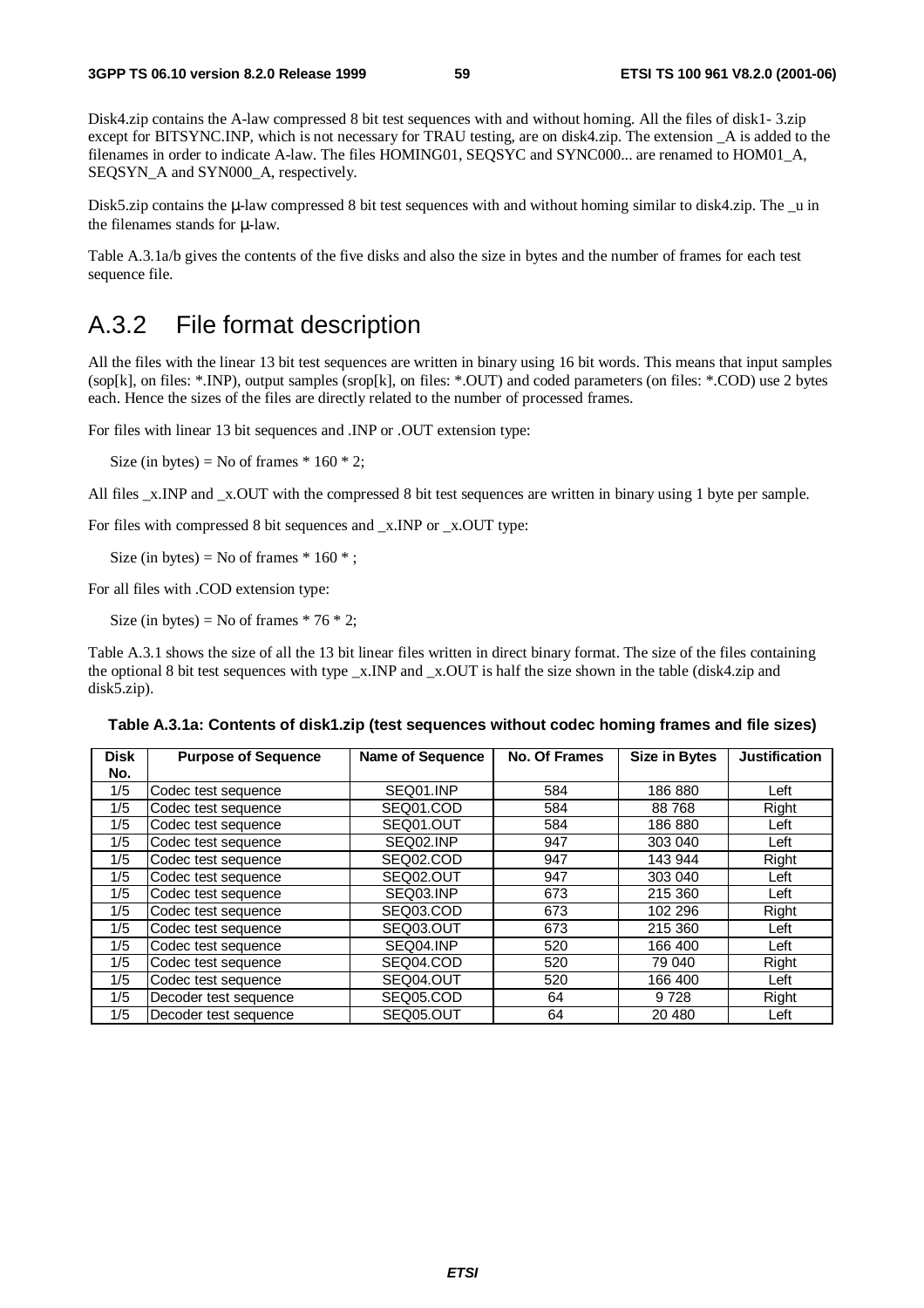Disk4.zip contains the A-law compressed 8 bit test sequences with and without homing. All the files of disk1- 3.zip except for BITSYNC.INP, which is not necessary for TRAU testing, are on disk4.zip. The extension _A is added to the filenames in order to indicate A-law. The files HOMING01, SEQSYC and SYNC000... are renamed to HOM01_A, SEQSYN_A and SYN000_A, respectively.

Disk5.zip contains the µ-law compressed 8 bit test sequences with and without homing similar to disk4.zip. The _u in the filenames stands for µ-law.

Table A.3.1a/b gives the contents of the five disks and also the size in bytes and the number of frames for each test sequence file.

# A.3.2 File format description

All the files with the linear 13 bit test sequences are written in binary using 16 bit words. This means that input samples (sop[k], on files: *.INP), output samples (srop[k], on files: *.OUT) and coded parameters (on files: *.COD) use 2 bytes each. Hence the sizes of the files are directly related to the number of processed frames.

For files with linear 13 bit sequences and .INP or .OUT extension type:

Size (in bytes) = No of frames * 160 * 2;

All files _x.INP and _x.OUT with the compressed 8 bit test sequences are written in binary using 1 byte per sample.

For files with compressed 8 bit sequences and _x.INP or _x.OUT type:

Size (in bytes) = No of frames * 160 * ;

For all files with .COD extension type:

Size (in bytes) = No of frames * 76 * 2;

Table A.3.1 shows the size of all the 13 bit linear files written in direct binary format. The size of the files containing the optional 8 bit test sequences with type _x.INP and _x.OUT is half the size shown in the table (disk4.zip and disk5.zip).

**Table A.3.1a: Contents of disk1.zip (test sequences without codec homing frames and file sizes)**

| Disk No. | Purpose of Sequence | Name of Sequence | No. Of Frames | Size in Bytes | Justification |
|---|---|---|---|---|---|
| 1/5 | Codec test sequence | SEQ01.INP | 584 | 186 880 | Left |
| 1/5 | Codec test sequence | SEQ01.COD | 584 | 88 768 | Right |
| 1/5 | Codec test sequence | SEQ01.OUT | 584 | 186 880 | Left |
| 1/5 | Codec test sequence | SEQ02.INP | 947 | 303 040 | Left |
| 1/5 | Codec test sequence | SEQ02.COD | 947 | 143 944 | Right |
| 1/5 | Codec test sequence | SEQ02.OUT | 947 | 303 040 | Left |
| 1/5 | Codec test sequence | SEQ03.INP | 673 | 215 360 | Left |
| 1/5 | Codec test sequence | SEQ03.COD | 673 | 102 296 | Right |
| 1/5 | Codec test sequence | SEQ03.OUT | 673 | 215 360 | Left |
| 1/5 | Codec test sequence | SEQ04.INP | 520 | 166 400 | Left |
| 1/5 | Codec test sequence | SEQ04.COD | 520 | 79 040 | Right |
| 1/5 | Codec test sequence | SEQ04.OUT | 520 | 166 400 | Left |
| 1/5 | Decoder test sequence | SEQ05.COD | 64 | 9 728 | Right |
| 1/5 | Decoder test sequence | SEQ05.OUT | 64 | 20 480 | Left |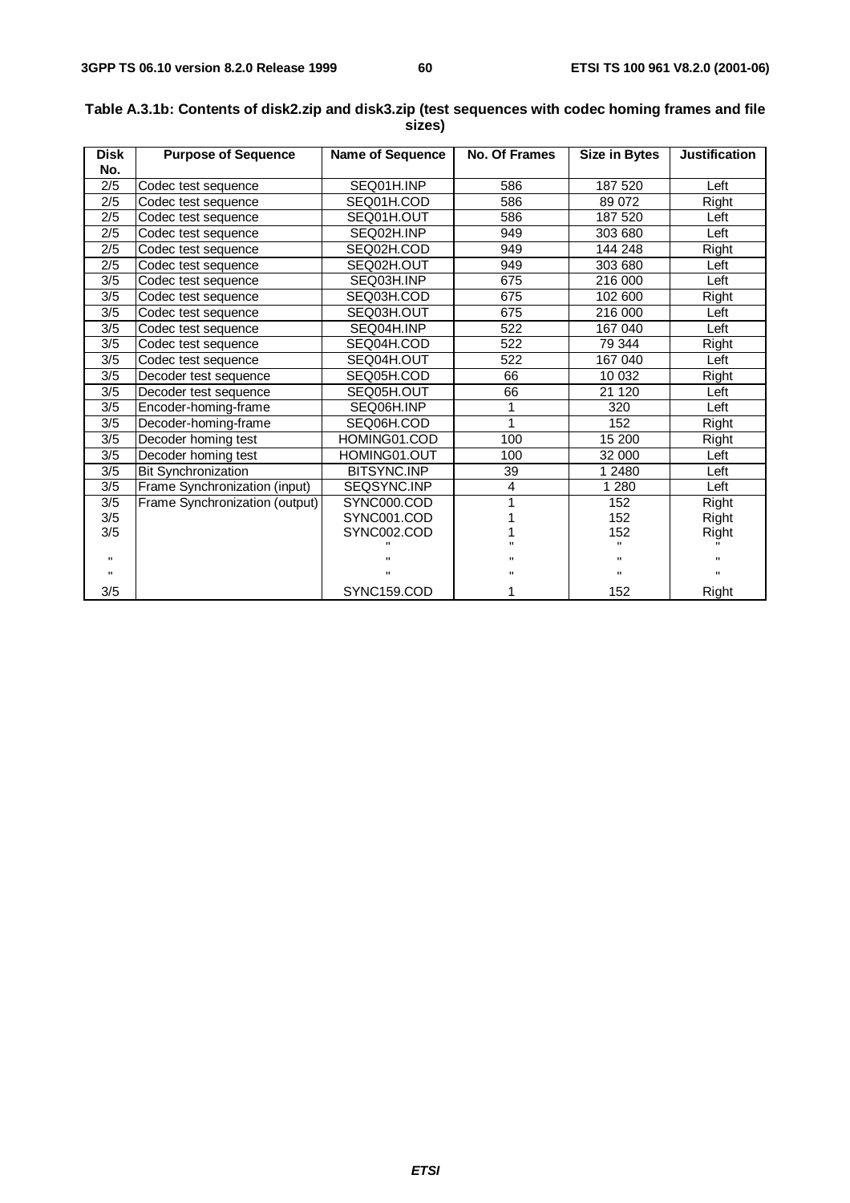**Table A.3.1b: Contents of disk2.zip and disk3.zip (test sequences with codec homing frames and file sizes)**

| Disk No. | Purpose of Sequence | Name of Sequence | No. Of Frames | Size in Bytes | Justification |
|---|---|---|---|---|---|
| 2/5 | Codec test sequence | SEQ01H.INP | 586 | 187 520 | Left |
| 2/5 | Codec test sequence | SEQ01H.COD | 586 | 89 072 | Right |
| 2/5 | Codec test sequence | SEQ01H.OUT | 586 | 187 520 | Left |
| 2/5 | Codec test sequence | SEQ02H.INP | 949 | 303 680 | Left |
| 2/5 | Codec test sequence | SEQ02H.COD | 949 | 144 248 | Right |
| 2/5 | Codec test sequence | SEQ02H.OUT | 949 | 303 680 | Left |
| 3/5 | Codec test sequence | SEQ03H.INP | 675 | 216 000 | Left |
| 3/5 | Codec test sequence | SEQ03H.COD | 675 | 102 600 | Right |
| 3/5 | Codec test sequence | SEQ03H.OUT | 675 | 216 000 | Left |
| 3/5 | Codec test sequence | SEQ04H.INP | 522 | 167 040 | Left |
| 3/5 | Codec test sequence | SEQ04H.COD | 522 | 79 344 | Right |
| 3/5 | Codec test sequence | SEQ04H.OUT | 522 | 167 040 | Left |
| 3/5 | Decoder test sequence | SEQ05H.COD | 66 | 10 032 | Right |
| 3/5 | Decoder test sequence | SEQ05H.OUT | 66 | 21 120 | Left |
| 3/5 | Encoder-homing-frame | SEQ06H.INP | 1 | 320 | Left |
| 3/5 | Decoder-homing-frame | SEQ06H.COD | 1 | 152 | Right |
| 3/5 | Decoder homing test | HOMING01.COD | 100 | 15 200 | Right |
| 3/5 | Decoder homing test | HOMING01.OUT | 100 | 32 000 | Left |
| 3/5 | Bit Synchronization | BITSYNC.INP | 39 | 1 2480 | Left |
| 3/5 | Frame Synchronization (input) | SEQSYNC.INP | 4 | 1 280 | Left |
| 3/5 | Frame Synchronization (output) | SYNC000.COD | 1 | 152 | Right |
| 3/5 | | SYNC001.COD | 1 | 152 | Right |
| 3/5 | | SYNC002.COD | 1 | 152 | Right |
| | | " | " | " | " |
| " | | " | " | " | " |
| " | | " | " | " | " |
| 3/5 | | SYNC159.COD | 1 | 152 | Right |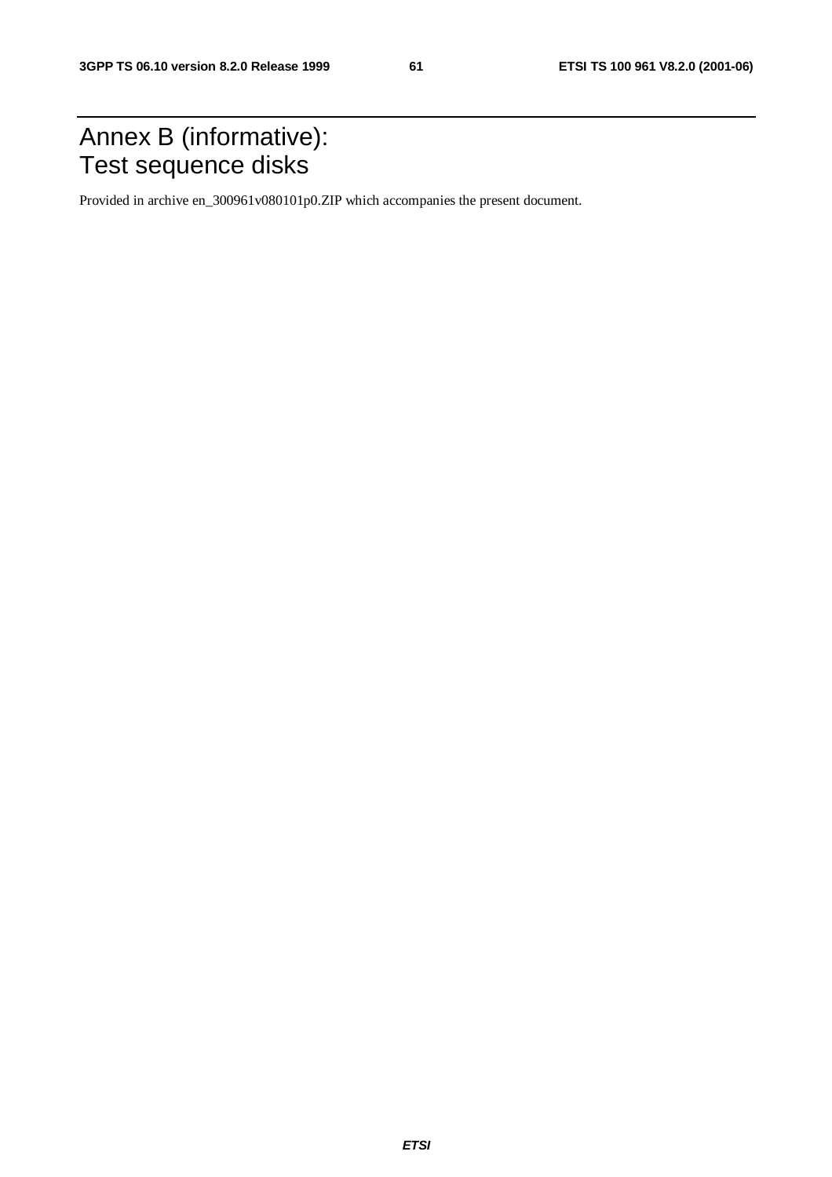# Annex B (informative): Test sequence disks

Provided in archive en_300961v080101p0.ZIP which accompanies the present document.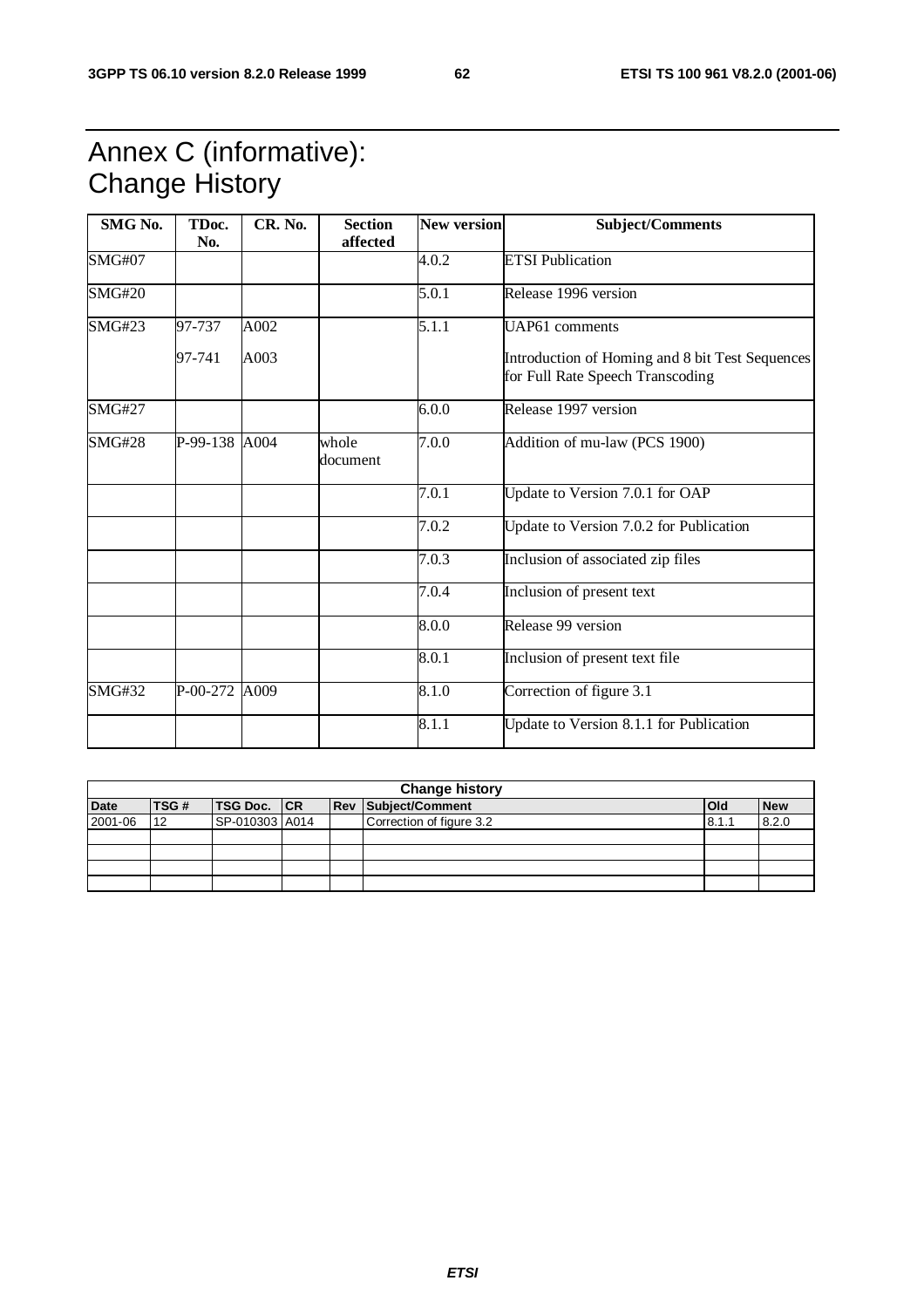# Annex C (informative): Change History

| SMG No. | TDoc. No. | CR. No. | Section affected | New version | Subject/Comments |
|---|---|---|---|---|---|
| SMG#07 | | | | 4.0.2 | ETSI Publication |
| SMG#20 | | | | 5.0.1 | Release 1996 version |
| SMG#23 | 97-737<br>97-741 | A002<br>A003 | | 5.1.1 | UAP61 comments<br>Introduction of Homing and 8 bit Test Sequences for Full Rate Speech Transcoding |
| SMG#27 | | | | 6.0.0 | Release 1997 version |
| SMG#28 | P-99-138 | A004 | whole document | 7.0.0 | Addition of mu-law (PCS 1900) |
| | | | | 7.0.1 | Update to Version 7.0.1 for OAP |
| | | | | 7.0.2 | Update to Version 7.0.2 for Publication |
| | | | | 7.0.3 | Inclusion of associated zip files |
| | | | | 7.0.4 | Inclusion of present text |
| | | | | 8.0.0 | Release 99 version |
| | | | | 8.0.1 | Inclusion of present text file |
| SMG#32 | P-00-272 | A009 | | 8.1.0 | Correction of figure 3.1 |
| | | | | 8.1.1 | Update to Version 8.1.1 for Publication |

| Change history | | | | | | | |
|---|---|---|---|---|---|---|---|
| **Date** | **TSG #** | **TSG Doc.** | **CR** | **Rev** | **Subject/Comment** | **Old** | **New** |
| 2001-06 | 12 | SP-010303 | A014 | | Correction of figure 3.2 | 8.1.1 | 8.2.0 |
| | | | | | | | |
| | | | | | | | |
| | | | | | | | |
| | | | | | | | |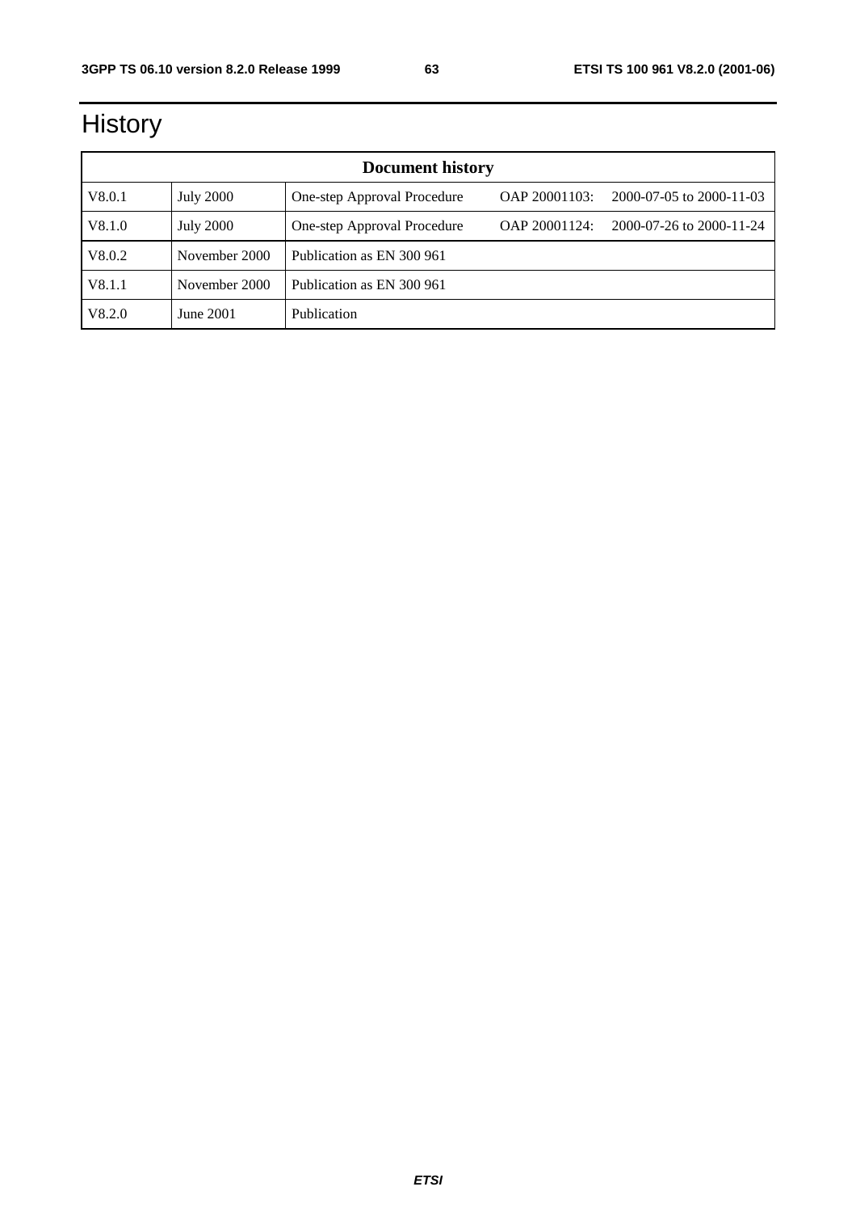# History

| Document history | | | | |
|---|---|---|---|---|
| V8.0.1 | July 2000 | One-step Approval Procedure | OAP 20001103: | 2000-07-05 to 2000-11-03 |
| V8.1.0 | July 2000 | One-step Approval Procedure | OAP 20001124: | 2000-07-26 to 2000-11-24 |
| V8.0.2 | November 2000 | Publication as EN 300 961 | | |
| V8.1.1 | November 2000 | Publication as EN 300 961 | | |
| V8.2.0 | June 2001 | Publication | | |